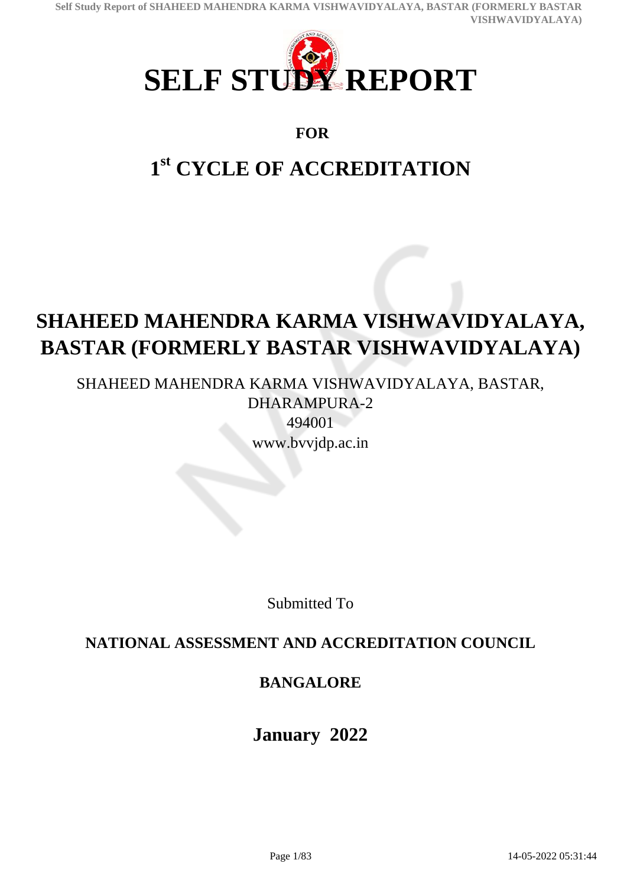# SELF STUDY REPORT

**FOR**

## 1st CYCLE OF ACCREDITATION

## SHAHEED MAHENDRA KARMA VISHWAVIDYALAYA, BASTAR (FORMERLY BASTAR VISHWAVIDYALAYA)

SHAHEED MAHENDRA KARMA VISHWAVIDYALAYA, BASTAR, DHARAMPURA-2

494001

www.bvvjdp.ac.in

Submitted To

**NATIONAL ASSESSMENT AND ACCREDITATION COUNCIL**

**BANGALORE**

**January 2022**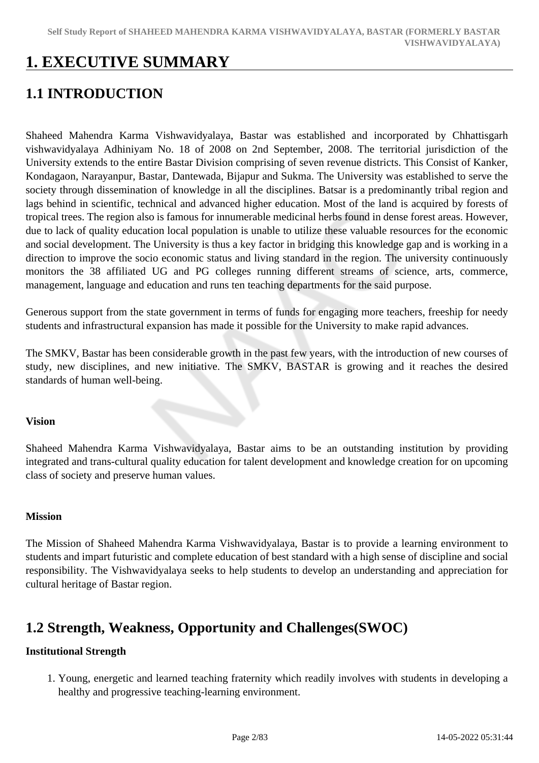# 1. EXECUTIVE SUMMARY

## 1.1 INTRODUCTION

Shaheed Mahendra Karma Vishwavidyalaya, Bastar was established and incorporated by Chhattisgarh vishwavidyalaya Adhiniyam No. 18 of 2008 on 2nd September, 2008. The territorial jurisdiction of the University extends to the entire Bastar Division comprising of seven revenue districts. This Consist of Kanker, Kondagaon, Narayanpur, Bastar, Dantewada, Bijapur and Sukma. The University was established to serve the society through dissemination of knowledge in all the disciplines. Batsar is a predominantly tribal region and lags behind in scientific, technical and advanced higher education. Most of the land is acquired by forests of tropical trees. The region also is famous for innumerable medicinal herbs found in dense forest areas. However, due to lack of quality education local population is unable to utilize these valuable resources for the economic and social development. The University is thus a key factor in bridging this knowledge gap and is working in a direction to improve the socio economic status and living standard in the region. The university continuously monitors the 38 affiliated UG and PG colleges running different streams of science, arts, commerce, management, language and education and runs ten teaching departments for the said purpose.

Generous support from the state government in terms of funds for engaging more teachers, freeship for needy students and infrastructural expansion has made it possible for the University to make rapid advances.

The SMKV, Bastar has been considerable growth in the past few years, with the introduction of new courses of study, new disciplines, and new initiative. The SMKV, BASTAR is growing and it reaches the desired standards of human well-being.

**Vision**

Shaheed Mahendra Karma Vishwavidyalaya, Bastar aims to be an outstanding institution by providing integrated and trans-cultural quality education for talent development and knowledge creation for on upcoming class of society and preserve human values.

**Mission**

The Mission of Shaheed Mahendra Karma Vishwavidyalaya, Bastar is to provide a learning environment to students and impart futuristic and complete education of best standard with a high sense of discipline and social responsibility. The Vishwavidyalaya seeks to help students to develop an understanding and appreciation for cultural heritage of Bastar region.

## 1.2 Strength, Weakness, Opportunity and Challenges(SWOC)

**Institutional Strength**

1. Young, energetic and learned teaching fraternity which readily involves with students in developing a healthy and progressive teaching-learning environment.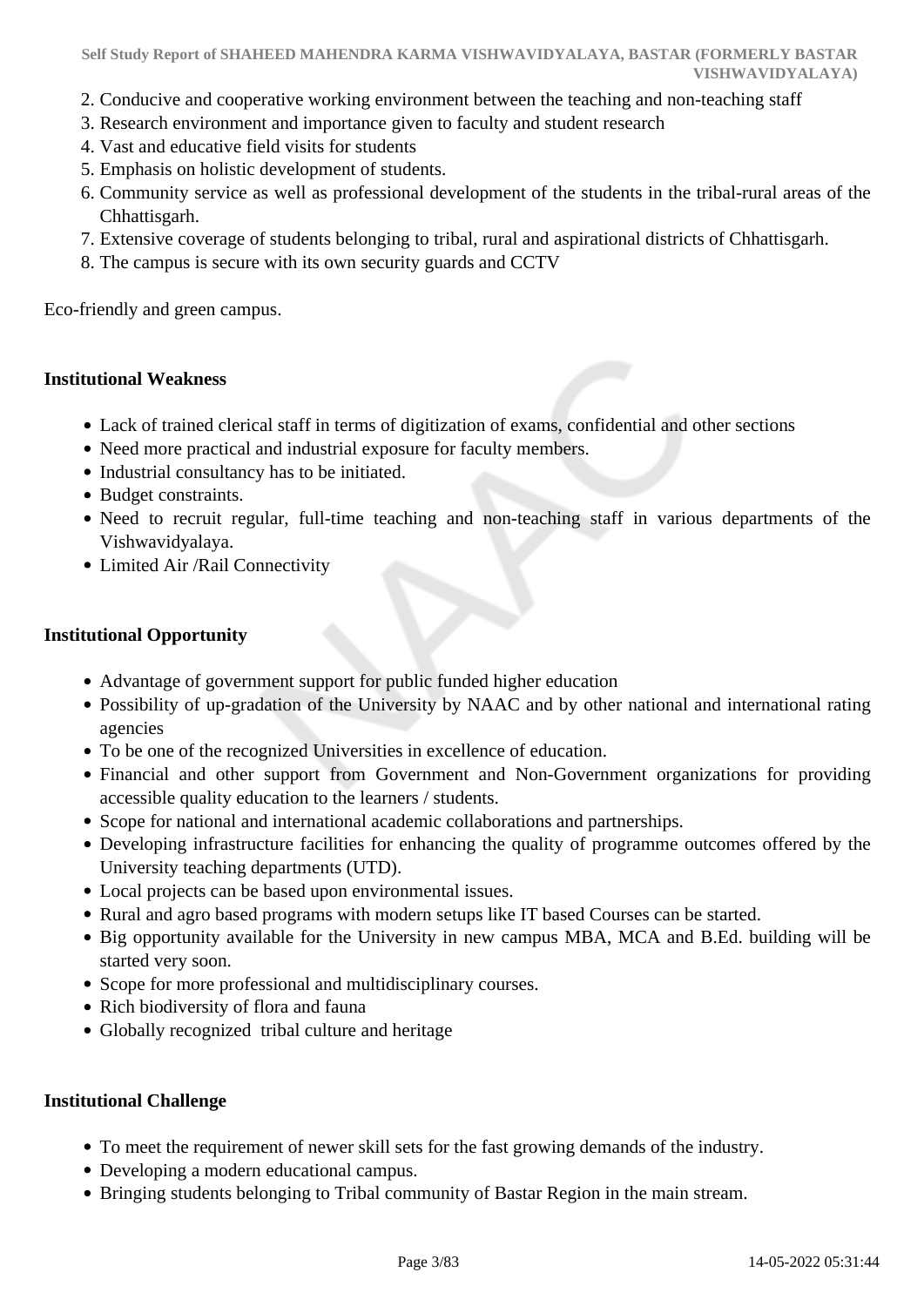2. Conducive and cooperative working environment between the teaching and non-teaching staff
3. Research environment and importance given to faculty and student research
4. Vast and educative field visits for students
5. Emphasis on holistic development of students.
6. Community service as well as professional development of the students in the tribal-rural areas of the Chhattisgarh.
7. Extensive coverage of students belonging to tribal, rural and aspirational districts of Chhattisgarh.
8. The campus is secure with its own security guards and CCTV

Eco-friendly and green campus.

**Institutional Weakness**

- Lack of trained clerical staff in terms of digitization of exams, confidential and other sections
- Need more practical and industrial exposure for faculty members.
- Industrial consultancy has to be initiated.
- Budget constraints.
- Need to recruit regular, full-time teaching and non-teaching staff in various departments of the Vishwavidyalaya.
- Limited Air /Rail Connectivity

**Institutional Opportunity**

- Advantage of government support for public funded higher education
- Possibility of up-gradation of the University by NAAC and by other national and international rating agencies
- To be one of the recognized Universities in excellence of education.
- Financial and other support from Government and Non-Government organizations for providing accessible quality education to the learners / students.
- Scope for national and international academic collaborations and partnerships.
- Developing infrastructure facilities for enhancing the quality of programme outcomes offered by the University teaching departments (UTD).
- Local projects can be based upon environmental issues.
- Rural and agro based programs with modern setups like IT based Courses can be started.
- Big opportunity available for the University in new campus MBA, MCA and B.Ed. building will be started very soon.
- Scope for more professional and multidisciplinary courses.
- Rich biodiversity of flora and fauna
- Globally recognized tribal culture and heritage

**Institutional Challenge**

- To meet the requirement of newer skill sets for the fast growing demands of the industry.
- Developing a modern educational campus.
- Bringing students belonging to Tribal community of Bastar Region in the main stream.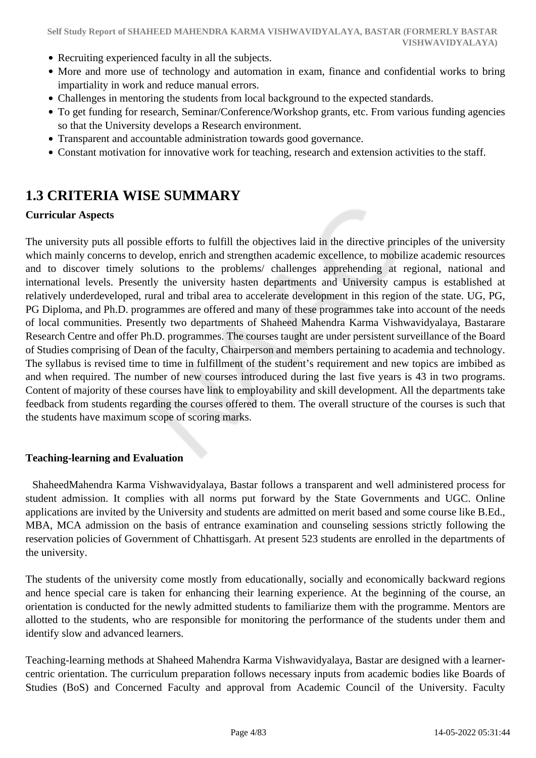- Recruiting experienced faculty in all the subjects.
- More and more use of technology and automation in exam, finance and confidential works to bring impartiality in work and reduce manual errors.
- Challenges in mentoring the students from local background to the expected standards.
- To get funding for research, Seminar/Conference/Workshop grants, etc. From various funding agencies so that the University develops a Research environment.
- Transparent and accountable administration towards good governance.
- Constant motivation for innovative work for teaching, research and extension activities to the staff.

## 1.3 CRITERIA WISE SUMMARY

**Curricular Aspects**

The university puts all possible efforts to fulfill the objectives laid in the directive principles of the university which mainly concerns to develop, enrich and strengthen academic excellence, to mobilize academic resources and to discover timely solutions to the problems/ challenges apprehending at regional, national and international levels. Presently the university hasten departments and University campus is established at relatively underdeveloped, rural and tribal area to accelerate development in this region of the state. UG, PG, PG Diploma, and Ph.D. programmes are offered and many of these programmes take into account of the needs of local communities. Presently two departments of Shaheed Mahendra Karma Vishwavidyalaya, Bastarare Research Centre and offer Ph.D. programmes. The courses taught are under persistent surveillance of the Board of Studies comprising of Dean of the faculty, Chairperson and members pertaining to academia and technology. The syllabus is revised time to time in fulfillment of the student's requirement and new topics are imbibed as and when required. The number of new courses introduced during the last five years is 43 in two programs. Content of majority of these courses have link to employability and skill development. All the departments take feedback from students regarding the courses offered to them. The overall structure of the courses is such that the students have maximum scope of scoring marks.

**Teaching-learning and Evaluation**

ShaheedMahendra Karma Vishwavidyalaya, Bastar follows a transparent and well administered process for student admission. It complies with all norms put forward by the State Governments and UGC. Online applications are invited by the University and students are admitted on merit based and some course like B.Ed., MBA, MCA admission on the basis of entrance examination and counseling sessions strictly following the reservation policies of Government of Chhattisgarh. At present 523 students are enrolled in the departments of the university.

The students of the university come mostly from educationally, socially and economically backward regions and hence special care is taken for enhancing their learning experience. At the beginning of the course, an orientation is conducted for the newly admitted students to familiarize them with the programme. Mentors are allotted to the students, who are responsible for monitoring the performance of the students under them and identify slow and advanced learners.

Teaching-learning methods at Shaheed Mahendra Karma Vishwavidyalaya, Bastar are designed with a learner-centric orientation. The curriculum preparation follows necessary inputs from academic bodies like Boards of Studies (BoS) and Concerned Faculty and approval from Academic Council of the University. Faculty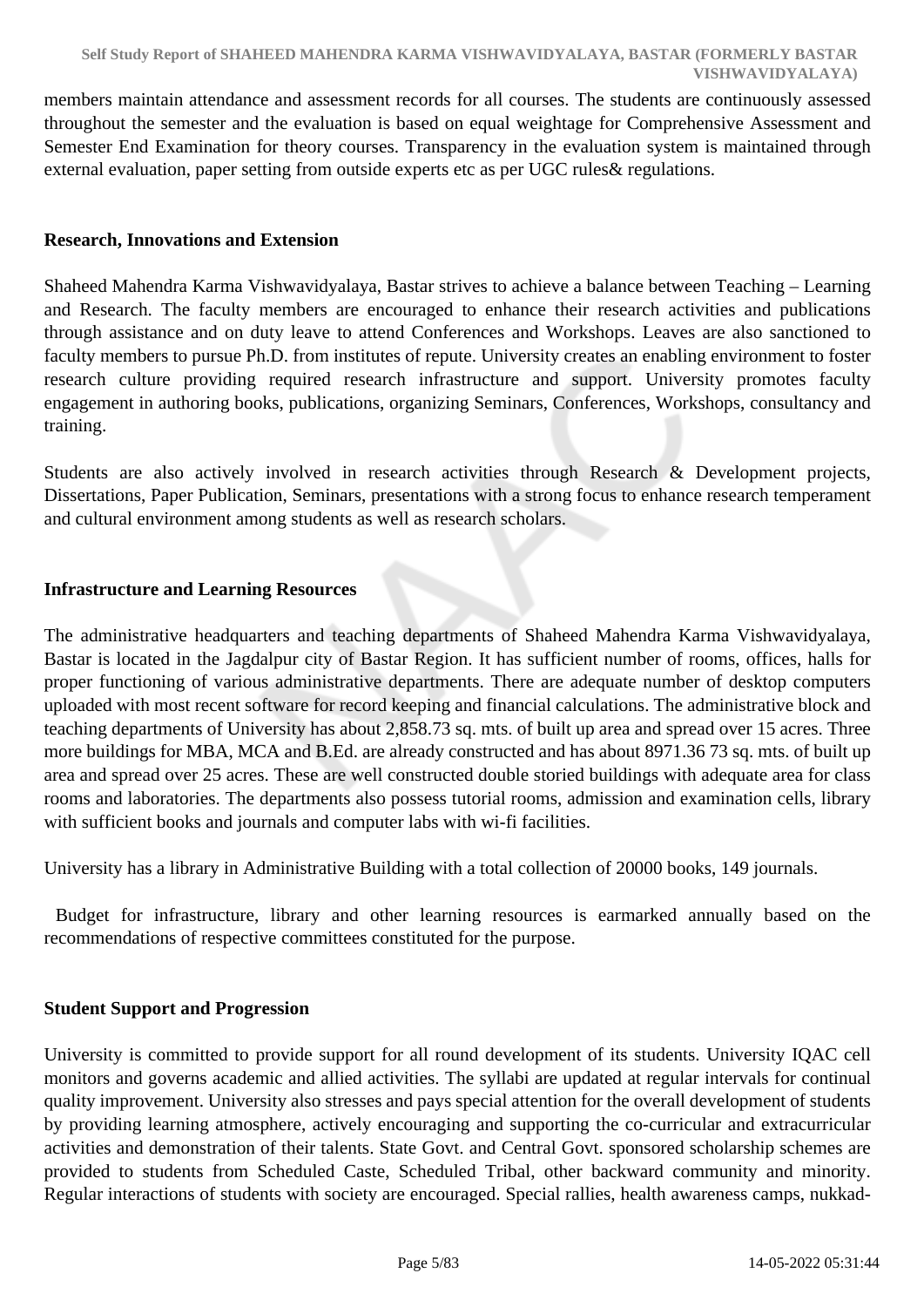members maintain attendance and assessment records for all courses. The students are continuously assessed throughout the semester and the evaluation is based on equal weightage for Comprehensive Assessment and Semester End Examination for theory courses. Transparency in the evaluation system is maintained through external evaluation, paper setting from outside experts etc as per UGC rules& regulations.

**Research, Innovations and Extension**

Shaheed Mahendra Karma Vishwavidyalaya, Bastar strives to achieve a balance between Teaching – Learning and Research. The faculty members are encouraged to enhance their research activities and publications through assistance and on duty leave to attend Conferences and Workshops. Leaves are also sanctioned to faculty members to pursue Ph.D. from institutes of repute. University creates an enabling environment to foster research culture providing required research infrastructure and support. University promotes faculty engagement in authoring books, publications, organizing Seminars, Conferences, Workshops, consultancy and training.

Students are also actively involved in research activities through Research & Development projects, Dissertations, Paper Publication, Seminars, presentations with a strong focus to enhance research temperament and cultural environment among students as well as research scholars.

**Infrastructure and Learning Resources**

The administrative headquarters and teaching departments of Shaheed Mahendra Karma Vishwavidyalaya, Bastar is located in the Jagdalpur city of Bastar Region. It has sufficient number of rooms, offices, halls for proper functioning of various administrative departments. There are adequate number of desktop computers uploaded with most recent software for record keeping and financial calculations. The administrative block and teaching departments of University has about 2,858.73 sq. mts. of built up area and spread over 15 acres. Three more buildings for MBA, MCA and B.Ed. are already constructed and has about 8971.36 73 sq. mts. of built up area and spread over 25 acres. These are well constructed double storied buildings with adequate area for class rooms and laboratories. The departments also possess tutorial rooms, admission and examination cells, library with sufficient books and journals and computer labs with wi-fi facilities.

University has a library in Administrative Building with a total collection of 20000 books, 149 journals.

Budget for infrastructure, library and other learning resources is earmarked annually based on the recommendations of respective committees constituted for the purpose.

**Student Support and Progression**

University is committed to provide support for all round development of its students. University IQAC cell monitors and governs academic and allied activities. The syllabi are updated at regular intervals for continual quality improvement. University also stresses and pays special attention for the overall development of students by providing learning atmosphere, actively encouraging and supporting the co-curricular and extracurricular activities and demonstration of their talents. State Govt. and Central Govt. sponsored scholarship schemes are provided to students from Scheduled Caste, Scheduled Tribal, other backward community and minority. Regular interactions of students with society are encouraged. Special rallies, health awareness camps, nukkad-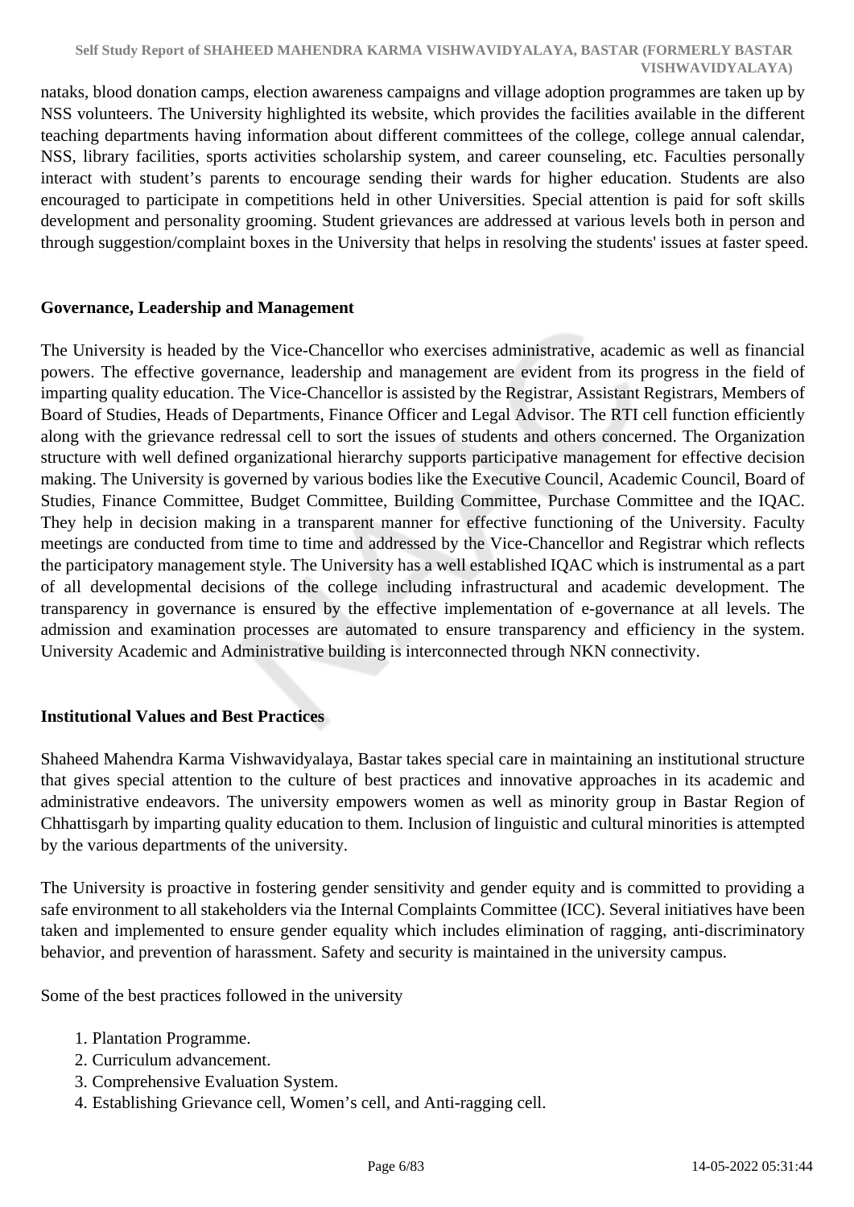nataks, blood donation camps, election awareness campaigns and village adoption programmes are taken up by NSS volunteers. The University highlighted its website, which provides the facilities available in the different teaching departments having information about different committees of the college, college annual calendar, NSS, library facilities, sports activities scholarship system, and career counseling, etc. Faculties personally interact with student's parents to encourage sending their wards for higher education. Students are also encouraged to participate in competitions held in other Universities. Special attention is paid for soft skills development and personality grooming. Student grievances are addressed at various levels both in person and through suggestion/complaint boxes in the University that helps in resolving the students' issues at faster speed.

**Governance, Leadership and Management**

The University is headed by the Vice-Chancellor who exercises administrative, academic as well as financial powers. The effective governance, leadership and management are evident from its progress in the field of imparting quality education. The Vice-Chancellor is assisted by the Registrar, Assistant Registrars, Members of Board of Studies, Heads of Departments, Finance Officer and Legal Advisor. The RTI cell function efficiently along with the grievance redressal cell to sort the issues of students and others concerned. The Organization structure with well defined organizational hierarchy supports participative management for effective decision making. The University is governed by various bodies like the Executive Council, Academic Council, Board of Studies, Finance Committee, Budget Committee, Building Committee, Purchase Committee and the IQAC. They help in decision making in a transparent manner for effective functioning of the University. Faculty meetings are conducted from time to time and addressed by the Vice-Chancellor and Registrar which reflects the participatory management style. The University has a well established IQAC which is instrumental as a part of all developmental decisions of the college including infrastructural and academic development. The transparency in governance is ensured by the effective implementation of e-governance at all levels. The admission and examination processes are automated to ensure transparency and efficiency in the system. University Academic and Administrative building is interconnected through NKN connectivity.

**Institutional Values and Best Practices**

Shaheed Mahendra Karma Vishwavidyalaya, Bastar takes special care in maintaining an institutional structure that gives special attention to the culture of best practices and innovative approaches in its academic and administrative endeavors. The university empowers women as well as minority group in Bastar Region of Chhattisgarh by imparting quality education to them. Inclusion of linguistic and cultural minorities is attempted by the various departments of the university.

The University is proactive in fostering gender sensitivity and gender equity and is committed to providing a safe environment to all stakeholders via the Internal Complaints Committee (ICC). Several initiatives have been taken and implemented to ensure gender equality which includes elimination of ragging, anti-discriminatory behavior, and prevention of harassment. Safety and security is maintained in the university campus.

Some of the best practices followed in the university

1. Plantation Programme.
2. Curriculum advancement.
3. Comprehensive Evaluation System.
4. Establishing Grievance cell, Women's cell, and Anti-ragging cell.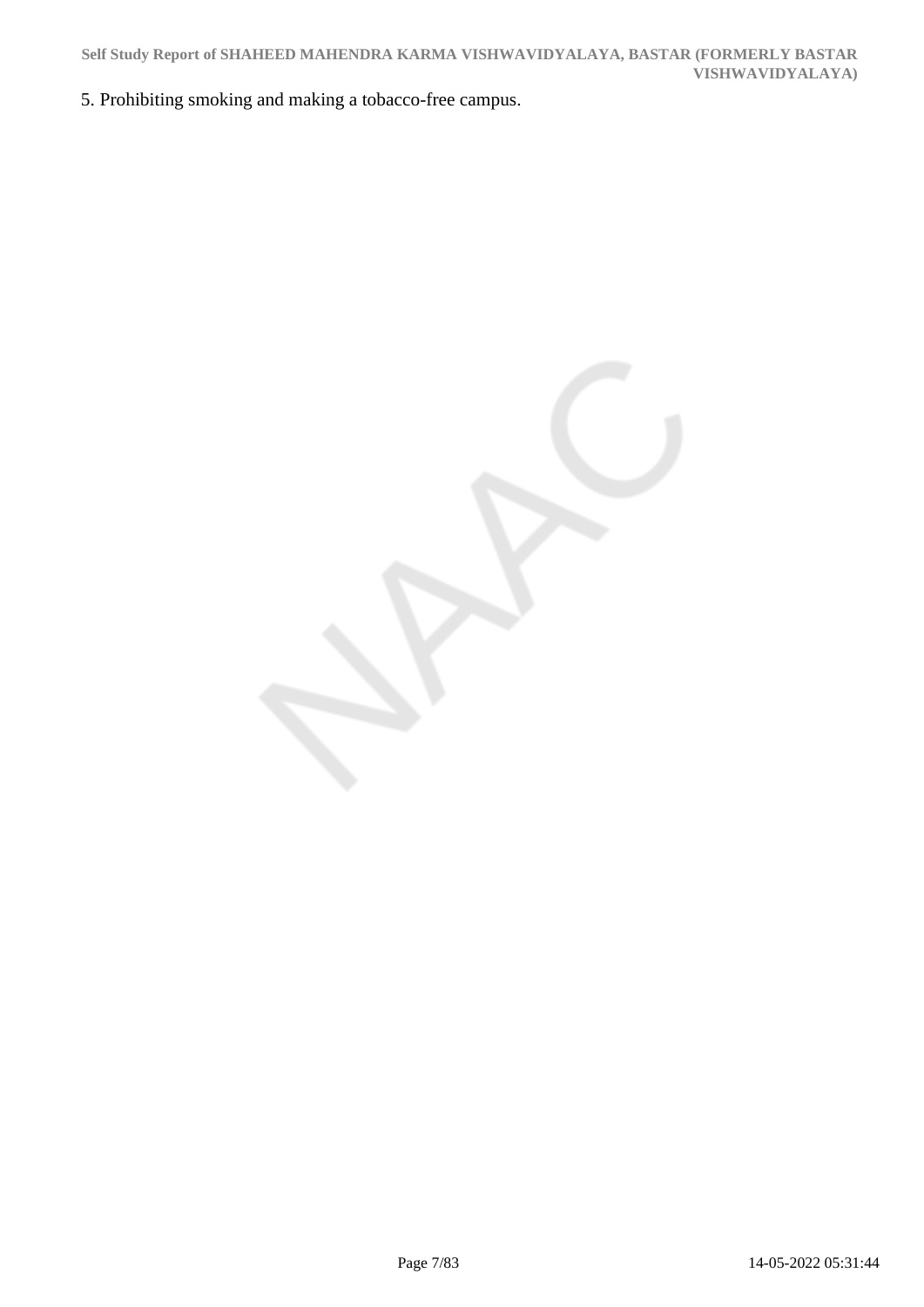5. Prohibiting smoking and making a tobacco-free campus.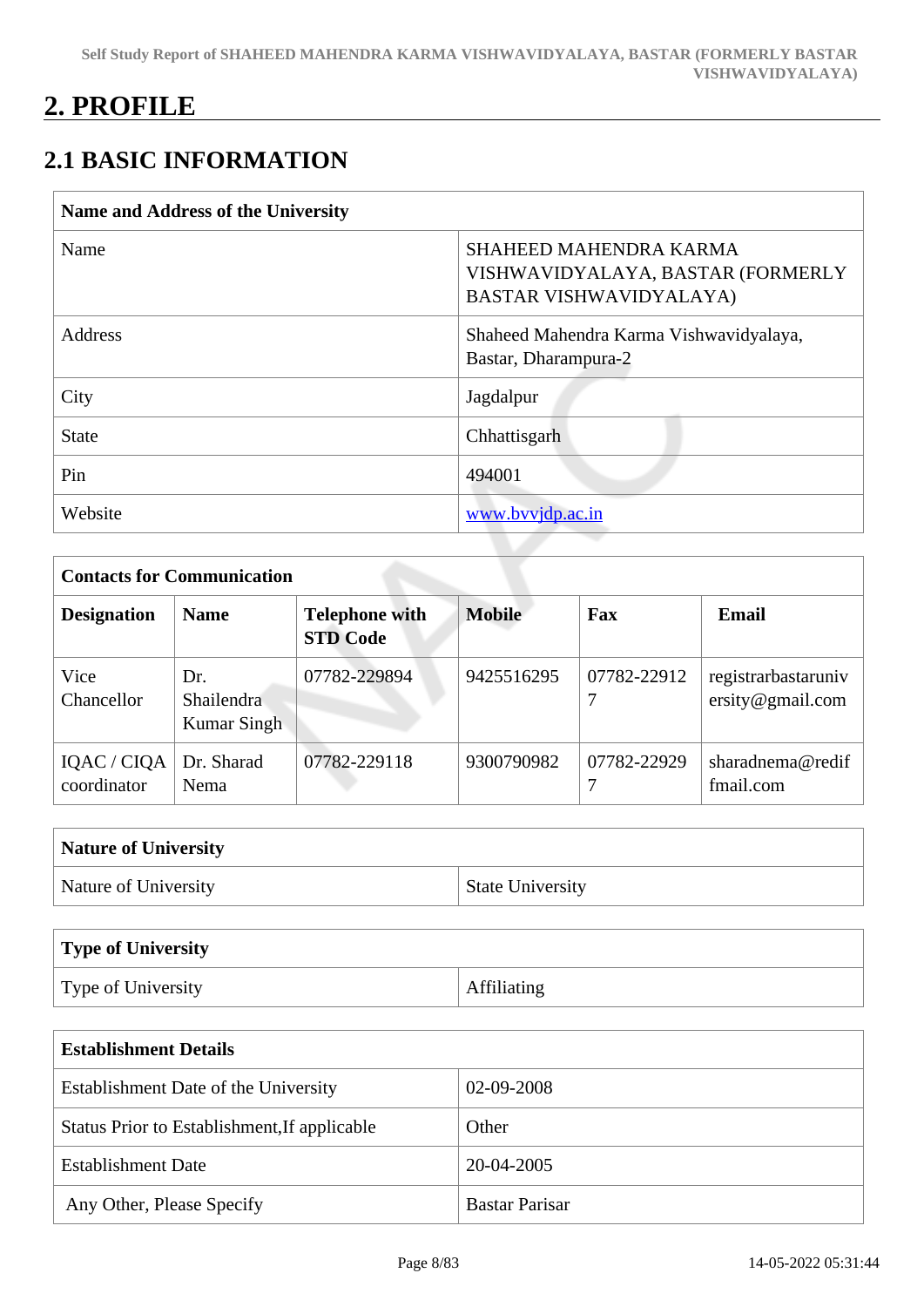# 2. PROFILE

## 2.1 BASIC INFORMATION

| Name and Address of the University | |
|---|---|
| Name | SHAHEED MAHENDRA KARMA VISHWAVIDYALAYA, BASTAR (FORMERLY BASTAR VISHWAVIDYALAYA) |
| Address | Shaheed Mahendra Karma Vishwavidyalaya, Bastar, Dharampura-2 |
| City | Jagdalpur |
| State | Chhattisgarh |
| Pin | 494001 |
| Website | www.bvvjdp.ac.in |

| Contacts for Communication | | | | | |
|---|---|---|---|---|---|
| **Designation** | **Name** | **Telephone with STD Code** | **Mobile** | **Fax** | **Email** |
| Vice Chancellor | Dr. Shailendra Kumar Singh | 07782-229894 | 9425516295 | 07782-229127 | registrarbastaruniversity@gmail.com |
| IQAC / CIQA coordinator | Dr. Sharad Nema | 07782-229118 | 9300790982 | 07782-229297 | sharadnema@rediffmail.com |

| Nature of University | |
|---|---|
| Nature of University | State University |

| Type of University | |
|---|---|
| Type of University | Affiliating |

| Establishment Details | |
|---|---|
| Establishment Date of the University | 02-09-2008 |
| Status Prior to Establishment,If applicable | Other |
| Establishment Date | 20-04-2005 |
| Any Other, Please Specify | Bastar Parisar |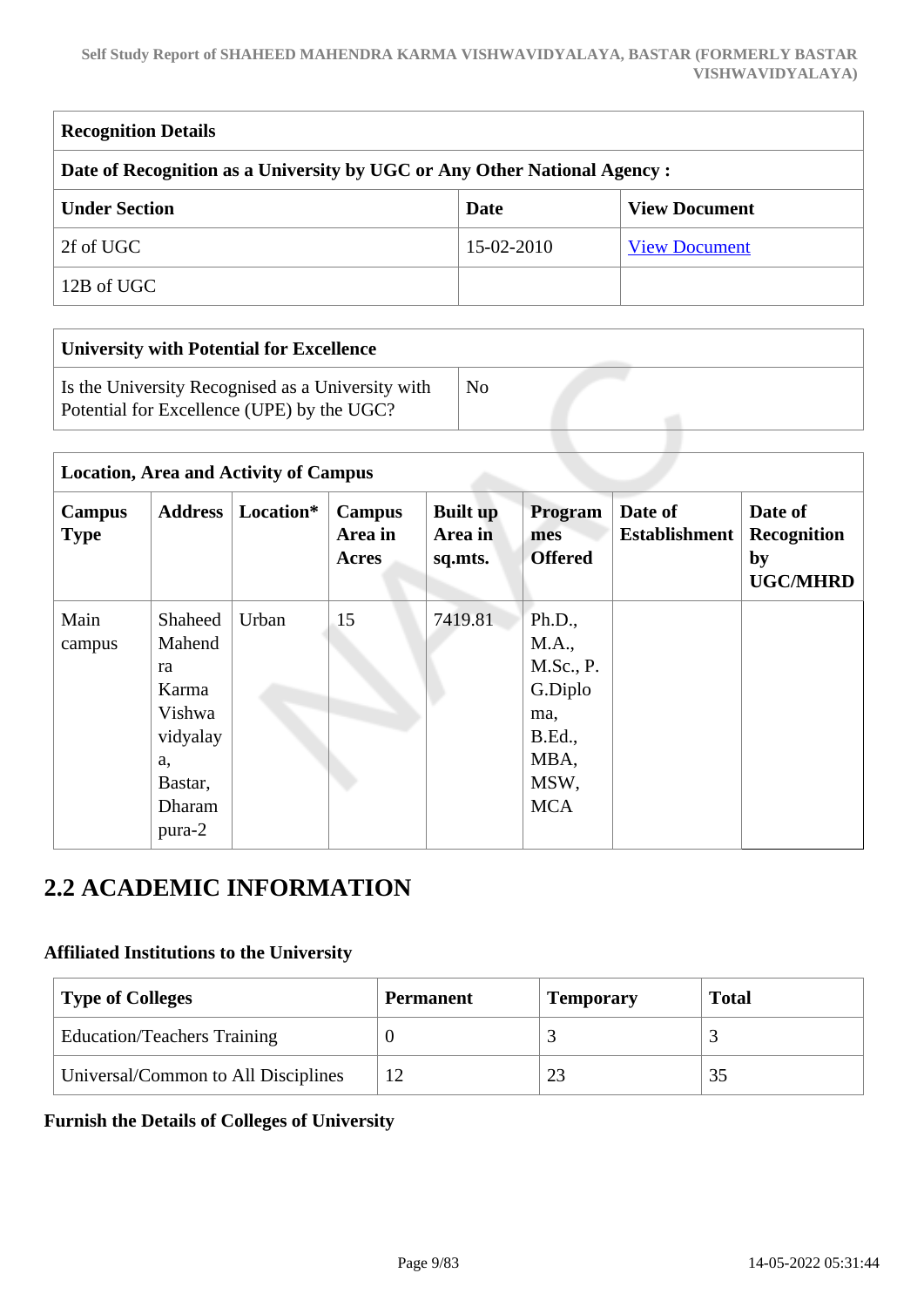| Recognition Details | | |
|---|---|---|
| **Date of Recognition as a University by UGC or Any Other National Agency :** | | |
| **Under Section** | **Date** | **View Document** |
| 2f of UGC | 15-02-2010 | [View Document]() |
| 12B of UGC | | |

| University with Potential for Excellence | |
|---|---|
| Is the University Recognised as a University with Potential for Excellence (UPE) by the UGC? | No |

| Location, Area and Activity of Campus | | | | | | | |
|---|---|---|---|---|---|---|---|
| **Campus Type** | **Address** | **Location*** | **Campus Area in Acres** | **Built up Area in sq.mts.** | **Programmes Offered** | **Date of Establishment** | **Date of Recognition by UGC/MHRD** |
| Main campus | Shaheed Mahendra Karma Vishwavidyalaya, Bastar, Dharampura-2 | Urban | 15 | 7419.81 | Ph.D., M.A., M.Sc., P.G.Diploma, B.Ed., MBA, MSW, MCA | | |

## 2.2 ACADEMIC INFORMATION

### Affiliated Institutions to the University

| Type of Colleges | Permanent | Temporary | Total |
|---|---|---|---|
| Education/Teachers Training | 0 | 3 | 3 |
| Universal/Common to All Disciplines | 12 | 23 | 35 |

### Furnish the Details of Colleges of University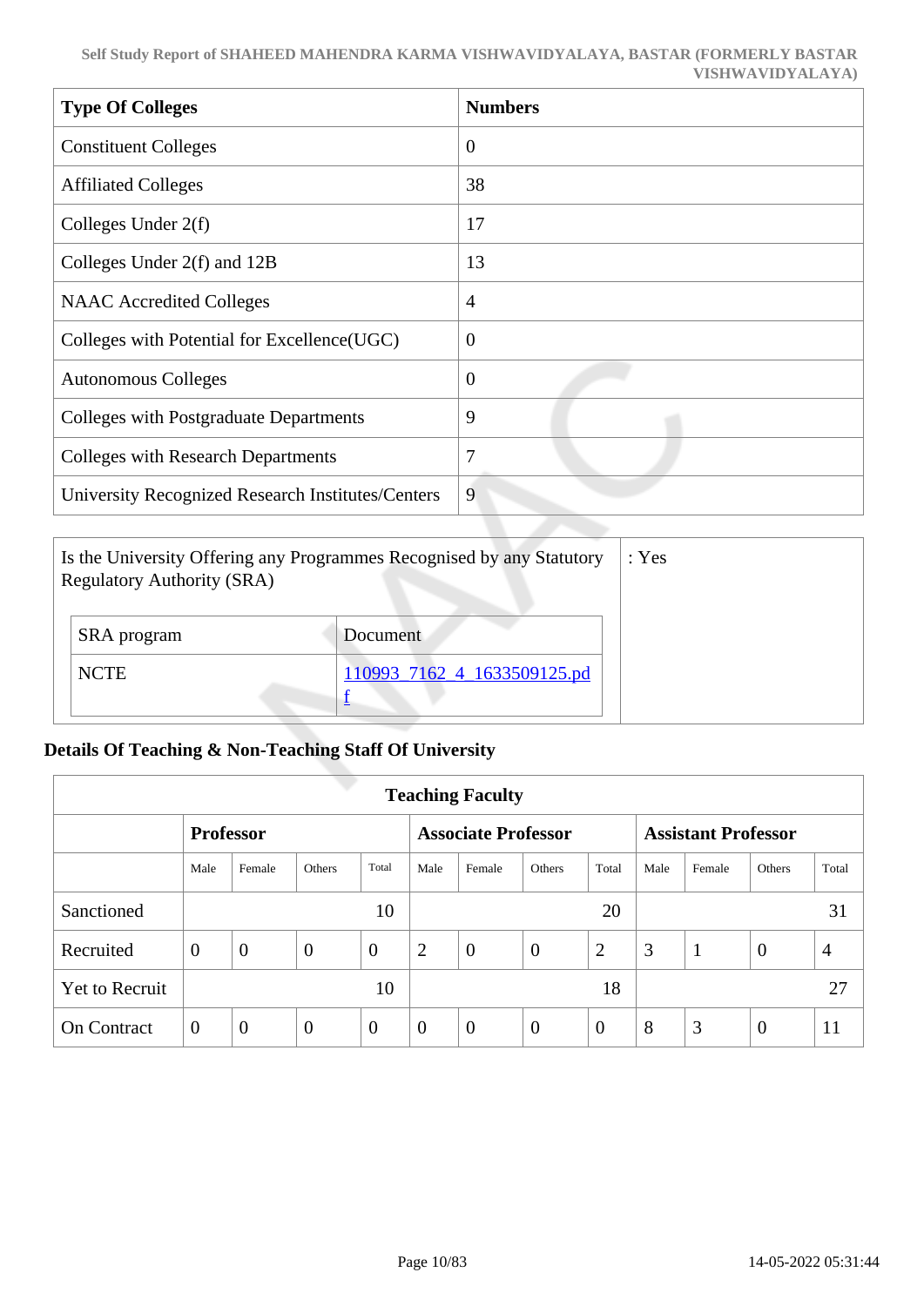| Type Of Colleges | Numbers |
|---|---|
| Constituent Colleges | 0 |
| Affiliated Colleges | 38 |
| Colleges Under 2(f) | 17 |
| Colleges Under 2(f) and 12B | 13 |
| NAAC Accredited Colleges | 4 |
| Colleges with Potential for Excellence(UGC) | 0 |
| Autonomous Colleges | 0 |
| Colleges with Postgraduate Departments | 9 |
| Colleges with Research Departments | 7 |
| University Recognized Research Institutes/Centers | 9 |

Is the University Offering any Programmes Recognised by any Statutory Regulatory Authority (SRA) : Yes

| SRA program | Document |
|---|---|
| NCTE | 110993_7162_4_1633509125.pdf |

**Details Of Teaching & Non-Teaching Staff Of University**

| Teaching Faculty | | | | | | | | | | | | |
|---|---|---|---|---|---|---|---|---|---|---|---|---|
| | **Professor** | | | | **Associate Professor** | | | | **Assistant Professor** | | | |
| | Male | Female | Others | Total | Male | Female | Others | Total | Male | Female | Others | Total |
| Sanctioned | | | | 10 | | | | 20 | | | | 31 |
| Recruited | 0 | 0 | 0 | 0 | 2 | 0 | 0 | 2 | 3 | 1 | 0 | 4 |
| Yet to Recruit | | | | 10 | | | | 18 | | | | 27 |
| On Contract | 0 | 0 | 0 | 0 | 0 | 0 | 0 | 0 | 8 | 3 | 0 | 11 |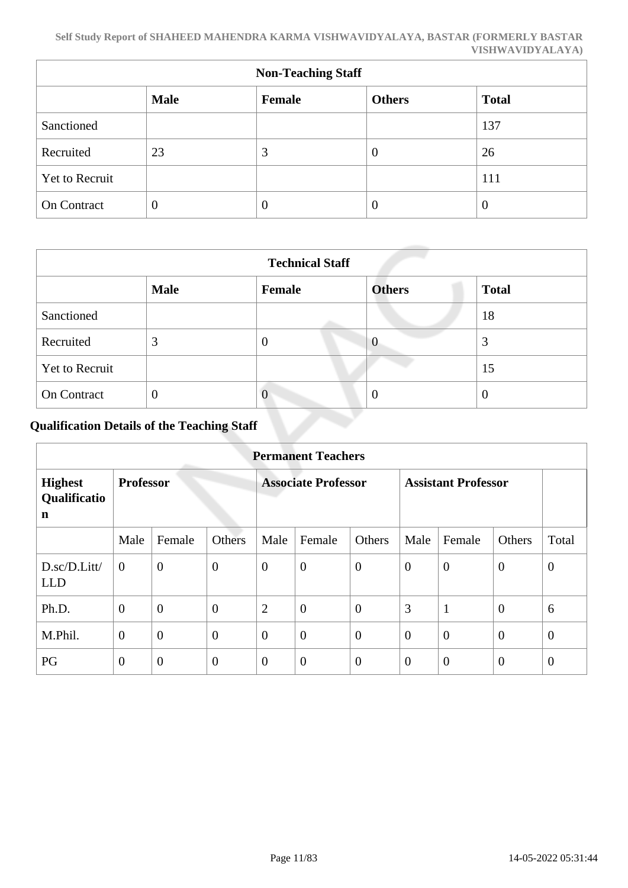| Non-Teaching Staff | | | | |
|---|---|---|---|---|
| | **Male** | **Female** | **Others** | **Total** |
| Sanctioned | | | | 137 |
| Recruited | 23 | 3 | 0 | 26 |
| Yet to Recruit | | | | 111 |
| On Contract | 0 | 0 | 0 | 0 |

| Technical Staff | | | | |
|---|---|---|---|---|
| | **Male** | **Female** | **Others** | **Total** |
| Sanctioned | | | | 18 |
| Recruited | 3 | 0 | 0 | 3 |
| Yet to Recruit | | | | 15 |
| On Contract | 0 | 0 | 0 | 0 |

## Qualification Details of the Teaching Staff

| Permanent Teachers | | | | | | | | | | |
|---|---|---|---|---|---|---|---|---|---|---|
| **Highest Qualification** | **Professor** | | | **Associate Professor** | | | **Assistant Professor** | | | |
| | Male | Female | Others | Male | Female | Others | Male | Female | Others | Total |
| D.sc/D.Litt/LLD | 0 | 0 | 0 | 0 | 0 | 0 | 0 | 0 | 0 | 0 |
| Ph.D. | 0 | 0 | 0 | 2 | 0 | 0 | 3 | 1 | 0 | 6 |
| M.Phil. | 0 | 0 | 0 | 0 | 0 | 0 | 0 | 0 | 0 | 0 |
| PG | 0 | 0 | 0 | 0 | 0 | 0 | 0 | 0 | 0 | 0 |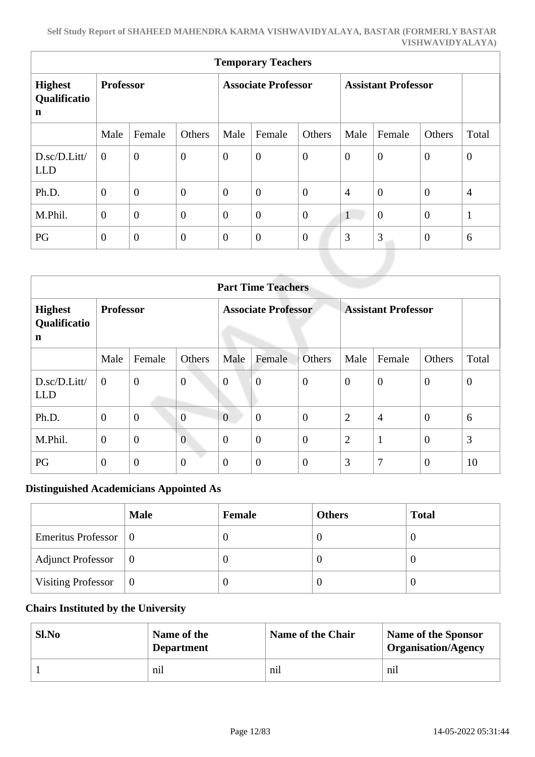| Temporary Teachers | | | | | | | | | |
|---|---|---|---|---|---|---|---|---|---|
| **Highest Qualification** | **Professor** | | | **Associate Professor** | | | **Assistant Professor** | | |
| | Male | Female | Others | Male | Female | Others | Male | Female | Others | Total |
| D.sc/D.Litt/LLD | 0 | 0 | 0 | 0 | 0 | 0 | 0 | 0 | 0 | 0 |
| Ph.D. | 0 | 0 | 0 | 0 | 0 | 0 | 4 | 0 | 0 | 4 |
| M.Phil. | 0 | 0 | 0 | 0 | 0 | 0 | 1 | 0 | 0 | 1 |
| PG | 0 | 0 | 0 | 0 | 0 | 0 | 3 | 3 | 0 | 6 |

| Part Time Teachers | | | | | | | | | | |
|---|---|---|---|---|---|---|---|---|---|---|
| **Highest Qualification** | **Professor** | | | **Associate Professor** | | | **Assistant Professor** | | | |
| | Male | Female | Others | Male | Female | Others | Male | Female | Others | Total |
| D.sc/D.Litt/LLD | 0 | 0 | 0 | 0 | 0 | 0 | 0 | 0 | 0 | 0 |
| Ph.D. | 0 | 0 | 0 | 0 | 0 | 0 | 2 | 4 | 0 | 6 |
| M.Phil. | 0 | 0 | 0 | 0 | 0 | 0 | 2 | 1 | 0 | 3 |
| PG | 0 | 0 | 0 | 0 | 0 | 0 | 3 | 7 | 0 | 10 |

### Distinguished Academicians Appointed As

| | **Male** | **Female** | **Others** | **Total** |
|---|---|---|---|---|
| Emeritus Professor | 0 | 0 | 0 | 0 |
| Adjunct Professor | 0 | 0 | 0 | 0 |
| Visiting Professor | 0 | 0 | 0 | 0 |

### Chairs Instituted by the University

| **Sl.No** | **Name of the Department** | **Name of the Chair** | **Name of the Sponsor Organisation/Agency** |
|---|---|---|---|
| 1 | nil | nil | nil |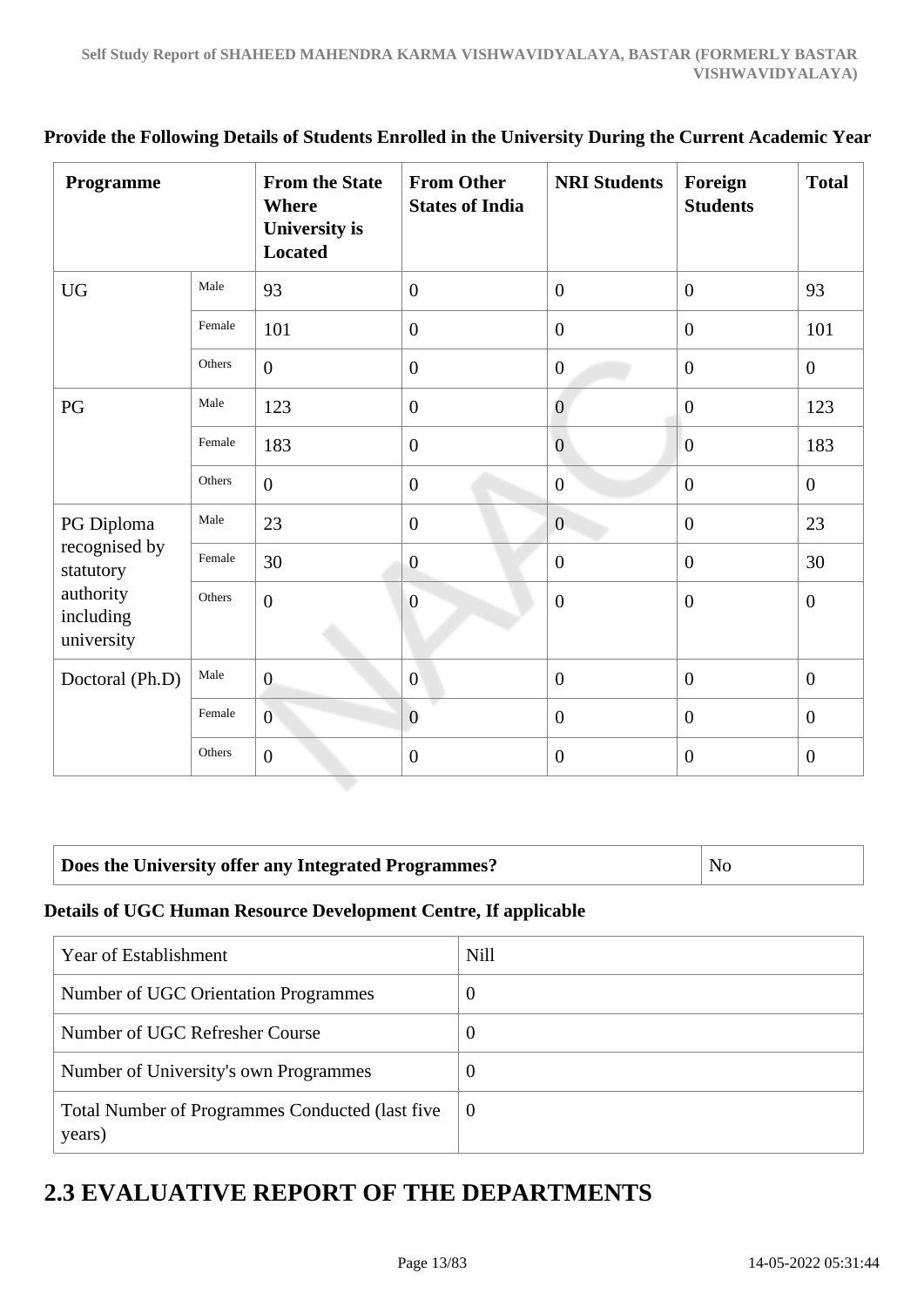**Provide the Following Details of Students Enrolled in the University During the Current Academic Year**

| Programme | | From the State Where University is Located | From Other States of India | NRI Students | Foreign Students | Total |
|---|---|---|---|---|---|---|
| UG | Male | 93 | 0 | 0 | 0 | 93 |
| | Female | 101 | 0 | 0 | 0 | 101 |
| | Others | 0 | 0 | 0 | 0 | 0 |
| PG | Male | 123 | 0 | 0 | 0 | 123 |
| | Female | 183 | 0 | 0 | 0 | 183 |
| | Others | 0 | 0 | 0 | 0 | 0 |
| PG Diploma recognised by statutory authority including university | Male | 23 | 0 | 0 | 0 | 23 |
| | Female | 30 | 0 | 0 | 0 | 30 |
| | Others | 0 | 0 | 0 | 0 | 0 |
| Doctoral (Ph.D) | Male | 0 | 0 | 0 | 0 | 0 |
| | Female | 0 | 0 | 0 | 0 | 0 |
| | Others | 0 | 0 | 0 | 0 | 0 |

| **Does the University offer any Integrated Programmes?** | No |
|---|---|

**Details of UGC Human Resource Development Centre, If applicable**

| Year of Establishment | Nill |
|---|---|
| Number of UGC Orientation Programmes | 0 |
| Number of UGC Refresher Course | 0 |
| Number of University's own Programmes | 0 |
| Total Number of Programmes Conducted (last five years) | 0 |

# 2.3 EVALUATIVE REPORT OF THE DEPARTMENTS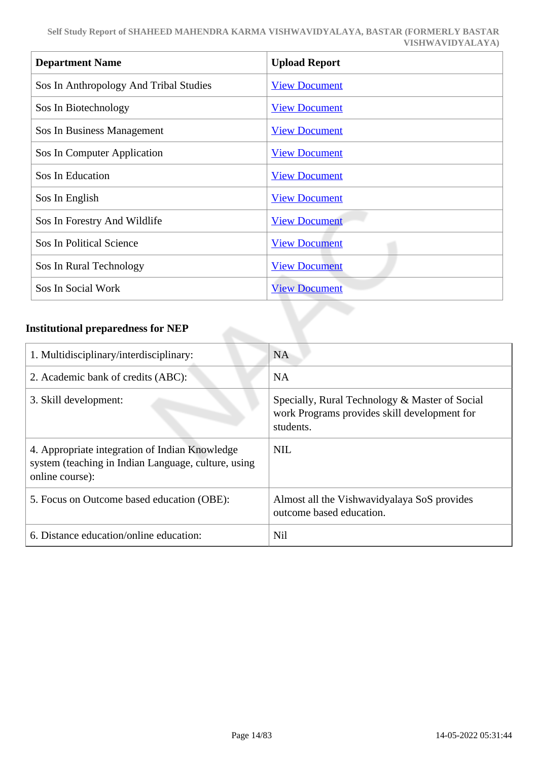| Department Name | Upload Report |
|---|---|
| Sos In Anthropology And Tribal Studies | View Document |
| Sos In Biotechnology | View Document |
| Sos In Business Management | View Document |
| Sos In Computer Application | View Document |
| Sos In Education | View Document |
| Sos In English | View Document |
| Sos In Forestry And Wildlife | View Document |
| Sos In Political Science | View Document |
| Sos In Rural Technology | View Document |
| Sos In Social Work | View Document |

**Institutional preparedness for NEP**

| | |
|---|---|
| 1. Multidisciplinary/interdisciplinary: | NA |
| 2. Academic bank of credits (ABC): | NA |
| 3. Skill development: | Specially, Rural Technology & Master of Social work Programs provides skill development for students. |
| 4. Appropriate integration of Indian Knowledge system (teaching in Indian Language, culture, using online course): | NIL |
| 5. Focus on Outcome based education (OBE): | Almost all the Vishwavidyalaya SoS provides outcome based education. |
| 6. Distance education/online education: | Nil |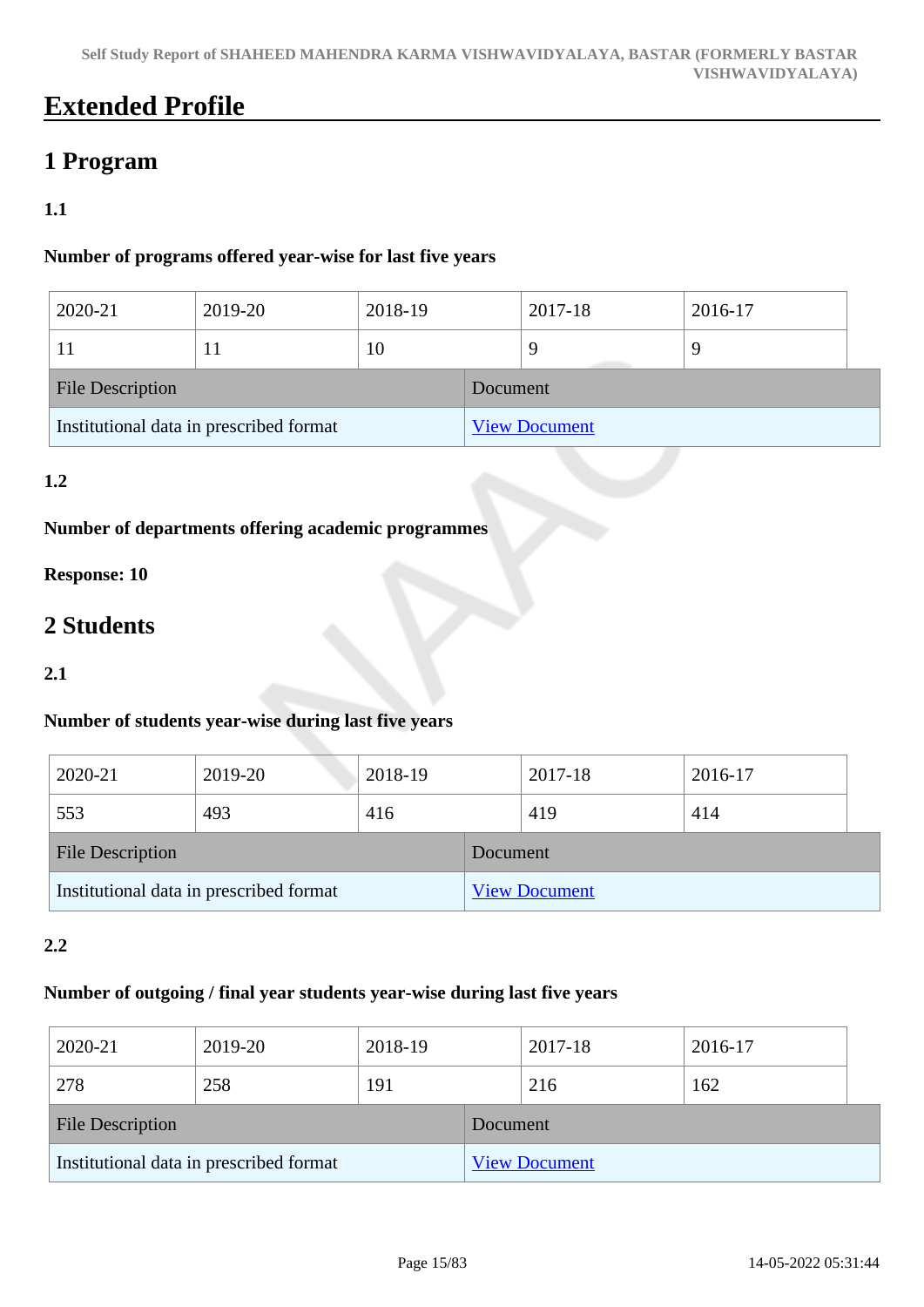# Extended Profile

## 1 Program

### 1.1

**Number of programs offered year-wise for last five years**

| 2020-21 | 2019-20 | 2018-19 | 2017-18 | 2016-17 |
|---|---|---|---|---|
| 11 | 11 | 10 | 9 | 9 |

| File Description | Document |
|---|---|
| Institutional data in prescribed format | View Document |

### 1.2

**Number of departments offering academic programmes**

**Response: 10**

## 2 Students

### 2.1

**Number of students year-wise during last five years**

| 2020-21 | 2019-20 | 2018-19 | 2017-18 | 2016-17 |
|---|---|---|---|---|
| 553 | 493 | 416 | 419 | 414 |

| File Description | Document |
|---|---|
| Institutional data in prescribed format | View Document |

### 2.2

**Number of outgoing / final year students year-wise during last five years**

| 2020-21 | 2019-20 | 2018-19 | 2017-18 | 2016-17 |
|---|---|---|---|---|
| 278 | 258 | 191 | 216 | 162 |

| File Description | Document |
|---|---|
| Institutional data in prescribed format | View Document |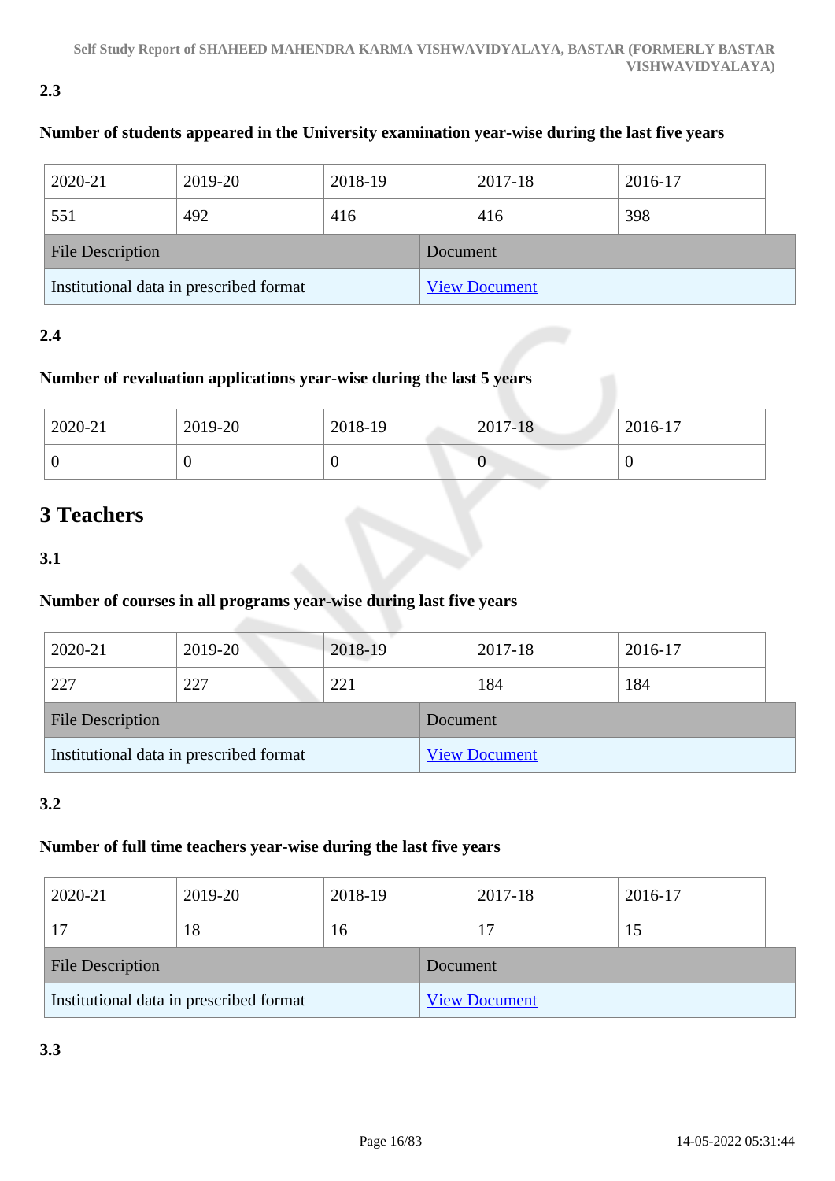**2.3**

**Number of students appeared in the University examination year-wise during the last five years**

| 2020-21 | 2019-20 | 2018-19 | 2017-18 | 2016-17 |
|---|---|---|---|---|
| 551 | 492 | 416 | 416 | 398 |

| File Description | Document |
|---|---|
| Institutional data in prescribed format | View Document |

**2.4**

**Number of revaluation applications year-wise during the last 5 years**

| 2020-21 | 2019-20 | 2018-19 | 2017-18 | 2016-17 |
|---|---|---|---|---|
| 0 | 0 | 0 | 0 | 0 |

# 3 Teachers

**3.1**

**Number of courses in all programs year-wise during last five years**

| 2020-21 | 2019-20 | 2018-19 | 2017-18 | 2016-17 |
|---|---|---|---|---|
| 227 | 227 | 221 | 184 | 184 |

| File Description | Document |
|---|---|
| Institutional data in prescribed format | View Document |

**3.2**

**Number of full time teachers year-wise during the last five years**

| 2020-21 | 2019-20 | 2018-19 | 2017-18 | 2016-17 |
|---|---|---|---|---|
| 17 | 18 | 16 | 17 | 15 |

| File Description | Document |
|---|---|
| Institutional data in prescribed format | View Document |

**3.3**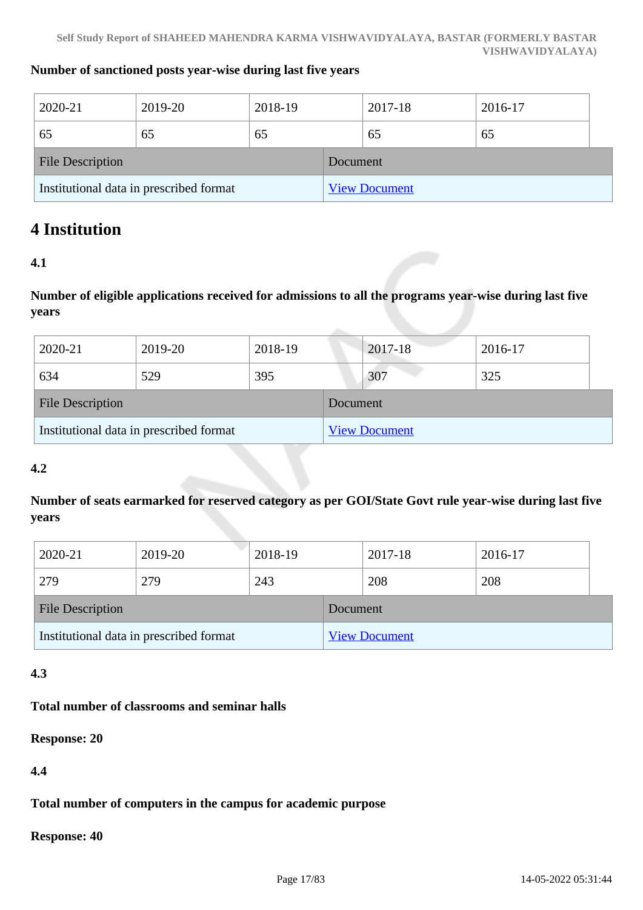**Number of sanctioned posts year-wise during last five years**

| 2020-21 | 2019-20 | 2018-19 | 2017-18 | 2016-17 |
|---|---|---|---|---|
| 65 | 65 | 65 | 65 | 65 |

| File Description | Document |
|---|---|
| Institutional data in prescribed format | View Document |

# 4 Institution

**4.1**

**Number of eligible applications received for admissions to all the programs year-wise during last five years**

| 2020-21 | 2019-20 | 2018-19 | 2017-18 | 2016-17 |
|---|---|---|---|---|
| 634 | 529 | 395 | 307 | 325 |

| File Description | Document |
|---|---|
| Institutional data in prescribed format | View Document |

**4.2**

**Number of seats earmarked for reserved category as per GOI/State Govt rule year-wise during last five years**

| 2020-21 | 2019-20 | 2018-19 | 2017-18 | 2016-17 |
|---|---|---|---|---|
| 279 | 279 | 243 | 208 | 208 |

| File Description | Document |
|---|---|
| Institutional data in prescribed format | View Document |

**4.3**

**Total number of classrooms and seminar halls**

**Response: 20**

**4.4**

**Total number of computers in the campus for academic purpose**

**Response: 40**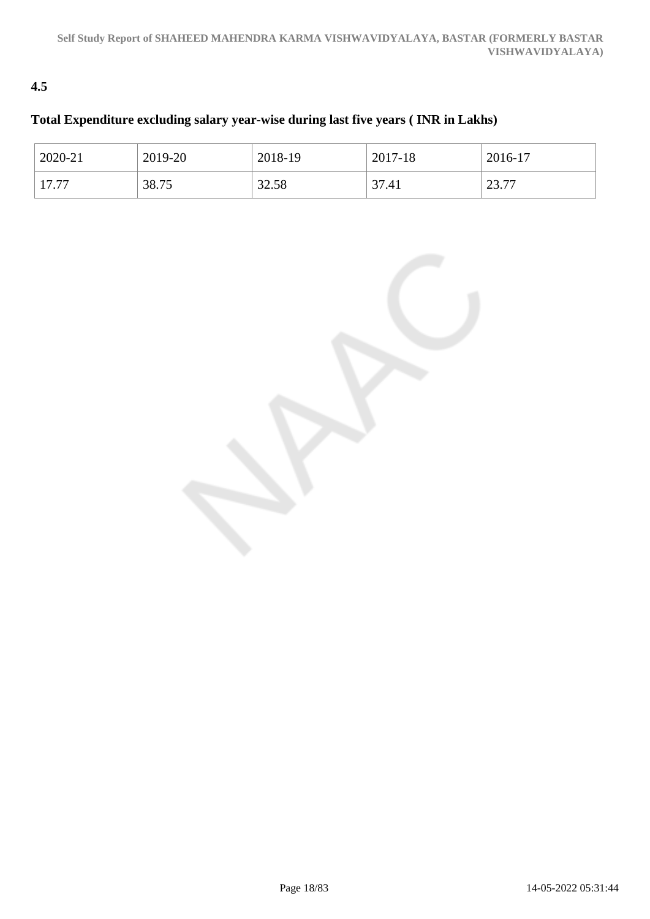**4.5**

**Total Expenditure excluding salary year-wise during last five years ( INR in Lakhs)**

| 2020-21 | 2019-20 | 2018-19 | 2017-18 | 2016-17 |
|---|---|---|---|---|
| 17.77 | 38.75 | 32.58 | 37.41 | 23.77 |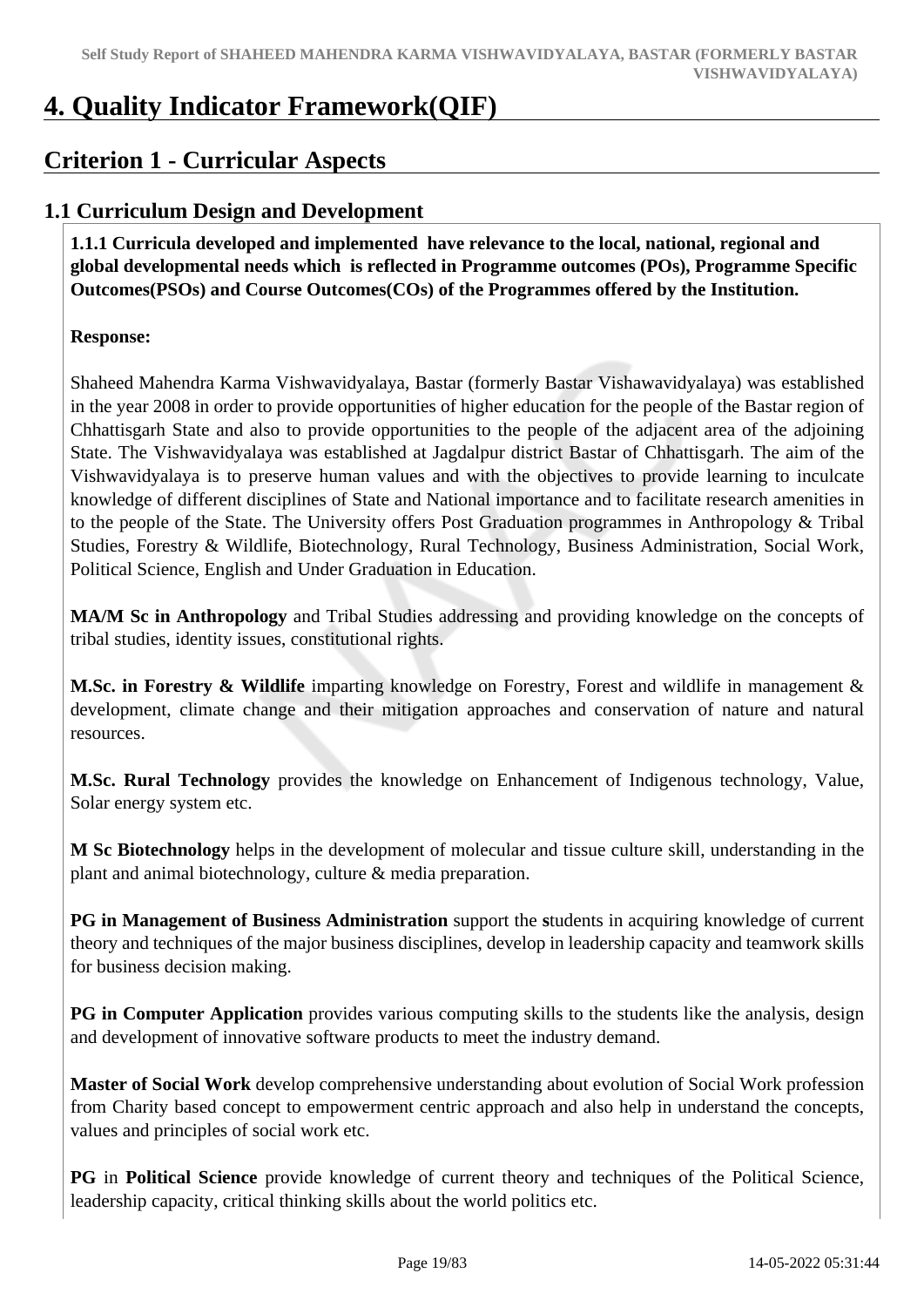# 4. Quality Indicator Framework(QIF)

## Criterion 1 - Curricular Aspects

### 1.1 Curriculum Design and Development

**1.1.1 Curricula developed and implemented have relevance to the local, national, regional and global developmental needs which is reflected in Programme outcomes (POs), Programme Specific Outcomes(PSOs) and Course Outcomes(COs) of the Programmes offered by the Institution.**

**Response:**

Shaheed Mahendra Karma Vishwavidyalaya, Bastar (formerly Bastar Vishawavidyalaya) was established in the year 2008 in order to provide opportunities of higher education for the people of the Bastar region of Chhattisgarh State and also to provide opportunities to the people of the adjacent area of the adjoining State. The Vishwavidyalaya was established at Jagdalpur district Bastar of Chhattisgarh. The aim of the Vishwavidyalaya is to preserve human values and with the objectives to provide learning to inculcate knowledge of different disciplines of State and National importance and to facilitate research amenities in to the people of the State. The University offers Post Graduation programmes in Anthropology & Tribal Studies, Forestry & Wildlife, Biotechnology, Rural Technology, Business Administration, Social Work, Political Science, English and Under Graduation in Education.

**MA/M Sc in Anthropology** and Tribal Studies addressing and providing knowledge on the concepts of tribal studies, identity issues, constitutional rights.

**M.Sc. in Forestry & Wildlife** imparting knowledge on Forestry, Forest and wildlife in management & development, climate change and their mitigation approaches and conservation of nature and natural resources.

**M.Sc. Rural Technology** provides the knowledge on Enhancement of Indigenous technology, Value, Solar energy system etc.

**M Sc Biotechnology** helps in the development of molecular and tissue culture skill, understanding in the plant and animal biotechnology, culture & media preparation.

**PG in Management of Business Administration** support the students in acquiring knowledge of current theory and techniques of the major business disciplines, develop in leadership capacity and teamwork skills for business decision making.

**PG in Computer Application** provides various computing skills to the students like the analysis, design and development of innovative software products to meet the industry demand.

**Master of Social Work** develop comprehensive understanding about evolution of Social Work profession from Charity based concept to empowerment centric approach and also help in understand the concepts, values and principles of social work etc.

**PG** in **Political Science** provide knowledge of current theory and techniques of the Political Science, leadership capacity, critical thinking skills about the world politics etc.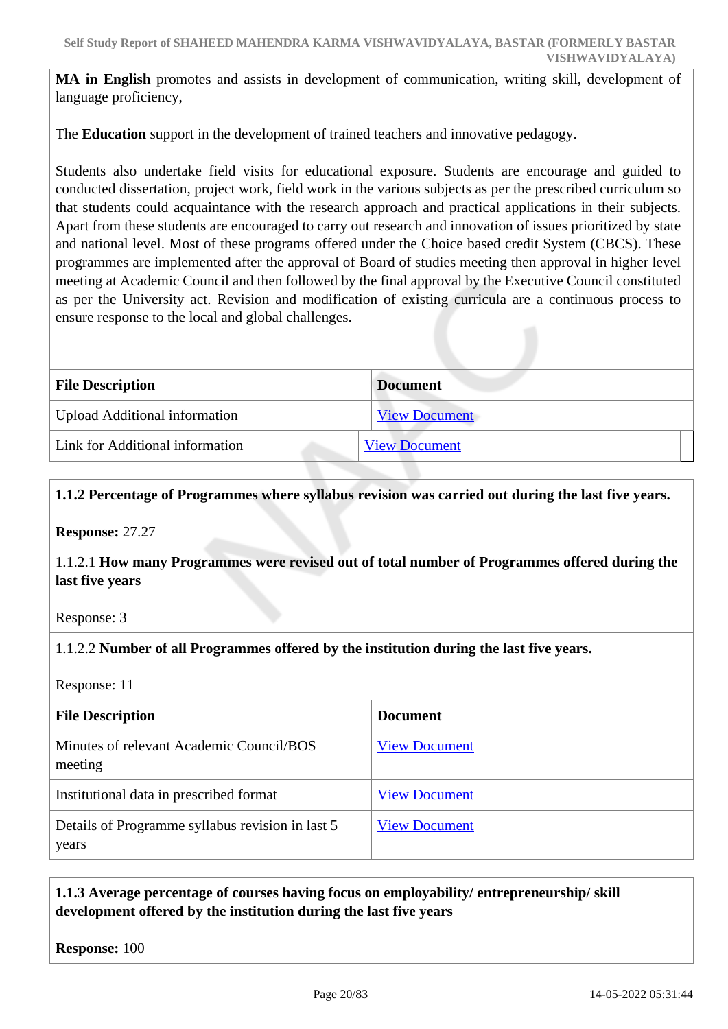**MA in English** promotes and assists in development of communication, writing skill, development of language proficiency,

The **Education** support in the development of trained teachers and innovative pedagogy.

Students also undertake field visits for educational exposure. Students are encourage and guided to conducted dissertation, project work, field work in the various subjects as per the prescribed curriculum so that students could acquaintance with the research approach and practical applications in their subjects. Apart from these students are encouraged to carry out research and innovation of issues prioritized by state and national level. Most of these programs offered under the Choice based credit System (CBCS). These programmes are implemented after the approval of Board of studies meeting then approval in higher level meeting at Academic Council and then followed by the final approval by the Executive Council constituted as per the University act. Revision and modification of existing curricula are a continuous process to ensure response to the local and global challenges.

| File Description | Document |
|---|---|
| Upload Additional information | View Document |
| Link for Additional information | View Document |

**1.1.2 Percentage of Programmes where syllabus revision was carried out during the last five years.**

**Response:** 27.27

1.1.2.1 **How many Programmes were revised out of total number of Programmes offered during the last five years**

Response: 3

1.1.2.2 **Number of all Programmes offered by the institution during the last five years.**

Response: 11

| File Description | Document |
|---|---|
| Minutes of relevant Academic Council/BOS meeting | View Document |
| Institutional data in prescribed format | View Document |
| Details of Programme syllabus revision in last 5 years | View Document |

**1.1.3 Average percentage of courses having focus on employability/ entrepreneurship/ skill development offered by the institution during the last five years**

**Response:** 100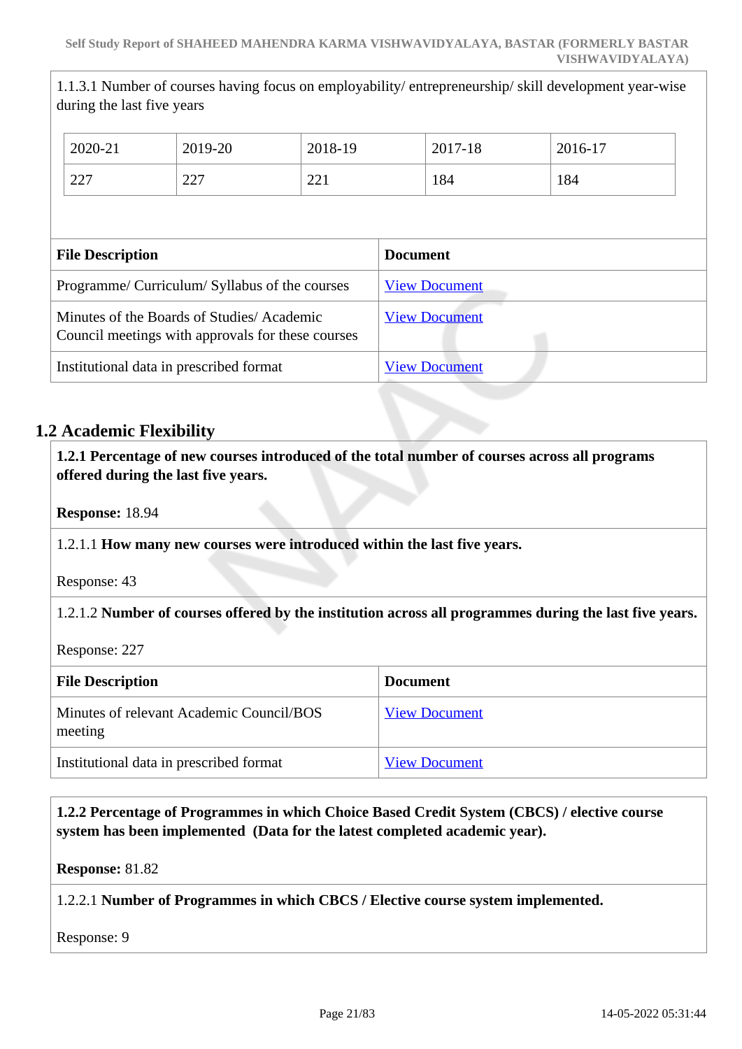1.1.3.1 Number of courses having focus on employability/ entrepreneurship/ skill development year-wise during the last five years

| 2020-21 | 2019-20 | 2018-19 | 2017-18 | 2016-17 |
|---|---|---|---|---|
| 227 | 227 | 221 | 184 | 184 |

| File Description | Document |
|---|---|
| Programme/ Curriculum/ Syllabus of the courses | View Document |
| Minutes of the Boards of Studies/ Academic Council meetings with approvals for these courses | View Document |
| Institutional data in prescribed format | View Document |

## 1.2 Academic Flexibility

**1.2.1 Percentage of new courses introduced of the total number of courses across all programs offered during the last five years.**

**Response:** 18.94

1.2.1.1 **How many new courses were introduced within the last five years.**

Response: 43

1.2.1.2 **Number of courses offered by the institution across all programmes during the last five years.**

Response: 227

| File Description | Document |
|---|---|
| Minutes of relevant Academic Council/BOS meeting | View Document |
| Institutional data in prescribed format | View Document |

**1.2.2 Percentage of Programmes in which Choice Based Credit System (CBCS) / elective course system has been implemented (Data for the latest completed academic year).**

**Response:** 81.82

1.2.2.1 **Number of Programmes in which CBCS / Elective course system implemented.**

Response: 9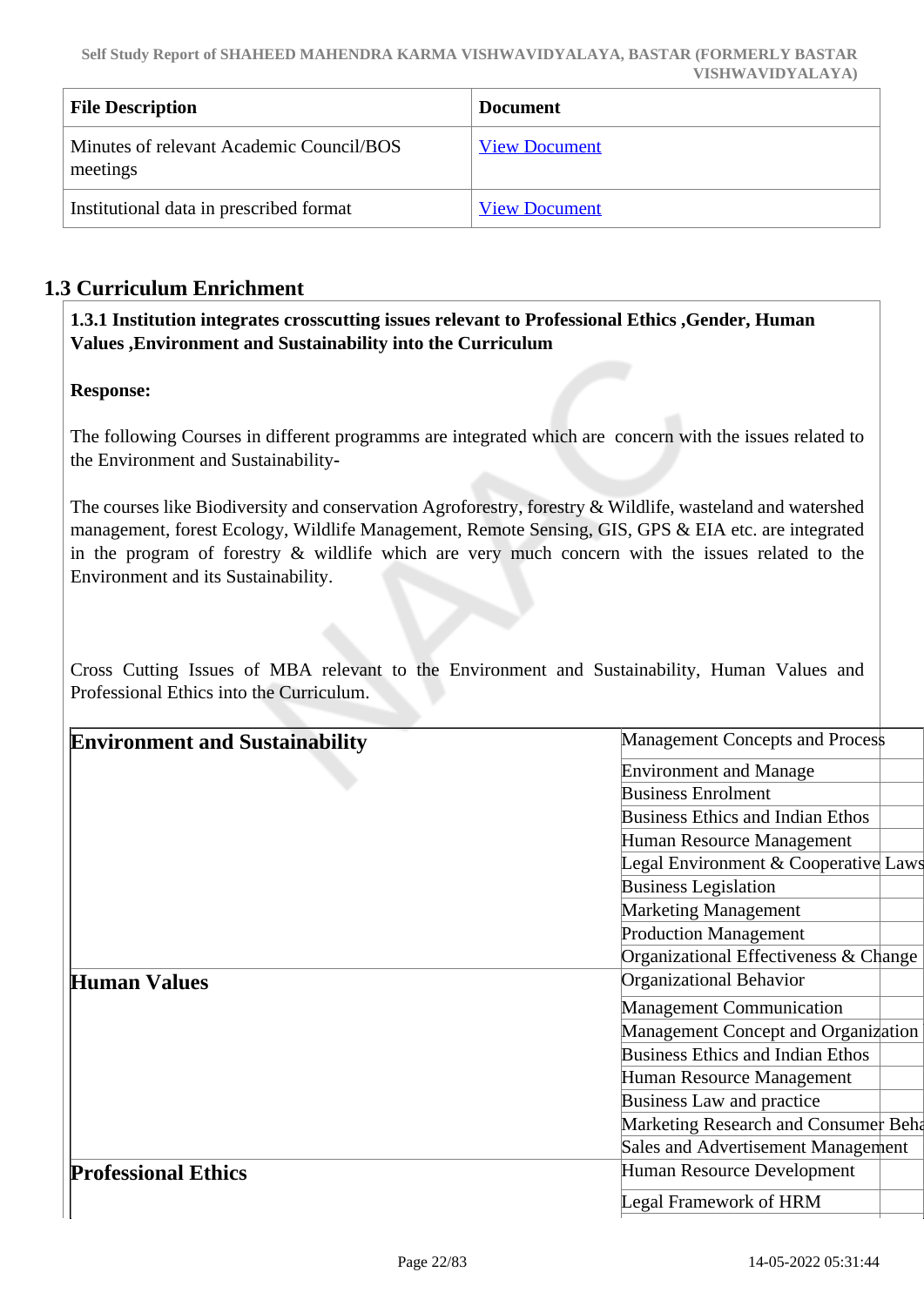| File Description | Document |
|---|---|
| Minutes of relevant Academic Council/BOS meetings | View Document |
| Institutional data in prescribed format | View Document |

## 1.3 Curriculum Enrichment

**1.3.1 Institution integrates crosscutting issues relevant to Professional Ethics ,Gender, Human Values ,Environment and Sustainability into the Curriculum**

**Response:**

The following Courses in different programms are integrated which are concern with the issues related to the Environment and Sustainability-

The courses like Biodiversity and conservation Agroforestry, forestry & Wildlife, wasteland and watershed management, forest Ecology, Wildlife Management, Remote Sensing, GIS, GPS & EIA etc. are integrated in the program of forestry & wildlife which are very much concern with the issues related to the Environment and its Sustainability.

Cross Cutting Issues of MBA relevant to the Environment and Sustainability, Human Values and Professional Ethics into the Curriculum.

| | | |
|---|---|---|
| **Environment and Sustainability** | Management Concepts and Process | |
| | Environment and Manage | |
| | Business Enrolment | |
| | Business Ethics and Indian Ethos | |
| | Human Resource Management | |
| | Legal Environment & Cooperative Laws | |
| | Business Legislation | |
| | Marketing Management | |
| | Production Management | |
| | Organizational Effectiveness & Change | |
| **Human Values** | Organizational Behavior | |
| | Management Communication | |
| | Management Concept and Organization | |
| | Business Ethics and Indian Ethos | |
| | Human Resource Management | |
| | Business Law and practice | |
| | Marketing Research and Consumer Beha | |
| | Sales and Advertisement Management | |
| **Professional Ethics** | Human Resource Development | |
| | Legal Framework of HRM | |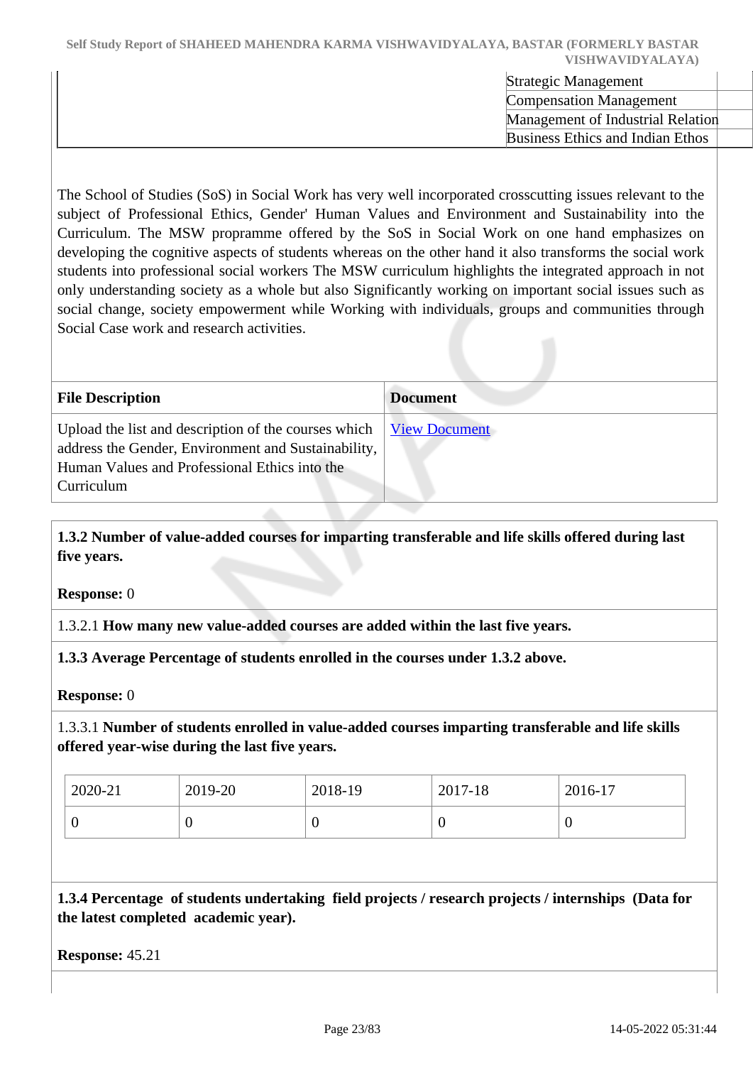| | |
|---|---|
| | Strategic Management |
| | Compensation Management |
| | Management of Industrial Relation |
| | Business Ethics and Indian Ethos |

The School of Studies (SoS) in Social Work has very well incorporated crosscutting issues relevant to the subject of Professional Ethics, Gender' Human Values and Environment and Sustainability into the Curriculum. The MSW programme offered by the SoS in Social Work on one hand emphasizes on developing the cognitive aspects of students whereas on the other hand it also transforms the social work students into professional social workers The MSW curriculum highlights the integrated approach in not only understanding society as a whole but also Significantly working on important social issues such as social change, society empowerment while Working with individuals, groups and communities through Social Case work and research activities.

| File Description | Document |
|---|---|
| Upload the list and description of the courses which address the Gender, Environment and Sustainability, Human Values and Professional Ethics into the Curriculum | View Document |

**1.3.2 Number of value-added courses for imparting transferable and life skills offered during last five years.**

**Response:** 0

1.3.2.1 **How many new value-added courses are added within the last five years.**

**1.3.3 Average Percentage of students enrolled in the courses under 1.3.2 above.**

**Response:** 0

1.3.3.1 **Number of students enrolled in value-added courses imparting transferable and life skills offered year-wise during the last five years.**

| 2020-21 | 2019-20 | 2018-19 | 2017-18 | 2016-17 |
|---|---|---|---|---|
| 0 | 0 | 0 | 0 | 0 |

**1.3.4 Percentage of students undertaking field projects / research projects / internships (Data for the latest completed academic year).**

**Response:** 45.21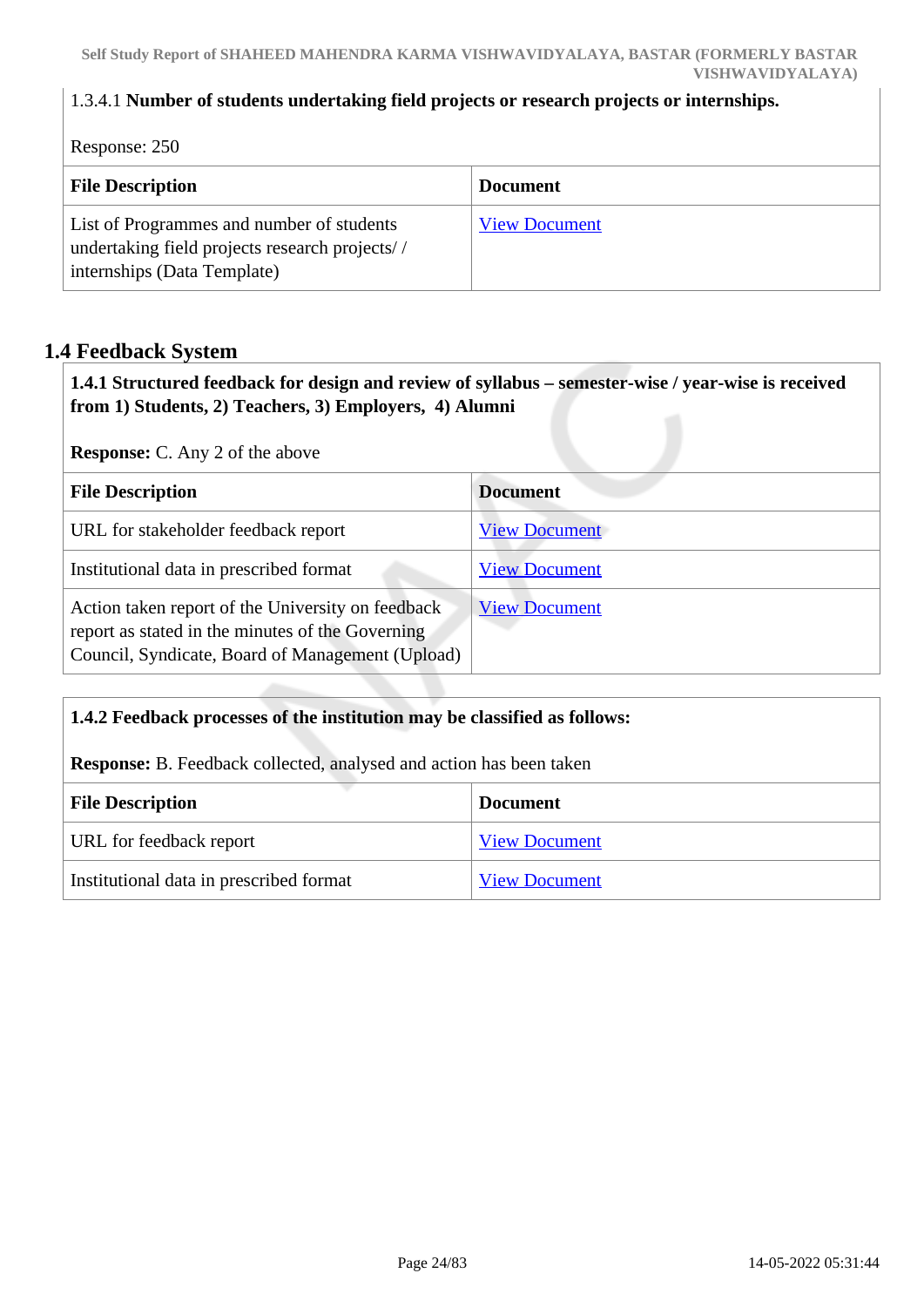1.3.4.1 **Number of students undertaking field projects or research projects or internships.**

Response: 250

| File Description | Document |
|---|---|
| List of Programmes and number of students undertaking field projects research projects/ / internships (Data Template) | View Document |

## 1.4 Feedback System

**1.4.1 Structured feedback for design and review of syllabus – semester-wise / year-wise is received from 1) Students, 2) Teachers, 3) Employers, 4) Alumni**

**Response:** C. Any 2 of the above

| File Description | Document |
|---|---|
| URL for stakeholder feedback report | View Document |
| Institutional data in prescribed format | View Document |
| Action taken report of the University on feedback report as stated in the minutes of the Governing Council, Syndicate, Board of Management (Upload) | View Document |

**1.4.2 Feedback processes of the institution may be classified as follows:**

**Response:** B. Feedback collected, analysed and action has been taken

| File Description | Document |
|---|---|
| URL for feedback report | View Document |
| Institutional data in prescribed format | View Document |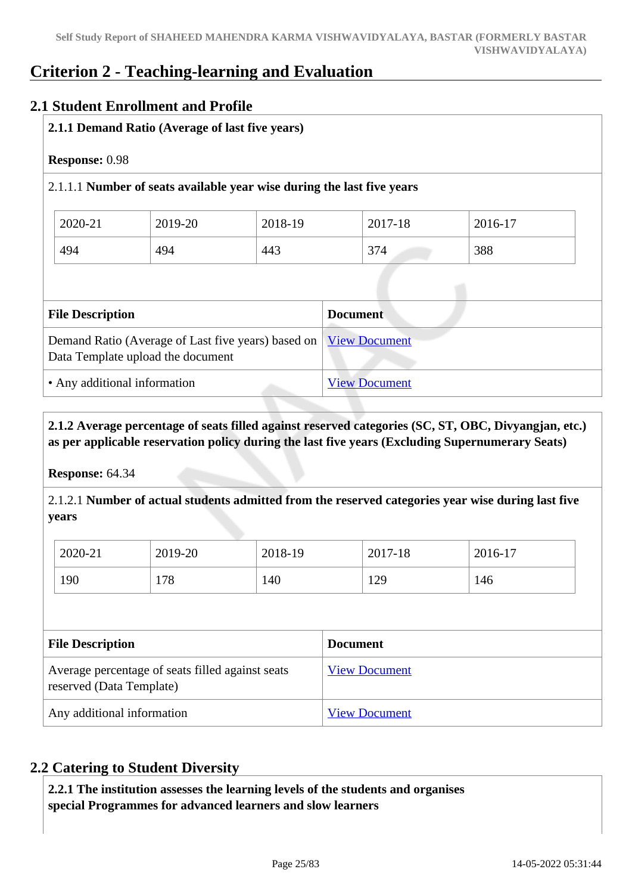# Criterion 2 - Teaching-learning and Evaluation

## 2.1 Student Enrollment and Profile

**2.1.1 Demand Ratio (Average of last five years)**

**Response:** 0.98

2.1.1.1 **Number of seats available year wise during the last five years**

| 2020-21 | 2019-20 | 2018-19 | 2017-18 | 2016-17 |
|---|---|---|---|---|
| 494 | 494 | 443 | 374 | 388 |

| File Description | Document |
|---|---|
| Demand Ratio (Average of Last five years) based on Data Template upload the document | View Document |
| • Any additional information | View Document |

**2.1.2 Average percentage of seats filled against reserved categories (SC, ST, OBC, Divyangjan, etc.) as per applicable reservation policy during the last five years (Excluding Supernumerary Seats)**

**Response:** 64.34

2.1.2.1 **Number of actual students admitted from the reserved categories year wise during last five years**

| 2020-21 | 2019-20 | 2018-19 | 2017-18 | 2016-17 |
|---|---|---|---|---|
| 190 | 178 | 140 | 129 | 146 |

| File Description | Document |
|---|---|
| Average percentage of seats filled against seats reserved (Data Template) | View Document |
| Any additional information | View Document |

## 2.2 Catering to Student Diversity

**2.2.1 The institution assesses the learning levels of the students and organises special Programmes for advanced learners and slow learners**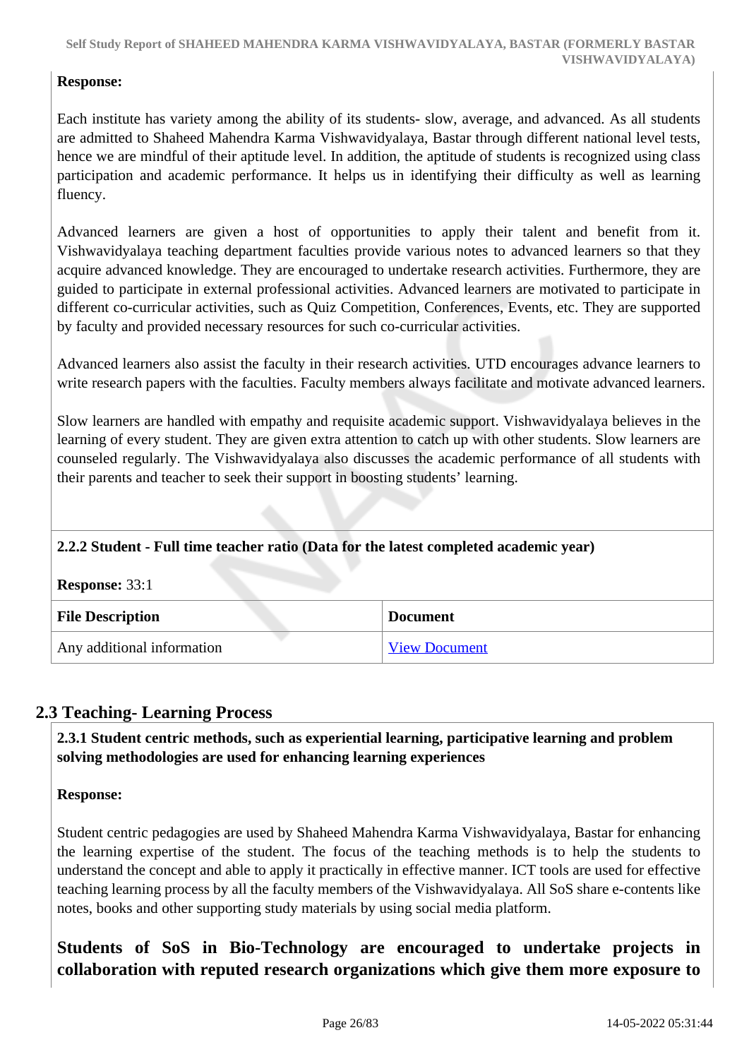**Response:**

Each institute has variety among the ability of its students- slow, average, and advanced. As all students are admitted to Shaheed Mahendra Karma Vishwavidyalaya, Bastar through different national level tests, hence we are mindful of their aptitude level. In addition, the aptitude of students is recognized using class participation and academic performance. It helps us in identifying their difficulty as well as learning fluency.

Advanced learners are given a host of opportunities to apply their talent and benefit from it. Vishwavidyalaya teaching department faculties provide various notes to advanced learners so that they acquire advanced knowledge. They are encouraged to undertake research activities. Furthermore, they are guided to participate in external professional activities. Advanced learners are motivated to participate in different co-curricular activities, such as Quiz Competition, Conferences, Events, etc. They are supported by faculty and provided necessary resources for such co-curricular activities.

Advanced learners also assist the faculty in their research activities. UTD encourages advance learners to write research papers with the faculties. Faculty members always facilitate and motivate advanced learners.

Slow learners are handled with empathy and requisite academic support. Vishwavidyalaya believes in the learning of every student. They are given extra attention to catch up with other students. Slow learners are counseled regularly. The Vishwavidyalaya also discusses the academic performance of all students with their parents and teacher to seek their support in boosting students' learning.

**2.2.2 Student - Full time teacher ratio (Data for the latest completed academic year)**

**Response:** 33:1

| File Description | Document |
|---|---|
| Any additional information | View Document |

## 2.3 Teaching- Learning Process

**2.3.1 Student centric methods, such as experiential learning, participative learning and problem solving methodologies are used for enhancing learning experiences**

**Response:**

Student centric pedagogies are used by Shaheed Mahendra Karma Vishwavidyalaya, Bastar for enhancing the learning expertise of the student. The focus of the teaching methods is to help the students to understand the concept and able to apply it practically in effective manner. ICT tools are used for effective teaching learning process by all the faculty members of the Vishwavidyalaya. All SoS share e-contents like notes, books and other supporting study materials by using social media platform.

**Students of SoS in Bio-Technology are encouraged to undertake projects in collaboration with reputed research organizations which give them more exposure to**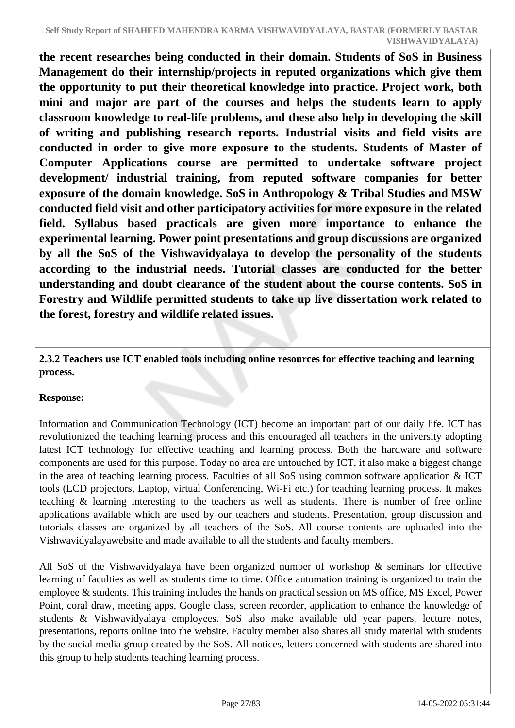**the recent researches being conducted in their domain. Students of SoS in Business Management do their internship/projects in reputed organizations which give them the opportunity to put their theoretical knowledge into practice. Project work, both mini and major are part of the courses and helps the students learn to apply classroom knowledge to real-life problems, and these also help in developing the skill of writing and publishing research reports. Industrial visits and field visits are conducted in order to give more exposure to the students. Students of Master of Computer Applications course are permitted to undertake software project development/ industrial training, from reputed software companies for better exposure of the domain knowledge. SoS in Anthropology & Tribal Studies and MSW conducted field visit and other participatory activities for more exposure in the related field. Syllabus based practicals are given more importance to enhance the experimental learning. Power point presentations and group discussions are organized by all the SoS of the Vishwavidyalaya to develop the personality of the students according to the industrial needs. Tutorial classes are conducted for the better understanding and doubt clearance of the student about the course contents. SoS in Forestry and Wildlife permitted students to take up live dissertation work related to the forest, forestry and wildlife related issues.**

**2.3.2 Teachers use ICT enabled tools including online resources for effective teaching and learning process.**

**Response:**

Information and Communication Technology (ICT) become an important part of our daily life. ICT has revolutionized the teaching learning process and this encouraged all teachers in the university adopting latest ICT technology for effective teaching and learning process. Both the hardware and software components are used for this purpose. Today no area are untouched by ICT, it also make a biggest change in the area of teaching learning process. Faculties of all SoS using common software application & ICT tools (LCD projectors, Laptop, virtual Conferencing, Wi-Fi etc.) for teaching learning process. It makes teaching & learning interesting to the teachers as well as students. There is number of free online applications available which are used by our teachers and students. Presentation, group discussion and tutorials classes are organized by all teachers of the SoS. All course contents are uploaded into the Vishwavidyalayawebsite and made available to all the students and faculty members.

All SoS of the Vishwavidyalaya have been organized number of workshop & seminars for effective learning of faculties as well as students time to time. Office automation training is organized to train the employee & students. This training includes the hands on practical session on MS office, MS Excel, Power Point, coral draw, meeting apps, Google class, screen recorder, application to enhance the knowledge of students & Vishwavidyalaya employees. SoS also make available old year papers, lecture notes, presentations, reports online into the website. Faculty member also shares all study material with students by the social media group created by the SoS. All notices, letters concerned with students are shared into this group to help students teaching learning process.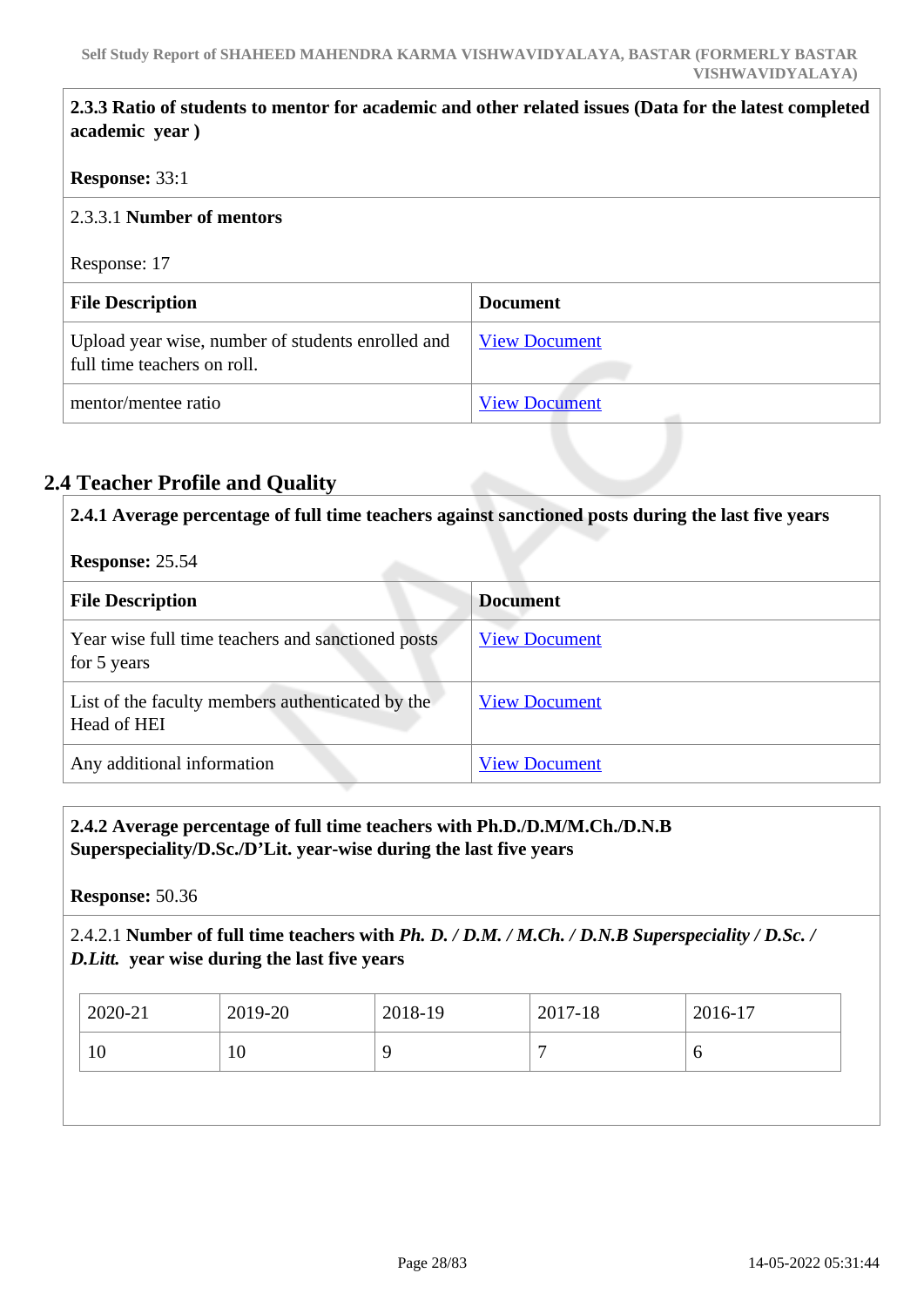**2.3.3 Ratio of students to mentor for academic and other related issues (Data for the latest completed academic year )**

**Response:** 33:1

2.3.3.1 **Number of mentors**

Response: 17

| File Description | Document |
|---|---|
| Upload year wise, number of students enrolled and full time teachers on roll. | View Document |
| mentor/mentee ratio | View Document |

## 2.4 Teacher Profile and Quality

**2.4.1 Average percentage of full time teachers against sanctioned posts during the last five years**

**Response:** 25.54

| File Description | Document |
|---|---|
| Year wise full time teachers and sanctioned posts for 5 years | View Document |
| List of the faculty members authenticated by the Head of HEI | View Document |
| Any additional information | View Document |

**2.4.2 Average percentage of full time teachers with Ph.D./D.M/M.Ch./D.N.B Superspeciality/D.Sc./D'Lit. year-wise during the last five years**

**Response:** 50.36

2.4.2.1 **Number of full time teachers with *Ph. D. / D.M. / M.Ch. / D.N.B Superspeciality / D.Sc. / D.Litt.* year wise during the last five years**

| 2020-21 | 2019-20 | 2018-19 | 2017-18 | 2016-17 |
|---|---|---|---|---|
| 10 | 10 | 9 | 7 | 6 |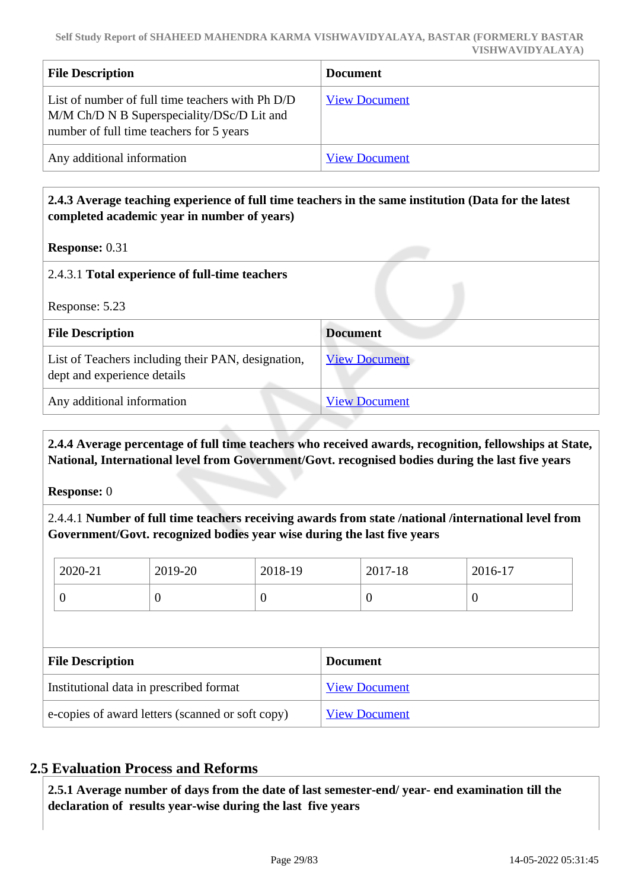| File Description | Document |
|---|---|
| List of number of full time teachers with Ph D/D M/M Ch/D N B Superspeciality/DSc/D Lit and number of full time teachers for 5 years | View Document |
| Any additional information | View Document |

**2.4.3 Average teaching experience of full time teachers in the same institution (Data for the latest completed academic year in number of years)**

**Response:** 0.31

2.4.3.1 **Total experience of full-time teachers**

Response: 5.23

| File Description | Document |
|---|---|
| List of Teachers including their PAN, designation, dept and experience details | View Document |
| Any additional information | View Document |

**2.4.4 Average percentage of full time teachers who received awards, recognition, fellowships at State, National, International level from Government/Govt. recognised bodies during the last five years**

**Response:** 0

2.4.4.1 **Number of full time teachers receiving awards from state /national /international level from Government/Govt. recognized bodies year wise during the last five years**

| 2020-21 | 2019-20 | 2018-19 | 2017-18 | 2016-17 |
|---|---|---|---|---|
| 0 | 0 | 0 | 0 | 0 |

| File Description | Document |
|---|---|
| Institutional data in prescribed format | View Document |
| e-copies of award letters (scanned or soft copy) | View Document |

## 2.5 Evaluation Process and Reforms

**2.5.1 Average number of days from the date of last semester-end/ year- end examination till the declaration of results year-wise during the last five years**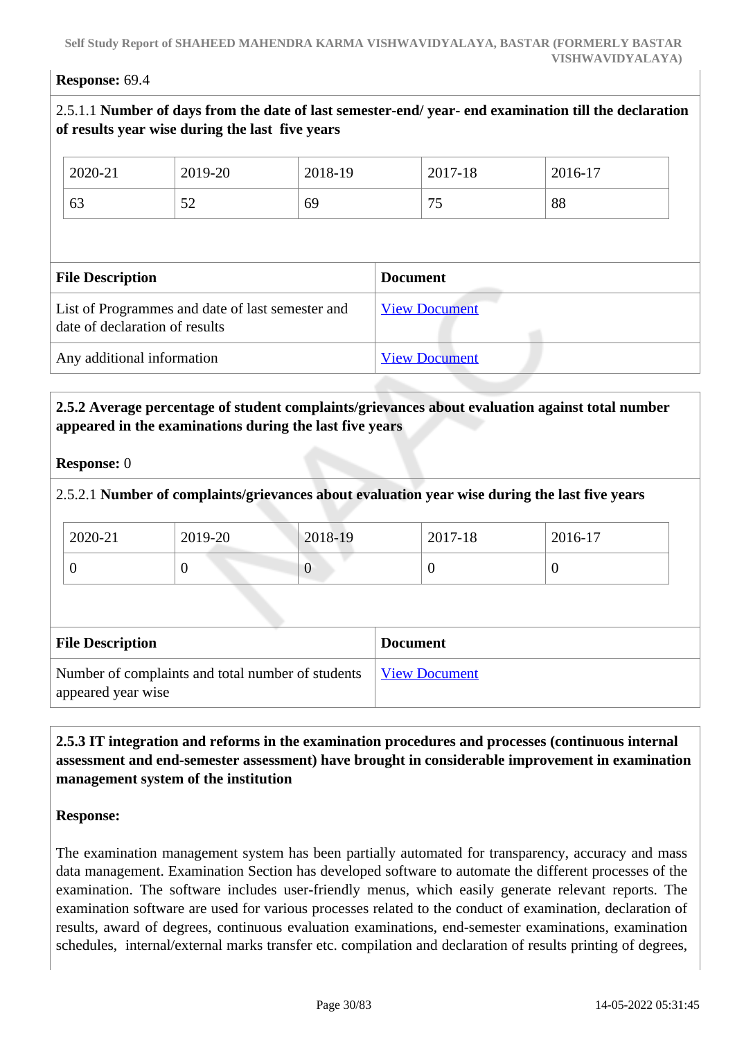**Response:** 69.4

2.5.1.1 **Number of days from the date of last semester-end/ year- end examination till the declaration of results year wise during the last five years**

| 2020-21 | 2019-20 | 2018-19 | 2017-18 | 2016-17 |
|---|---|---|---|---|
| 63 | 52 | 69 | 75 | 88 |

| File Description | Document |
|---|---|
| List of Programmes and date of last semester and date of declaration of results | View Document |
| Any additional information | View Document |

**2.5.2 Average percentage of student complaints/grievances about evaluation against total number appeared in the examinations during the last five years**

**Response:** 0

2.5.2.1 **Number of complaints/grievances about evaluation year wise during the last five years**

| 2020-21 | 2019-20 | 2018-19 | 2017-18 | 2016-17 |
|---|---|---|---|---|
| 0 | 0 | 0 | 0 | 0 |

| File Description | Document |
|---|---|
| Number of complaints and total number of students appeared year wise | View Document |

**2.5.3 IT integration and reforms in the examination procedures and processes (continuous internal assessment and end-semester assessment) have brought in considerable improvement in examination management system of the institution**

**Response:**

The examination management system has been partially automated for transparency, accuracy and mass data management. Examination Section has developed software to automate the different processes of the examination. The software includes user-friendly menus, which easily generate relevant reports. The examination software are used for various processes related to the conduct of examination, declaration of results, award of degrees, continuous evaluation examinations, end-semester examinations, examination schedules, internal/external marks transfer etc. compilation and declaration of results printing of degrees,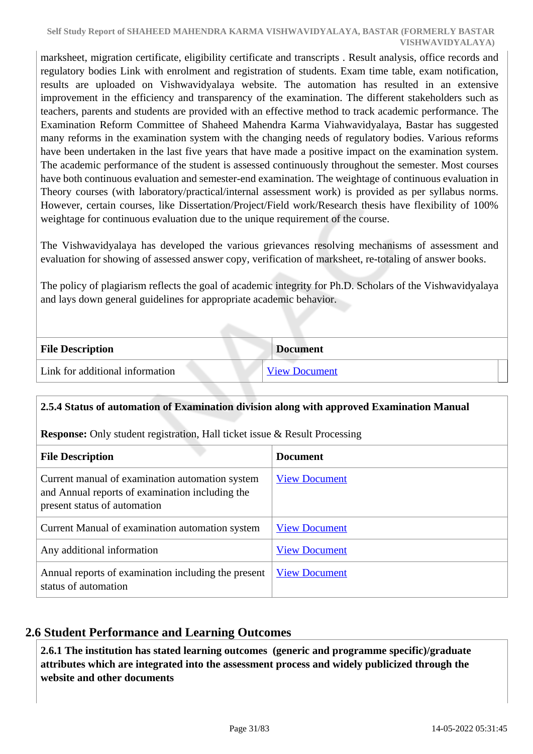marksheet, migration certificate, eligibility certificate and transcripts . Result analysis, office records and regulatory bodies Link with enrolment and registration of students. Exam time table, exam notification, results are uploaded on Vishwavidyalaya website. The automation has resulted in an extensive improvement in the efficiency and transparency of the examination. The different stakeholders such as teachers, parents and students are provided with an effective method to track academic performance. The Examination Reform Committee of Shaheed Mahendra Karma Viahwavidyalaya, Bastar has suggested many reforms in the examination system with the changing needs of regulatory bodies. Various reforms have been undertaken in the last five years that have made a positive impact on the examination system. The academic performance of the student is assessed continuously throughout the semester. Most courses have both continuous evaluation and semester-end examination. The weightage of continuous evaluation in Theory courses (with laboratory/practical/internal assessment work) is provided as per syllabus norms. However, certain courses, like Dissertation/Project/Field work/Research thesis have flexibility of 100% weightage for continuous evaluation due to the unique requirement of the course.

The Vishwavidyalaya has developed the various grievances resolving mechanisms of assessment and evaluation for showing of assessed answer copy, verification of marksheet, re-totaling of answer books.

The policy of plagiarism reflects the goal of academic integrity for Ph.D. Scholars of the Vishwavidyalaya and lays down general guidelines for appropriate academic behavior.

| File Description | Document |
| --- | --- |
| Link for additional information | View Document |

**2.5.4 Status of automation of Examination division along with approved Examination Manual**

**Response:** Only student registration, Hall ticket issue & Result Processing

| File Description | Document |
| --- | --- |
| Current manual of examination automation system and Annual reports of examination including the present status of automation | View Document |
| Current Manual of examination automation system | View Document |
| Any additional information | View Document |
| Annual reports of examination including the present status of automation | View Document |

## 2.6 Student Performance and Learning Outcomes

**2.6.1 The institution has stated learning outcomes (generic and programme specific)/graduate attributes which are integrated into the assessment process and widely publicized through the website and other documents**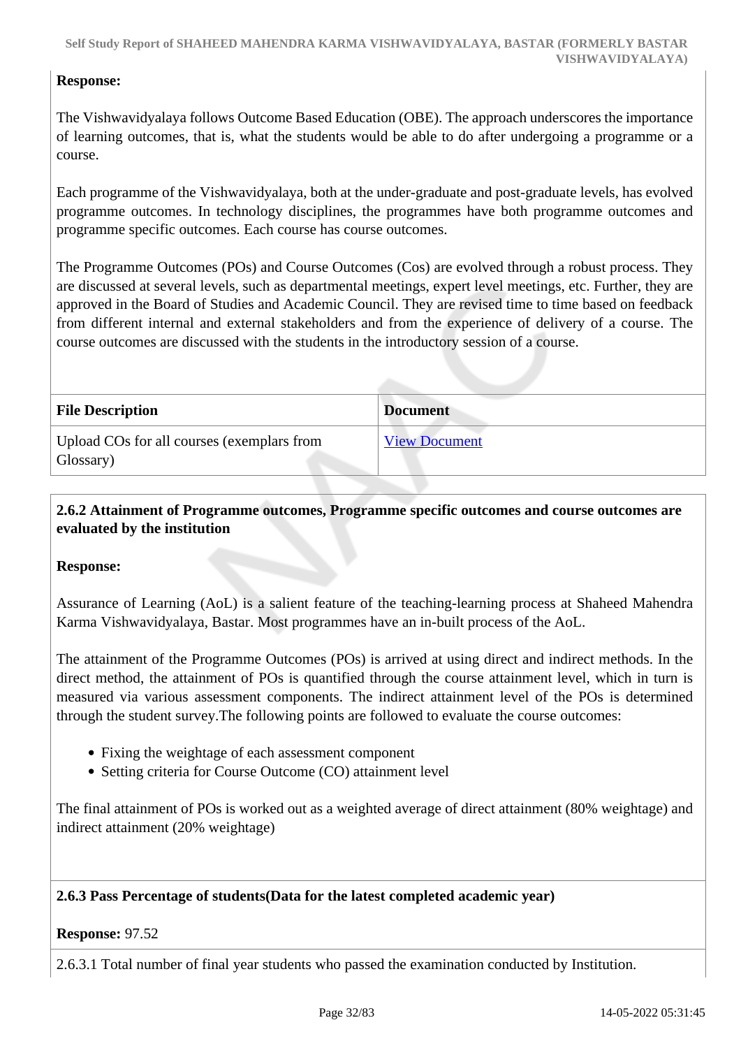**Response:**

The Vishwavidyalaya follows Outcome Based Education (OBE). The approach underscores the importance of learning outcomes, that is, what the students would be able to do after undergoing a programme or a course.

Each programme of the Vishwavidyalaya, both at the under-graduate and post-graduate levels, has evolved programme outcomes. In technology disciplines, the programmes have both programme outcomes and programme specific outcomes. Each course has course outcomes.

The Programme Outcomes (POs) and Course Outcomes (Cos) are evolved through a robust process. They are discussed at several levels, such as departmental meetings, expert level meetings, etc. Further, they are approved in the Board of Studies and Academic Council. They are revised time to time based on feedback from different internal and external stakeholders and from the experience of delivery of a course. The course outcomes are discussed with the students in the introductory session of a course.

| File Description | Document |
|---|---|
| Upload COs for all courses (exemplars from Glossary) | View Document |

**2.6.2 Attainment of Programme outcomes, Programme specific outcomes and course outcomes are evaluated by the institution**

**Response:**

Assurance of Learning (AoL) is a salient feature of the teaching-learning process at Shaheed Mahendra Karma Vishwavidyalaya, Bastar. Most programmes have an in-built process of the AoL.

The attainment of the Programme Outcomes (POs) is arrived at using direct and indirect methods. In the direct method, the attainment of POs is quantified through the course attainment level, which in turn is measured via various assessment components. The indirect attainment level of the POs is determined through the student survey.The following points are followed to evaluate the course outcomes:

- Fixing the weightage of each assessment component
- Setting criteria for Course Outcome (CO) attainment level

The final attainment of POs is worked out as a weighted average of direct attainment (80% weightage) and indirect attainment (20% weightage)

**2.6.3 Pass Percentage of students(Data for the latest completed academic year)**

**Response:** 97.52

2.6.3.1 Total number of final year students who passed the examination conducted by Institution.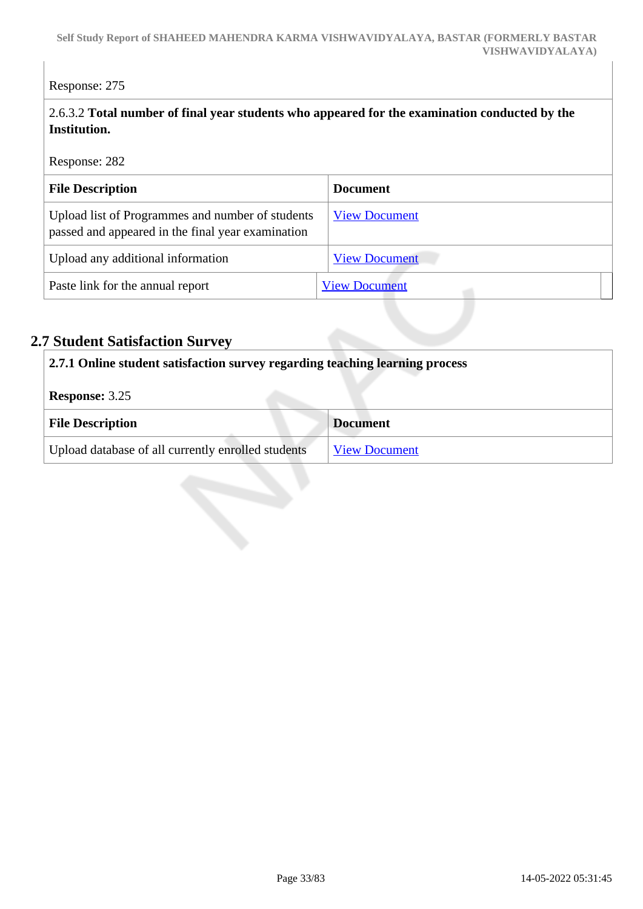Response: 275

2.6.3.2 **Total number of final year students who appeared for the examination conducted by the Institution.**

Response: 282

| File Description | Document |
|---|---|
| Upload list of Programmes and number of students passed and appeared in the final year examination | View Document |
| Upload any additional information | View Document |
| Paste link for the annual report | View Document |

## 2.7 Student Satisfaction Survey

**2.7.1 Online student satisfaction survey regarding teaching learning process**

**Response:** 3.25

| File Description | Document |
|---|---|
| Upload database of all currently enrolled students | View Document |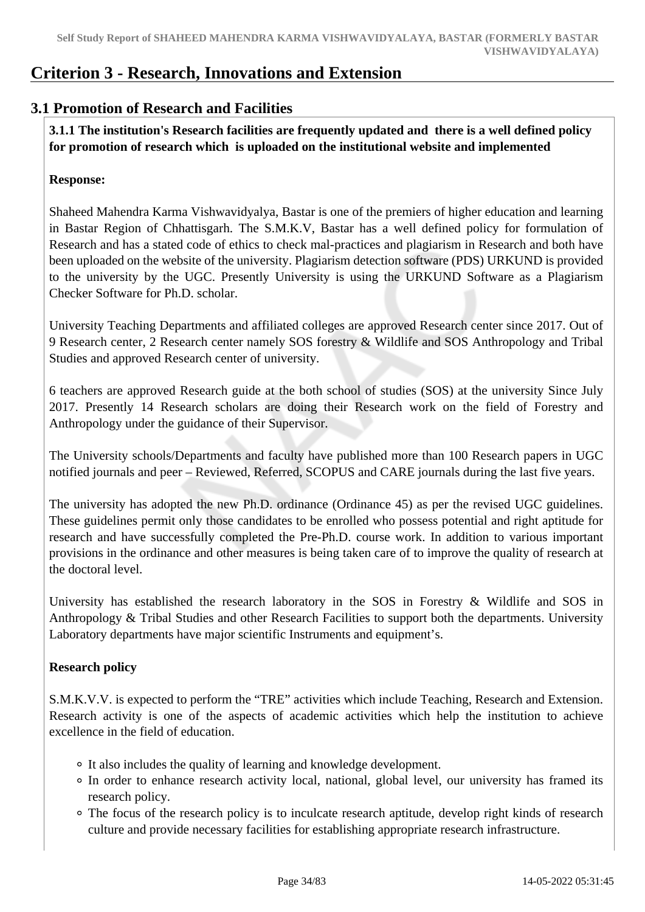# Criterion 3 - Research, Innovations and Extension

## 3.1 Promotion of Research and Facilities

**3.1.1 The institution's Research facilities are frequently updated and there is a well defined policy for promotion of research which is uploaded on the institutional website and implemented**

**Response:**

Shaheed Mahendra Karma Vishwavidyalya, Bastar is one of the premiers of higher education and learning in Bastar Region of Chhattisgarh. The S.M.K.V, Bastar has a well defined policy for formulation of Research and has a stated code of ethics to check mal-practices and plagiarism in Research and both have been uploaded on the website of the university. Plagiarism detection software (PDS) URKUND is provided to the university by the UGC. Presently University is using the URKUND Software as a Plagiarism Checker Software for Ph.D. scholar.

University Teaching Departments and affiliated colleges are approved Research center since 2017. Out of 9 Research center, 2 Research center namely SOS forestry & Wildlife and SOS Anthropology and Tribal Studies and approved Research center of university.

6 teachers are approved Research guide at the both school of studies (SOS) at the university Since July 2017. Presently 14 Research scholars are doing their Research work on the field of Forestry and Anthropology under the guidance of their Supervisor.

The University schools/Departments and faculty have published more than 100 Research papers in UGC notified journals and peer – Reviewed, Referred, SCOPUS and CARE journals during the last five years.

The university has adopted the new Ph.D. ordinance (Ordinance 45) as per the revised UGC guidelines. These guidelines permit only those candidates to be enrolled who possess potential and right aptitude for research and have successfully completed the Pre-Ph.D. course work. In addition to various important provisions in the ordinance and other measures is being taken care of to improve the quality of research at the doctoral level.

University has established the research laboratory in the SOS in Forestry & Wildlife and SOS in Anthropology & Tribal Studies and other Research Facilities to support both the departments. University Laboratory departments have major scientific Instruments and equipment's.

**Research policy**

S.M.K.V.V. is expected to perform the "TRE" activities which include Teaching, Research and Extension. Research activity is one of the aspects of academic activities which help the institution to achieve excellence in the field of education.

- It also includes the quality of learning and knowledge development.
- In order to enhance research activity local, national, global level, our university has framed its research policy.
- The focus of the research policy is to inculcate research aptitude, develop right kinds of research culture and provide necessary facilities for establishing appropriate research infrastructure.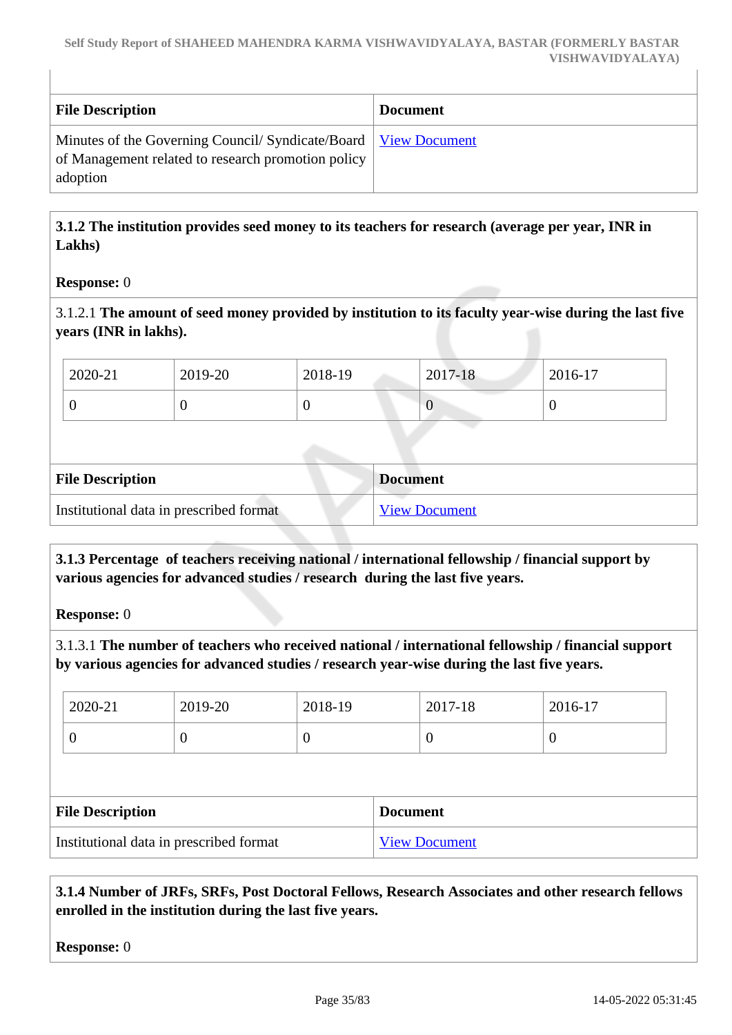| File Description | Document |
| --- | --- |
| Minutes of the Governing Council/ Syndicate/Board of Management related to research promotion policy adoption | View Document |

**3.1.2 The institution provides seed money to its teachers for research (average per year, INR in Lakhs)**

**Response:** 0

3.1.2.1 **The amount of seed money provided by institution to its faculty year-wise during the last five years (INR in lakhs).**

| 2020-21 | 2019-20 | 2018-19 | 2017-18 | 2016-17 |
| --- | --- | --- | --- | --- |
| 0 | 0 | 0 | 0 | 0 |

| File Description | Document |
| --- | --- |
| Institutional data in prescribed format | View Document |

**3.1.3 Percentage of teachers receiving national / international fellowship / financial support by various agencies for advanced studies / research during the last five years.**

**Response:** 0

3.1.3.1 **The number of teachers who received national / international fellowship / financial support by various agencies for advanced studies / research year-wise during the last five years.**

| 2020-21 | 2019-20 | 2018-19 | 2017-18 | 2016-17 |
| --- | --- | --- | --- | --- |
| 0 | 0 | 0 | 0 | 0 |

| File Description | Document |
| --- | --- |
| Institutional data in prescribed format | View Document |

**3.1.4 Number of JRFs, SRFs, Post Doctoral Fellows, Research Associates and other research fellows enrolled in the institution during the last five years.**

**Response:** 0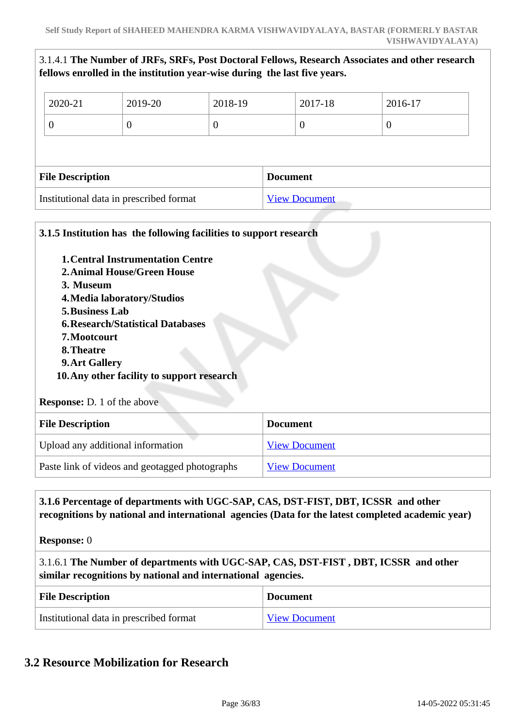3.1.4.1 **The Number of JRFs, SRFs, Post Doctoral Fellows, Research Associates and other research fellows enrolled in the institution year-wise during the last five years.**

| 2020-21 | 2019-20 | 2018-19 | 2017-18 | 2016-17 |
|---|---|---|---|---|
| 0 | 0 | 0 | 0 | 0 |

| File Description | Document |
|---|---|
| Institutional data in prescribed format | View Document |

**3.1.5 Institution has the following facilities to support research**

1. **Central Instrumentation Centre**
2. **Animal House/Green House**
3. **Museum**
4. **Media laboratory/Studios**
5. **Business Lab**
6. **Research/Statistical Databases**
7. **Mootcourt**
8. **Theatre**
9. **Art Gallery**
10. **Any other facility to support research**

**Response:** D. 1 of the above

| File Description | Document |
|---|---|
| Upload any additional information | View Document |
| Paste link of videos and geotagged photographs | View Document |

**3.1.6 Percentage of departments with UGC-SAP, CAS, DST-FIST, DBT, ICSSR and other recognitions by national and international agencies (Data for the latest completed academic year)**

**Response:** 0

3.1.6.1 **The Number of departments with UGC-SAP, CAS, DST-FIST , DBT, ICSSR and other similar recognitions by national and international agencies.**

| File Description | Document |
|---|---|
| Institutional data in prescribed format | View Document |

## 3.2 Resource Mobilization for Research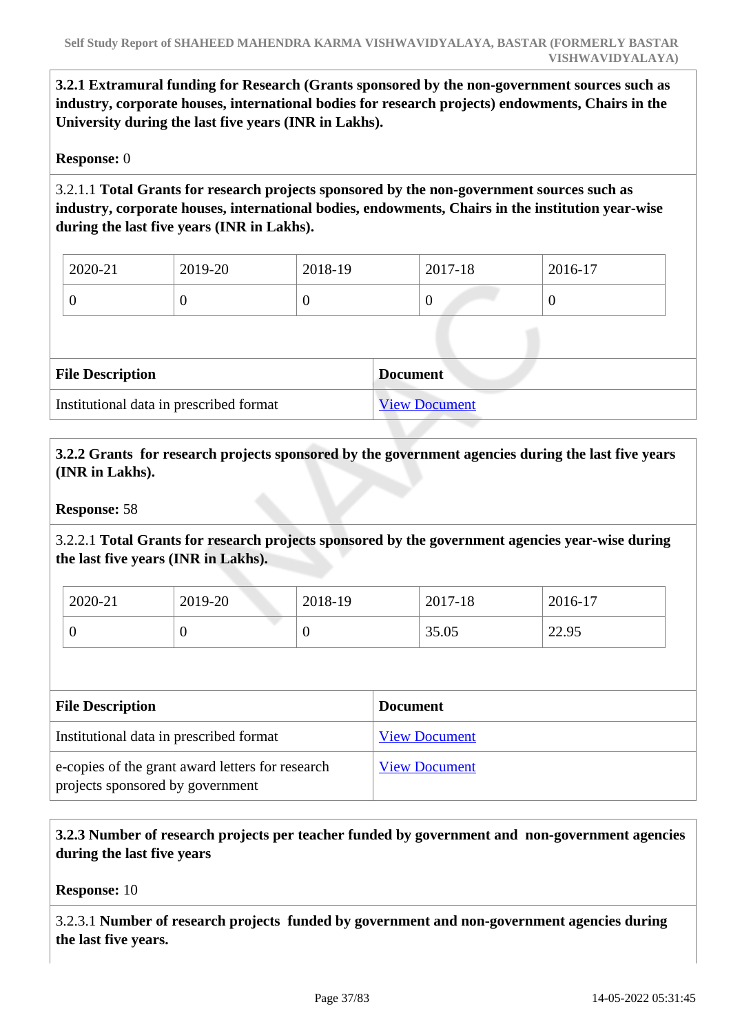**3.2.1 Extramural funding for Research (Grants sponsored by the non-government sources such as industry, corporate houses, international bodies for research projects) endowments, Chairs in the University during the last five years (INR in Lakhs).**

**Response:** 0

3.2.1.1 **Total Grants for research projects sponsored by the non-government sources such as industry, corporate houses, international bodies, endowments, Chairs in the institution year-wise during the last five years (INR in Lakhs).**

| 2020-21 | 2019-20 | 2018-19 | 2017-18 | 2016-17 |
|---|---|---|---|---|
| 0 | 0 | 0 | 0 | 0 |

| File Description | Document |
|---|---|
| Institutional data in prescribed format | View Document |

**3.2.2 Grants for research projects sponsored by the government agencies during the last five years (INR in Lakhs).**

**Response:** 58

3.2.2.1 **Total Grants for research projects sponsored by the government agencies year-wise during the last five years (INR in Lakhs).**

| 2020-21 | 2019-20 | 2018-19 | 2017-18 | 2016-17 |
|---|---|---|---|---|
| 0 | 0 | 0 | 35.05 | 22.95 |

| File Description | Document |
|---|---|
| Institutional data in prescribed format | View Document |
| e-copies of the grant award letters for research projects sponsored by government | View Document |

**3.2.3 Number of research projects per teacher funded by government and non-government agencies during the last five years**

**Response:** 10

3.2.3.1 **Number of research projects funded by government and non-government agencies during the last five years.**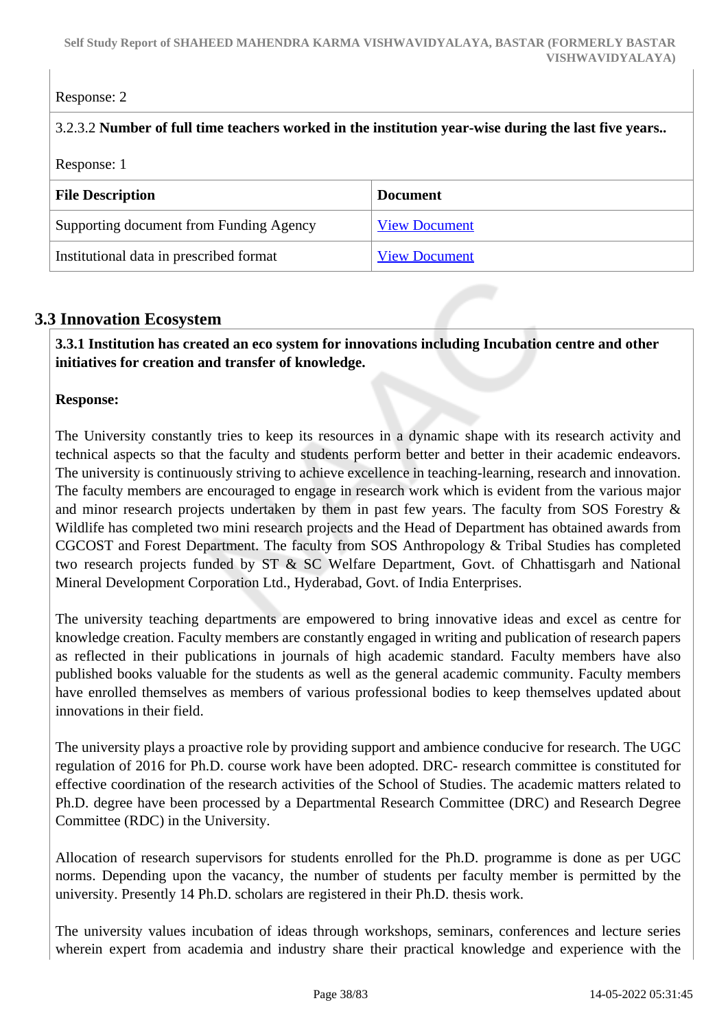Response: 2

3.2.3.2 **Number of full time teachers worked in the institution year-wise during the last five years..**

Response: 1

| File Description | Document |
|---|---|
| Supporting document from Funding Agency | View Document |
| Institutional data in prescribed format | View Document |

## 3.3 Innovation Ecosystem

**3.3.1 Institution has created an eco system for innovations including Incubation centre and other initiatives for creation and transfer of knowledge.**

**Response:**

The University constantly tries to keep its resources in a dynamic shape with its research activity and technical aspects so that the faculty and students perform better and better in their academic endeavors. The university is continuously striving to achieve excellence in teaching-learning, research and innovation. The faculty members are encouraged to engage in research work which is evident from the various major and minor research projects undertaken by them in past few years. The faculty from SOS Forestry & Wildlife has completed two mini research projects and the Head of Department has obtained awards from CGCOST and Forest Department. The faculty from SOS Anthropology & Tribal Studies has completed two research projects funded by ST & SC Welfare Department, Govt. of Chhattisgarh and National Mineral Development Corporation Ltd., Hyderabad, Govt. of India Enterprises.

The university teaching departments are empowered to bring innovative ideas and excel as centre for knowledge creation. Faculty members are constantly engaged in writing and publication of research papers as reflected in their publications in journals of high academic standard. Faculty members have also published books valuable for the students as well as the general academic community. Faculty members have enrolled themselves as members of various professional bodies to keep themselves updated about innovations in their field.

The university plays a proactive role by providing support and ambience conducive for research. The UGC regulation of 2016 for Ph.D. course work have been adopted. DRC- research committee is constituted for effective coordination of the research activities of the School of Studies. The academic matters related to Ph.D. degree have been processed by a Departmental Research Committee (DRC) and Research Degree Committee (RDC) in the University.

Allocation of research supervisors for students enrolled for the Ph.D. programme is done as per UGC norms. Depending upon the vacancy, the number of students per faculty member is permitted by the university. Presently 14 Ph.D. scholars are registered in their Ph.D. thesis work.

The university values incubation of ideas through workshops, seminars, conferences and lecture series wherein expert from academia and industry share their practical knowledge and experience with the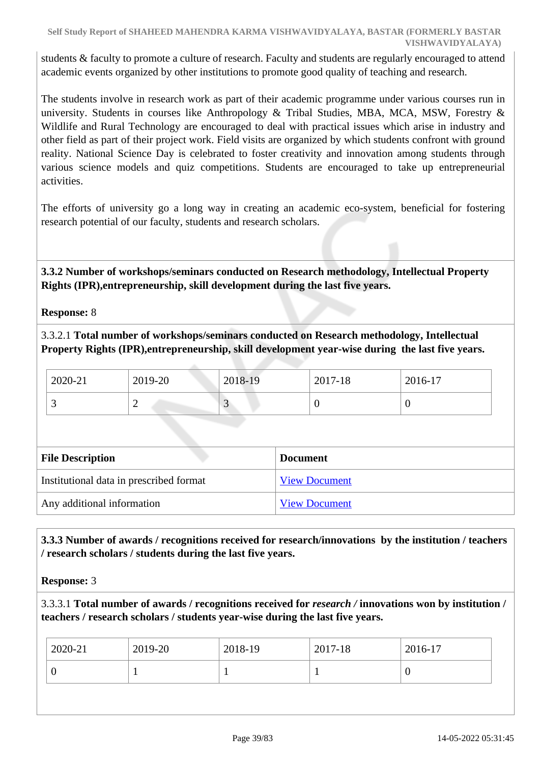students & faculty to promote a culture of research. Faculty and students are regularly encouraged to attend academic events organized by other institutions to promote good quality of teaching and research.

The students involve in research work as part of their academic programme under various courses run in university. Students in courses like Anthropology & Tribal Studies, MBA, MCA, MSW, Forestry & Wildlife and Rural Technology are encouraged to deal with practical issues which arise in industry and other field as part of their project work. Field visits are organized by which students confront with ground reality. National Science Day is celebrated to foster creativity and innovation among students through various science models and quiz competitions. Students are encouraged to take up entrepreneurial activities.

The efforts of university go a long way in creating an academic eco-system, beneficial for fostering research potential of our faculty, students and research scholars.

**3.3.2 Number of workshops/seminars conducted on Research methodology, Intellectual Property Rights (IPR),entrepreneurship, skill development during the last five years.**

**Response:** 8

3.3.2.1 **Total number of workshops/seminars conducted on Research methodology, Intellectual Property Rights (IPR),entrepreneurship, skill development year-wise during the last five years.**

| 2020-21 | 2019-20 | 2018-19 | 2017-18 | 2016-17 |
|---|---|---|---|---|
| 3 | 2 | 3 | 0 | 0 |

| File Description | Document |
|---|---|
| Institutional data in prescribed format | View Document |
| Any additional information | View Document |

**3.3.3 Number of awards / recognitions received for research/innovations by the institution / teachers / research scholars / students during the last five years.**

**Response:** 3

3.3.3.1 **Total number of awards / recognitions received for *research /* innovations won by institution / teachers / research scholars / students year-wise during the last five years.**

| 2020-21 | 2019-20 | 2018-19 | 2017-18 | 2016-17 |
|---|---|---|---|---|
| 0 | 1 | 1 | 1 | 0 |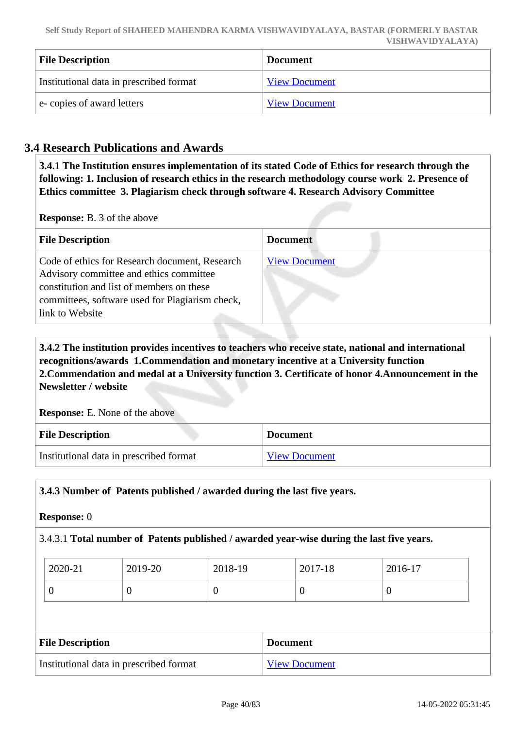| File Description | Document |
|---|---|
| Institutional data in prescribed format | View Document |
| e- copies of award letters | View Document |

## 3.4 Research Publications and Awards

**3.4.1 The Institution ensures implementation of its stated Code of Ethics for research through the following: 1. Inclusion of research ethics in the research methodology course work 2. Presence of Ethics committee 3. Plagiarism check through software 4. Research Advisory Committee**

**Response:** B. 3 of the above

| File Description | Document |
|---|---|
| Code of ethics for Research document, Research Advisory committee and ethics committee constitution and list of members on these committees, software used for Plagiarism check, link to Website | View Document |

**3.4.2 The institution provides incentives to teachers who receive state, national and international recognitions/awards 1.Commendation and monetary incentive at a University function 2.Commendation and medal at a University function 3. Certificate of honor 4.Announcement in the Newsletter / website**

**Response:** E. None of the above

| File Description | Document |
|---|---|
| Institutional data in prescribed format | View Document |

**3.4.3 Number of Patents published / awarded during the last five years.**

**Response:** 0

3.4.3.1 **Total number of Patents published / awarded year-wise during the last five years.**

| 2020-21 | 2019-20 | 2018-19 | 2017-18 | 2016-17 |
|---|---|---|---|---|
| 0 | 0 | 0 | 0 | 0 |

| File Description | Document |
|---|---|
| Institutional data in prescribed format | View Document |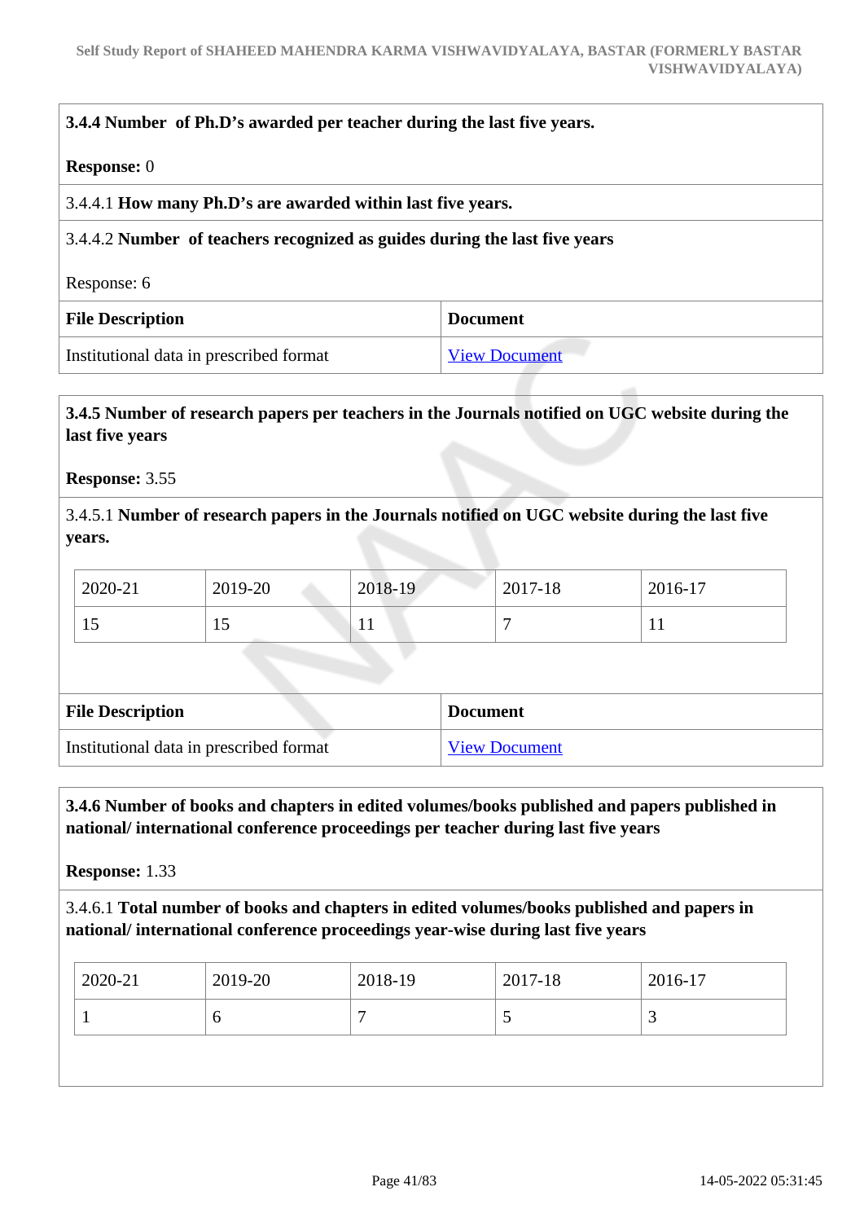**3.4.4 Number of Ph.D's awarded per teacher during the last five years.**

**Response:** 0

3.4.4.1 **How many Ph.D's are awarded within last five years.**

3.4.4.2 **Number of teachers recognized as guides during the last five years**

Response: 6

| File Description | Document |
|---|---|
| Institutional data in prescribed format | View Document |

**3.4.5 Number of research papers per teachers in the Journals notified on UGC website during the last five years**

**Response:** 3.55

3.4.5.1 **Number of research papers in the Journals notified on UGC website during the last five years.**

| 2020-21 | 2019-20 | 2018-19 | 2017-18 | 2016-17 |
|---|---|---|---|---|
| 15 | 15 | 11 | 7 | 11 |

| File Description | Document |
|---|---|
| Institutional data in prescribed format | View Document |

**3.4.6 Number of books and chapters in edited volumes/books published and papers published in national/ international conference proceedings per teacher during last five years**

**Response:** 1.33

3.4.6.1 **Total number of books and chapters in edited volumes/books published and papers in national/ international conference proceedings year-wise during last five years**

| 2020-21 | 2019-20 | 2018-19 | 2017-18 | 2016-17 |
|---|---|---|---|---|
| 1 | 6 | 7 | 5 | 3 |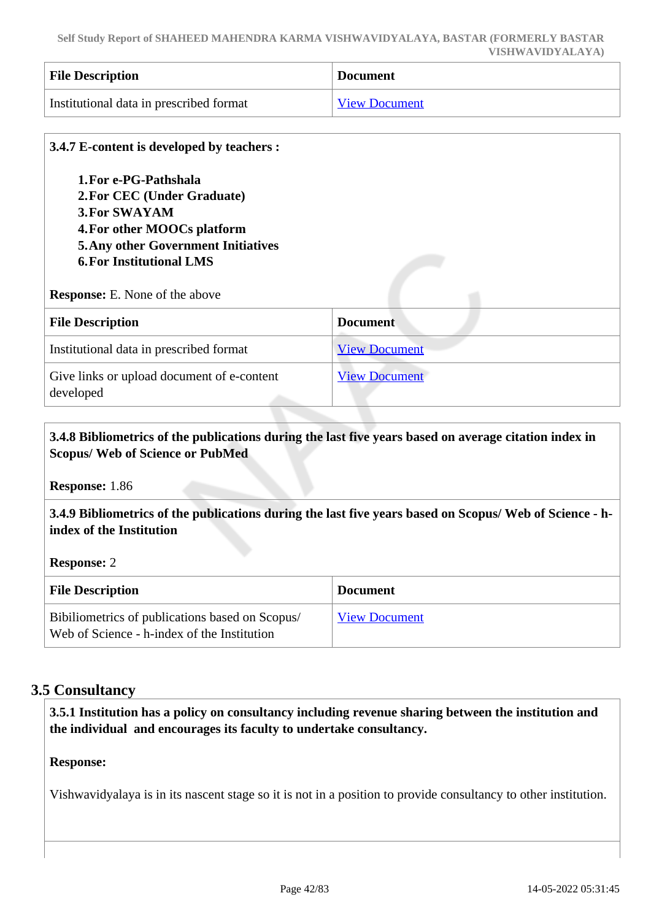| File Description | Document |
|---|---|
| Institutional data in prescribed format | View Document |

**3.4.7 E-content is developed by teachers :**

1. **For e-PG-Pathshala**
2. **For CEC (Under Graduate)**
3. **For SWAYAM**
4. **For other MOOCs platform**
5. **Any other Government Initiatives**
6. **For Institutional LMS**

**Response:** E. None of the above

| File Description | Document |
|---|---|
| Institutional data in prescribed format | View Document |
| Give links or upload document of e-content developed | View Document |

**3.4.8 Bibliometrics of the publications during the last five years based on average citation index in Scopus/ Web of Science or PubMed**

**Response:** 1.86

**3.4.9 Bibliometrics of the publications during the last five years based on Scopus/ Web of Science - h-index of the Institution**

**Response:** 2

| File Description | Document |
|---|---|
| Bibiliometrics of publications based on Scopus/ Web of Science - h-index of the Institution | View Document |

## 3.5 Consultancy

**3.5.1 Institution has a policy on consultancy including revenue sharing between the institution and the individual and encourages its faculty to undertake consultancy.**

**Response:**

Vishwavidyalaya is in its nascent stage so it is not in a position to provide consultancy to other institution.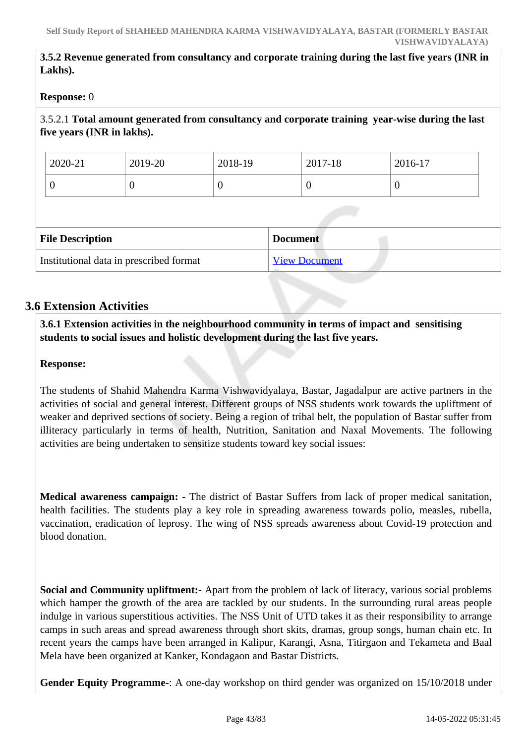**3.5.2 Revenue generated from consultancy and corporate training during the last five years (INR in Lakhs).**

**Response:** 0

3.5.2.1 **Total amount generated from consultancy and corporate training year-wise during the last five years (INR in lakhs).**

| 2020-21 | 2019-20 | 2018-19 | 2017-18 | 2016-17 |
|---|---|---|---|---|
| 0 | 0 | 0 | 0 | 0 |

| File Description | Document |
|---|---|
| Institutional data in prescribed format | View Document |

## 3.6 Extension Activities

**3.6.1 Extension activities in the neighbourhood community in terms of impact and sensitising students to social issues and holistic development during the last five years.**

**Response:**

The students of Shahid Mahendra Karma Vishwavidyalaya, Bastar, Jagadalpur are active partners in the activities of social and general interest. Different groups of NSS students work towards the upliftment of weaker and deprived sections of society. Being a region of tribal belt, the population of Bastar suffer from illiteracy particularly in terms of health, Nutrition, Sanitation and Naxal Movements. The following activities are being undertaken to sensitize students toward key social issues:

**Medical awareness campaign: -** The district of Bastar Suffers from lack of proper medical sanitation, health facilities. The students play a key role in spreading awareness towards polio, measles, rubella, vaccination, eradication of leprosy. The wing of NSS spreads awareness about Covid-19 protection and blood donation.

**Social and Community upliftment:-** Apart from the problem of lack of literacy, various social problems which hamper the growth of the area are tackled by our students. In the surrounding rural areas people indulge in various superstitious activities. The NSS Unit of UTD takes it as their responsibility to arrange camps in such areas and spread awareness through short skits, dramas, group songs, human chain etc. In recent years the camps have been arranged in Kalipur, Karangi, Asna, Titirgaon and Tekameta and Baal Mela have been organized at Kanker, Kondagaon and Bastar Districts.

**Gender Equity Programme**-: A one-day workshop on third gender was organized on 15/10/2018 under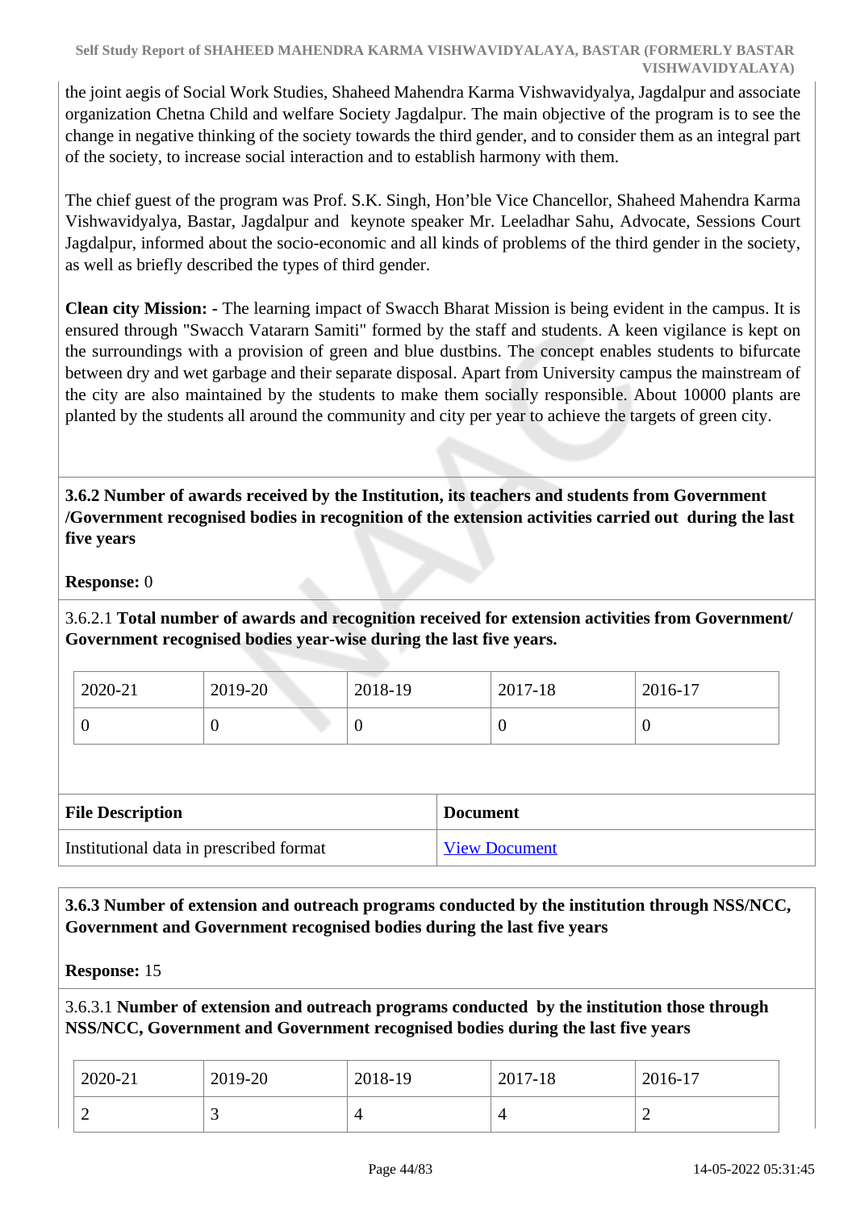the joint aegis of Social Work Studies, Shaheed Mahendra Karma Vishwavidyalya, Jagdalpur and associate organization Chetna Child and welfare Society Jagdalpur. The main objective of the program is to see the change in negative thinking of the society towards the third gender, and to consider them as an integral part of the society, to increase social interaction and to establish harmony with them.

The chief guest of the program was Prof. S.K. Singh, Hon'ble Vice Chancellor, Shaheed Mahendra Karma Vishwavidyalya, Bastar, Jagdalpur and keynote speaker Mr. Leeladhar Sahu, Advocate, Sessions Court Jagdalpur, informed about the socio-economic and all kinds of problems of the third gender in the society, as well as briefly described the types of third gender.

**Clean city Mission: -** The learning impact of Swacch Bharat Mission is being evident in the campus. It is ensured through "Swacch Vatararn Samiti" formed by the staff and students. A keen vigilance is kept on the surroundings with a provision of green and blue dustbins. The concept enables students to bifurcate between dry and wet garbage and their separate disposal. Apart from University campus the mainstream of the city are also maintained by the students to make them socially responsible. About 10000 plants are planted by the students all around the community and city per year to achieve the targets of green city.

**3.6.2 Number of awards received by the Institution, its teachers and students from Government /Government recognised bodies in recognition of the extension activities carried out during the last five years**

**Response:** 0

3.6.2.1 **Total number of awards and recognition received for extension activities from Government/ Government recognised bodies year-wise during the last five years.**

| 2020-21 | 2019-20 | 2018-19 | 2017-18 | 2016-17 |
|---|---|---|---|---|
| 0 | 0 | 0 | 0 | 0 |

| File Description | Document |
|---|---|
| Institutional data in prescribed format | View Document |

**3.6.3 Number of extension and outreach programs conducted by the institution through NSS/NCC, Government and Government recognised bodies during the last five years**

**Response:** 15

3.6.3.1 **Number of extension and outreach programs conducted by the institution those through NSS/NCC, Government and Government recognised bodies during the last five years**

| 2020-21 | 2019-20 | 2018-19 | 2017-18 | 2016-17 |
|---|---|---|---|---|
| 2 | 3 | 4 | 4 | 2 |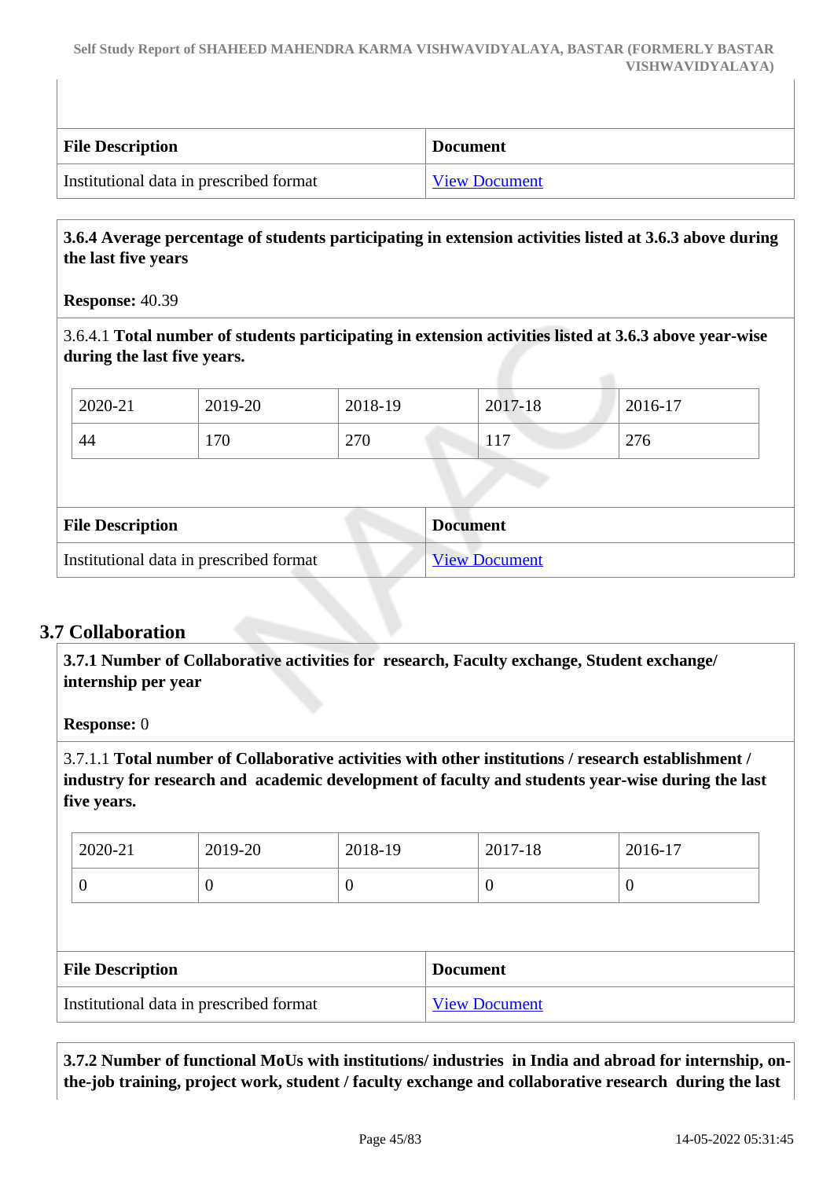| File Description | Document |
|---|---|
| Institutional data in prescribed format | View Document |

**3.6.4 Average percentage of students participating in extension activities listed at 3.6.3 above during the last five years**

**Response:** 40.39

3.6.4.1 **Total number of students participating in extension activities listed at 3.6.3 above year-wise during the last five years.**

| 2020-21 | 2019-20 | 2018-19 | 2017-18 | 2016-17 |
|---|---|---|---|---|
| 44 | 170 | 270 | 117 | 276 |

| File Description | Document |
|---|---|
| Institutional data in prescribed format | View Document |

## 3.7 Collaboration

**3.7.1 Number of Collaborative activities for research, Faculty exchange, Student exchange/ internship per year**

**Response:** 0

3.7.1.1 **Total number of Collaborative activities with other institutions / research establishment / industry for research and academic development of faculty and students year-wise during the last five years.**

| 2020-21 | 2019-20 | 2018-19 | 2017-18 | 2016-17 |
|---|---|---|---|---|
| 0 | 0 | 0 | 0 | 0 |

| File Description | Document |
|---|---|
| Institutional data in prescribed format | View Document |

**3.7.2 Number of functional MoUs with institutions/ industries in India and abroad for internship, on-the-job training, project work, student / faculty exchange and collaborative research during the last**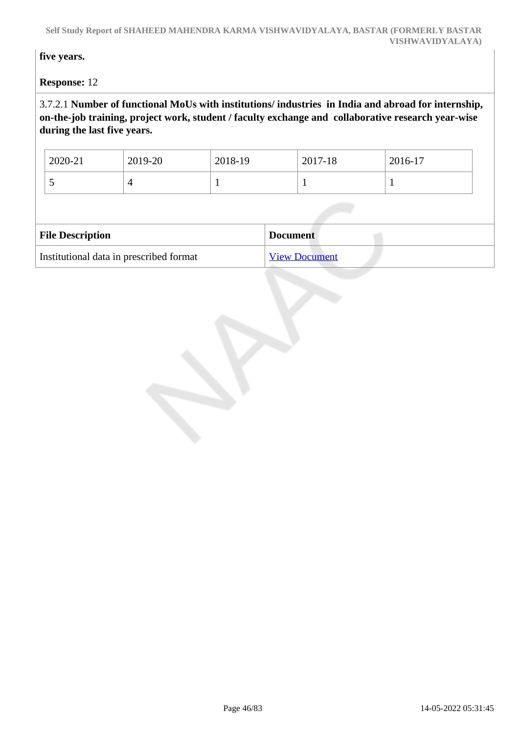**five years.**

**Response:** 12

3.7.2.1 **Number of functional MoUs with institutions/ industries in India and abroad for internship, on-the-job training, project work, student / faculty exchange and collaborative research year-wise during the last five years.**

| 2020-21 | 2019-20 | 2018-19 | 2017-18 | 2016-17 |
|---|---|---|---|---|
| 5 | 4 | 1 | 1 | 1 |

| File Description | Document |
|---|---|
| Institutional data in prescribed format | View Document |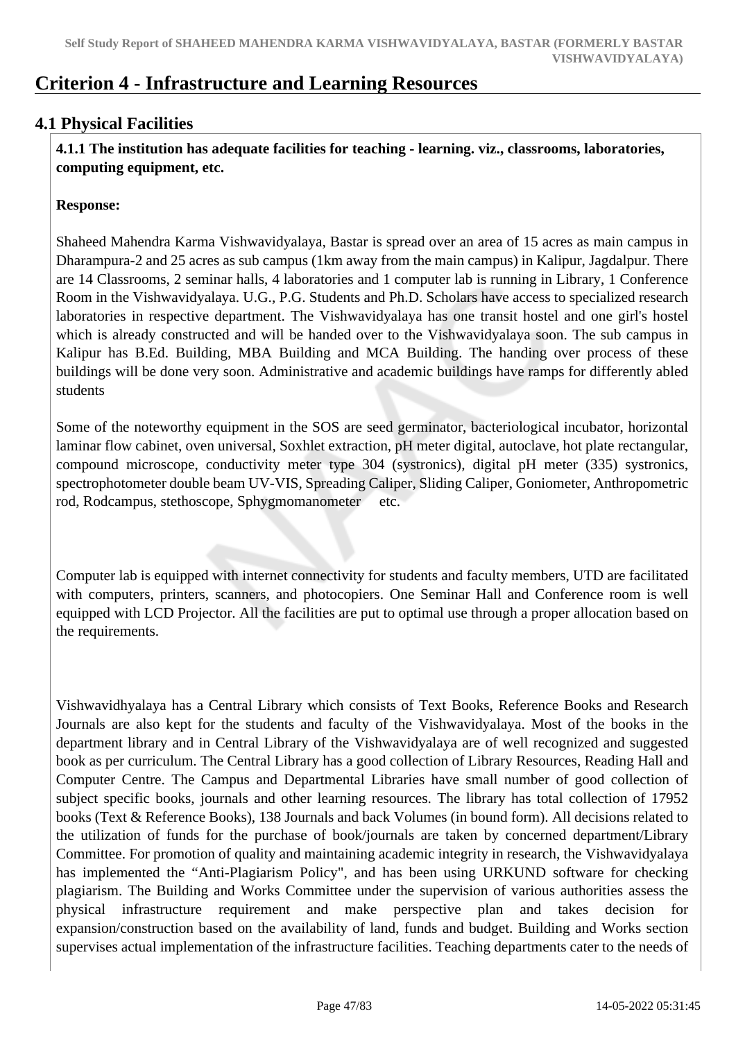# Criterion 4 - Infrastructure and Learning Resources

## 4.1 Physical Facilities

**4.1.1 The institution has adequate facilities for teaching - learning. viz., classrooms, laboratories, computing equipment, etc.**

**Response:**

Shaheed Mahendra Karma Vishwavidyalaya, Bastar is spread over an area of 15 acres as main campus in Dharampura-2 and 25 acres as sub campus (1km away from the main campus) in Kalipur, Jagdalpur. There are 14 Classrooms, 2 seminar halls, 4 laboratories and 1 computer lab is running in Library, 1 Conference Room in the Vishwavidyalaya. U.G., P.G. Students and Ph.D. Scholars have access to specialized research laboratories in respective department. The Vishwavidyalaya has one transit hostel and one girl's hostel which is already constructed and will be handed over to the Vishwavidyalaya soon. The sub campus in Kalipur has B.Ed. Building, MBA Building and MCA Building. The handing over process of these buildings will be done very soon. Administrative and academic buildings have ramps for differently abled students

Some of the noteworthy equipment in the SOS are seed germinator, bacteriological incubator, horizontal laminar flow cabinet, oven universal, Soxhlet extraction, pH meter digital, autoclave, hot plate rectangular, compound microscope, conductivity meter type 304 (systronics), digital pH meter (335) systronics, spectrophotometer double beam UV-VIS, Spreading Caliper, Sliding Caliper, Goniometer, Anthropometric rod, Rodcampus, stethoscope, Sphygmomanometer etc.

Computer lab is equipped with internet connectivity for students and faculty members, UTD are facilitated with computers, printers, scanners, and photocopiers. One Seminar Hall and Conference room is well equipped with LCD Projector. All the facilities are put to optimal use through a proper allocation based on the requirements.

Vishwavidhyalaya has a Central Library which consists of Text Books, Reference Books and Research Journals are also kept for the students and faculty of the Vishwavidyalaya. Most of the books in the department library and in Central Library of the Vishwavidyalaya are of well recognized and suggested book as per curriculum. The Central Library has a good collection of Library Resources, Reading Hall and Computer Centre. The Campus and Departmental Libraries have small number of good collection of subject specific books, journals and other learning resources. The library has total collection of 17952 books (Text & Reference Books), 138 Journals and back Volumes (in bound form). All decisions related to the utilization of funds for the purchase of book/journals are taken by concerned department/Library Committee. For promotion of quality and maintaining academic integrity in research, the Vishwavidyalaya has implemented the "Anti-Plagiarism Policy", and has been using URKUND software for checking plagiarism. The Building and Works Committee under the supervision of various authorities assess the physical infrastructure requirement and make perspective plan and takes decision for expansion/construction based on the availability of land, funds and budget. Building and Works section supervises actual implementation of the infrastructure facilities. Teaching departments cater to the needs of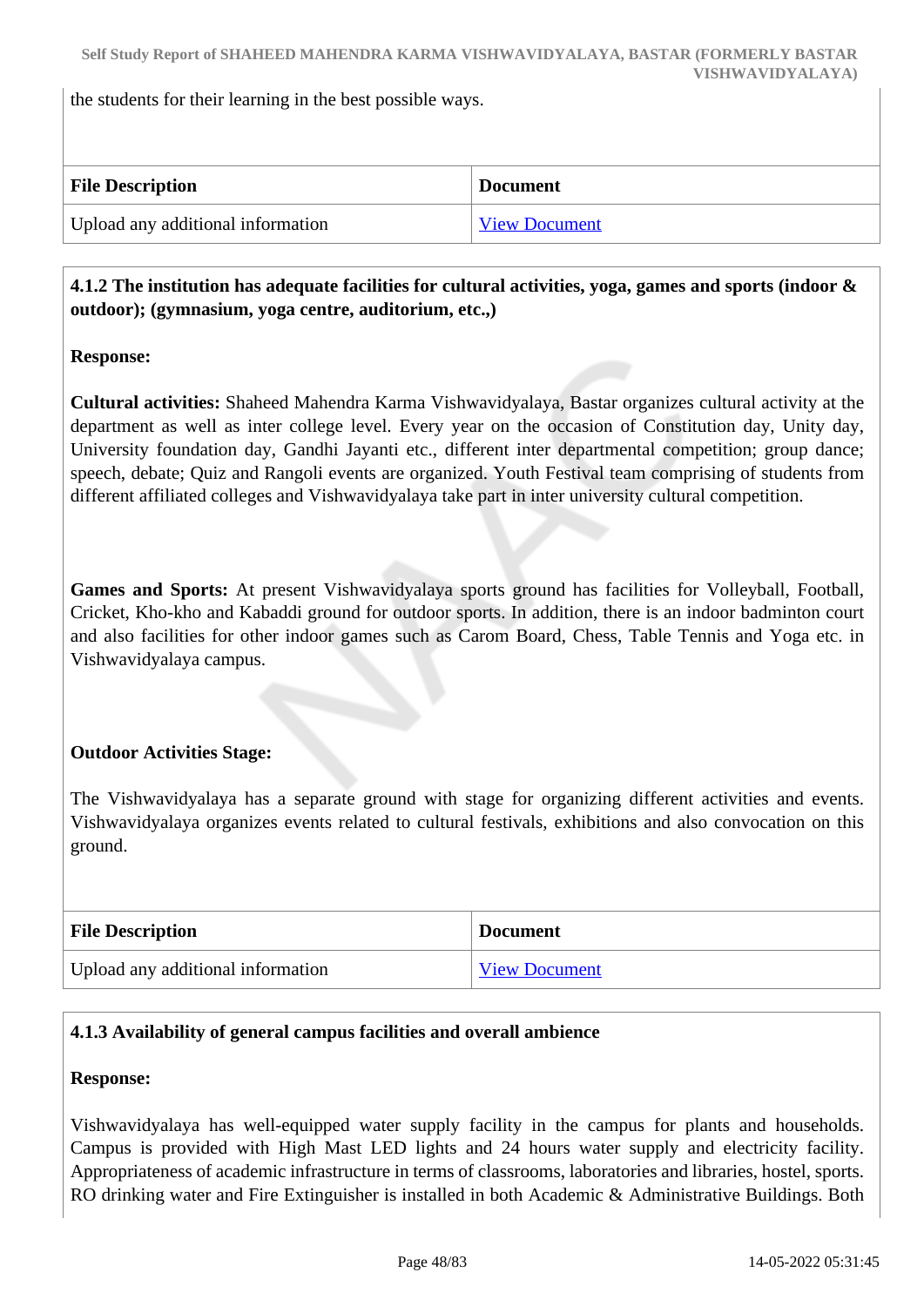the students for their learning in the best possible ways.

| File Description | Document |
|---|---|
| Upload any additional information | View Document |

**4.1.2 The institution has adequate facilities for cultural activities, yoga, games and sports (indoor & outdoor); (gymnasium, yoga centre, auditorium, etc.,)**

**Response:**

**Cultural activities:** Shaheed Mahendra Karma Vishwavidyalaya, Bastar organizes cultural activity at the department as well as inter college level. Every year on the occasion of Constitution day, Unity day, University foundation day, Gandhi Jayanti etc., different inter departmental competition; group dance; speech, debate; Quiz and Rangoli events are organized. Youth Festival team comprising of students from different affiliated colleges and Vishwavidyalaya take part in inter university cultural competition.

**Games and Sports:** At present Vishwavidyalaya sports ground has facilities for Volleyball, Football, Cricket, Kho-kho and Kabaddi ground for outdoor sports. In addition, there is an indoor badminton court and also facilities for other indoor games such as Carom Board, Chess, Table Tennis and Yoga etc. in Vishwavidyalaya campus.

**Outdoor Activities Stage:**

The Vishwavidyalaya has a separate ground with stage for organizing different activities and events. Vishwavidyalaya organizes events related to cultural festivals, exhibitions and also convocation on this ground.

| File Description | Document |
|---|---|
| Upload any additional information | View Document |

**4.1.3 Availability of general campus facilities and overall ambience**

**Response:**

Vishwavidyalaya has well-equipped water supply facility in the campus for plants and households. Campus is provided with High Mast LED lights and 24 hours water supply and electricity facility. Appropriateness of academic infrastructure in terms of classrooms, laboratories and libraries, hostel, sports. RO drinking water and Fire Extinguisher is installed in both Academic & Administrative Buildings. Both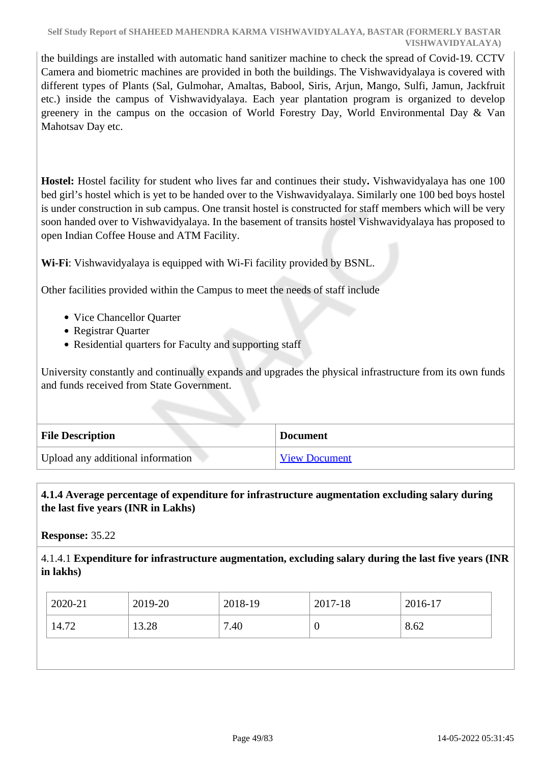the buildings are installed with automatic hand sanitizer machine to check the spread of Covid-19. CCTV Camera and biometric machines are provided in both the buildings. The Vishwavidyalaya is covered with different types of Plants (Sal, Gulmohar, Amaltas, Babool, Siris, Arjun, Mango, Sulfi, Jamun, Jackfruit etc.) inside the campus of Vishwavidyalaya. Each year plantation program is organized to develop greenery in the campus on the occasion of World Forestry Day, World Environmental Day & Van Mahotsav Day etc.

**Hostel:** Hostel facility for student who lives far and continues their study**.** Vishwavidyalaya has one 100 bed girl's hostel which is yet to be handed over to the Vishwavidyalaya. Similarly one 100 bed boys hostel is under construction in sub campus. One transit hostel is constructed for staff members which will be very soon handed over to Vishwavidyalaya. In the basement of transits hostel Vishwavidyalaya has proposed to open Indian Coffee House and ATM Facility.

**Wi-Fi**: Vishwavidyalaya is equipped with Wi-Fi facility provided by BSNL.

Other facilities provided within the Campus to meet the needs of staff include

- Vice Chancellor Quarter
- Registrar Quarter
- Residential quarters for Faculty and supporting staff

University constantly and continually expands and upgrades the physical infrastructure from its own funds and funds received from State Government.

| File Description | Document |
|---|---|
| Upload any additional information | View Document |

**4.1.4 Average percentage of expenditure for infrastructure augmentation excluding salary during the last five years (INR in Lakhs)**

**Response:** 35.22

4.1.4.1 **Expenditure for infrastructure augmentation, excluding salary during the last five years (INR in lakhs)**

| 2020-21 | 2019-20 | 2018-19 | 2017-18 | 2016-17 |
|---|---|---|---|---|
| 14.72 | 13.28 | 7.40 | 0 | 8.62 |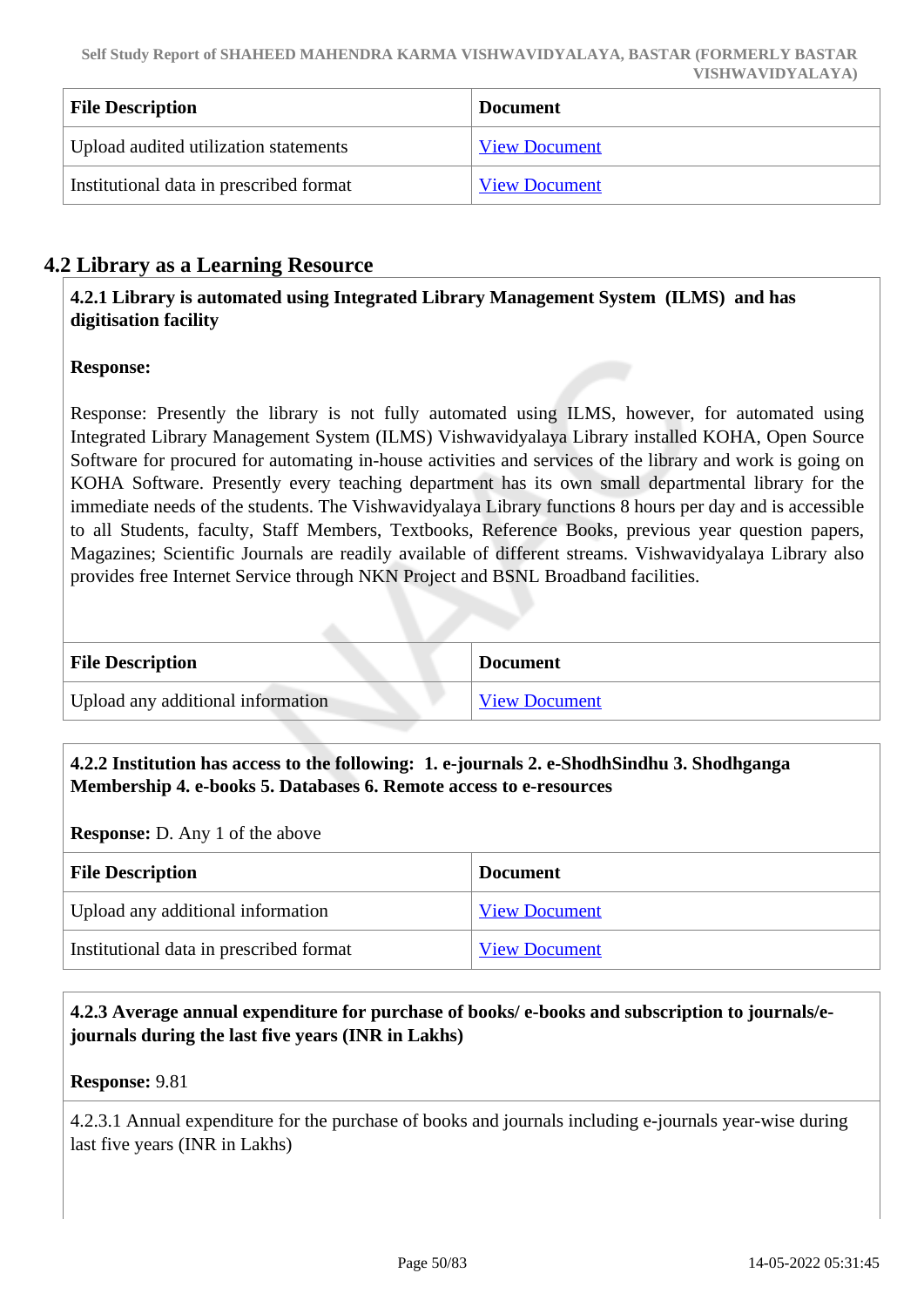| File Description | Document |
| --- | --- |
| Upload audited utilization statements | View Document |
| Institutional data in prescribed format | View Document |

## 4.2 Library as a Learning Resource

**4.2.1 Library is automated using Integrated Library Management System (ILMS) and has digitisation facility**

**Response:**

Response: Presently the library is not fully automated using ILMS, however, for automated using Integrated Library Management System (ILMS) Vishwavidyalaya Library installed KOHA, Open Source Software for procured for automating in-house activities and services of the library and work is going on KOHA Software. Presently every teaching department has its own small departmental library for the immediate needs of the students. The Vishwavidyalaya Library functions 8 hours per day and is accessible to all Students, faculty, Staff Members, Textbooks, Reference Books, previous year question papers, Magazines; Scientific Journals are readily available of different streams. Vishwavidyalaya Library also provides free Internet Service through NKN Project and BSNL Broadband facilities.

| File Description | Document |
| --- | --- |
| Upload any additional information | View Document |

**4.2.2 Institution has access to the following: 1. e-journals 2. e-ShodhSindhu 3. Shodhganga Membership 4. e-books 5. Databases 6. Remote access to e-resources**

**Response:** D. Any 1 of the above

| File Description | Document |
| --- | --- |
| Upload any additional information | View Document |
| Institutional data in prescribed format | View Document |

**4.2.3 Average annual expenditure for purchase of books/ e-books and subscription to journals/e-journals during the last five years (INR in Lakhs)**

**Response:** 9.81

4.2.3.1 Annual expenditure for the purchase of books and journals including e-journals year-wise during last five years (INR in Lakhs)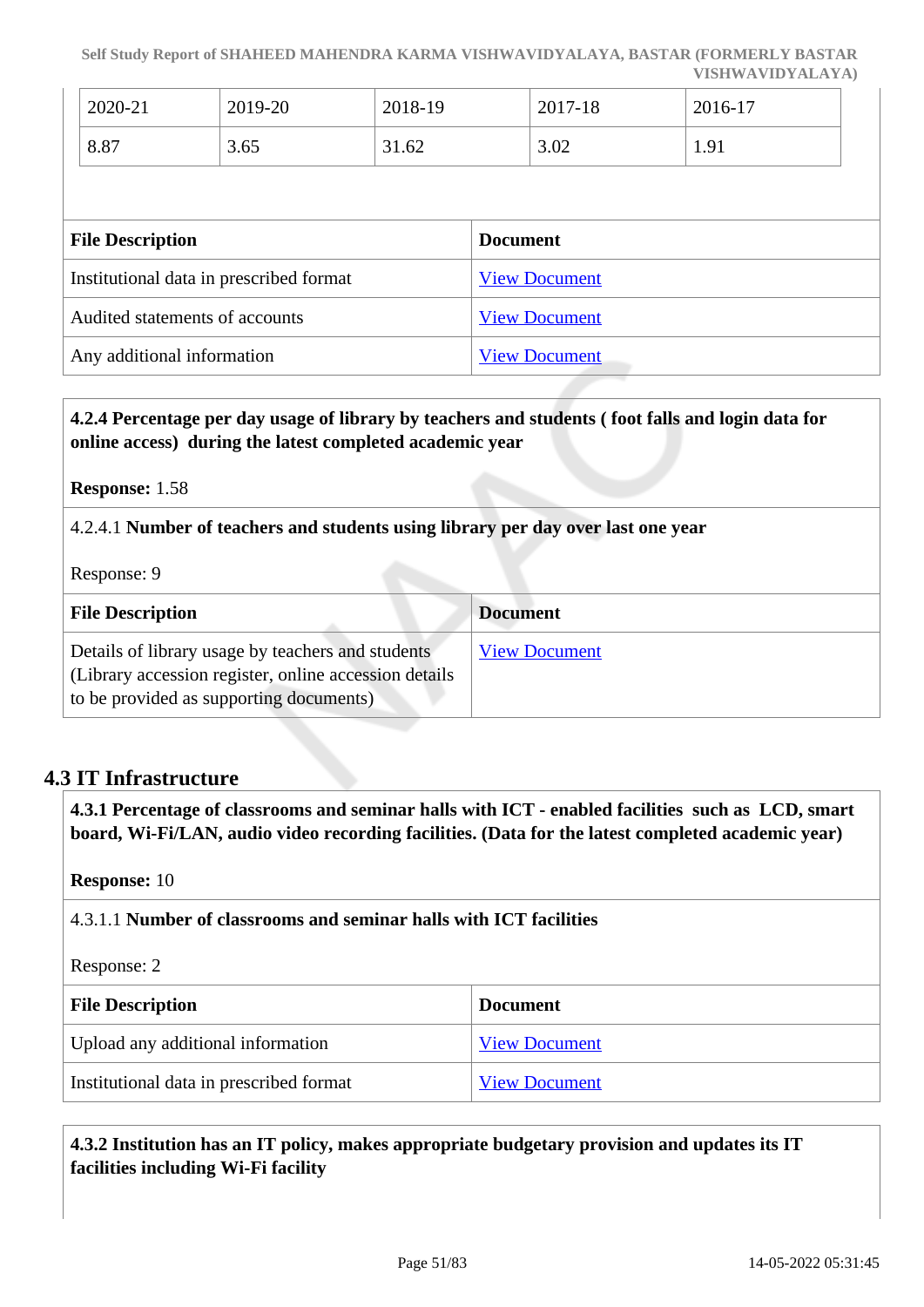| 2020-21 | 2019-20 | 2018-19 | 2017-18 | 2016-17 |
|---|---|---|---|---|
| 8.87 | 3.65 | 31.62 | 3.02 | 1.91 |

| File Description | Document |
|---|---|
| Institutional data in prescribed format | View Document |
| Audited statements of accounts | View Document |
| Any additional information | View Document |

**4.2.4 Percentage per day usage of library by teachers and students ( foot falls and login data for online access) during the latest completed academic year**

**Response:** 1.58

4.2.4.1 **Number of teachers and students using library per day over last one year**

Response: 9

| File Description | Document |
|---|---|
| Details of library usage by teachers and students (Library accession register, online accession details to be provided as supporting documents) | View Document |

## 4.3 IT Infrastructure

**4.3.1 Percentage of classrooms and seminar halls with ICT - enabled facilities such as LCD, smart board, Wi-Fi/LAN, audio video recording facilities. (Data for the latest completed academic year)**

**Response:** 10

4.3.1.1 **Number of classrooms and seminar halls with ICT facilities**

Response: 2

| File Description | Document |
|---|---|
| Upload any additional information | View Document |
| Institutional data in prescribed format | View Document |

**4.3.2 Institution has an IT policy, makes appropriate budgetary provision and updates its IT facilities including Wi-Fi facility**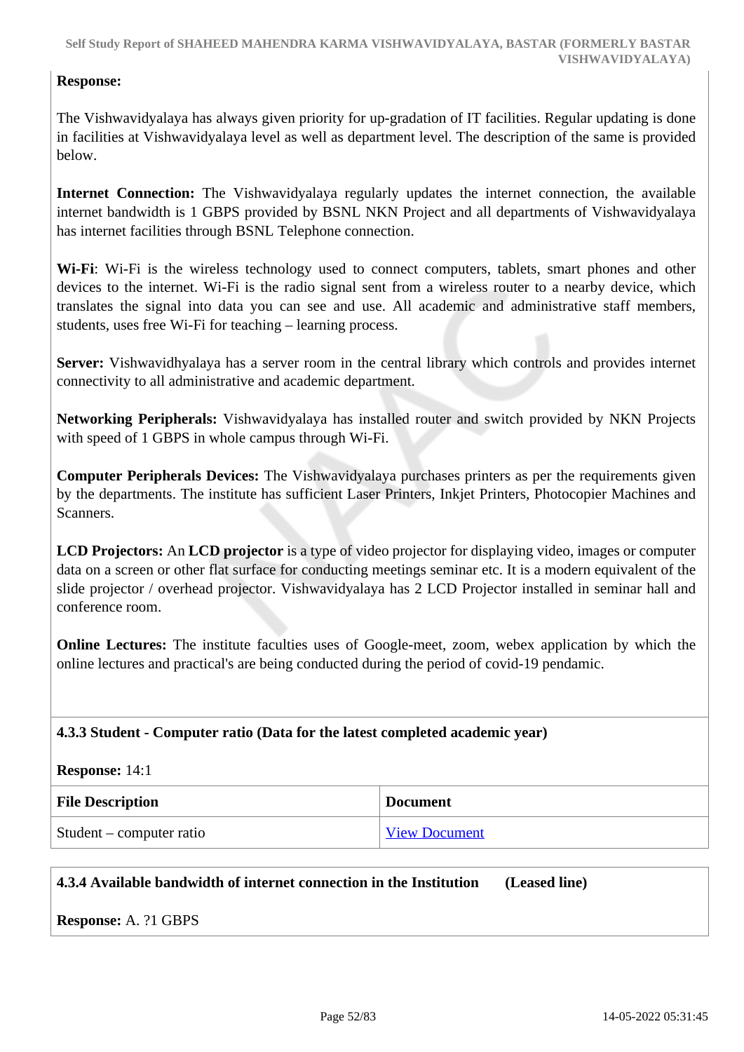**Response:**

The Vishwavidyalaya has always given priority for up-gradation of IT facilities. Regular updating is done in facilities at Vishwavidyalaya level as well as department level. The description of the same is provided below.

**Internet Connection:** The Vishwavidyalaya regularly updates the internet connection, the available internet bandwidth is 1 GBPS provided by BSNL NKN Project and all departments of Vishwavidyalaya has internet facilities through BSNL Telephone connection.

**Wi-Fi**: Wi-Fi is the wireless technology used to connect computers, tablets, smart phones and other devices to the internet. Wi-Fi is the radio signal sent from a wireless router to a nearby device, which translates the signal into data you can see and use. All academic and administrative staff members, students, uses free Wi-Fi for teaching – learning process.

**Server:** Vishwavidhyalaya has a server room in the central library which controls and provides internet connectivity to all administrative and academic department.

**Networking Peripherals:** Vishwavidyalaya has installed router and switch provided by NKN Projects with speed of 1 GBPS in whole campus through Wi-Fi.

**Computer Peripherals Devices:** The Vishwavidyalaya purchases printers as per the requirements given by the departments. The institute has sufficient Laser Printers, Inkjet Printers, Photocopier Machines and Scanners.

**LCD Projectors:** An **LCD projector** is a type of video projector for displaying video, images or computer data on a screen or other flat surface for conducting meetings seminar etc. It is a modern equivalent of the slide projector / overhead projector. Vishwavidyalaya has 2 LCD Projector installed in seminar hall and conference room.

**Online Lectures:** The institute faculties uses of Google-meet, zoom, webex application by which the online lectures and practical's are being conducted during the period of covid-19 pendamic.

**4.3.3 Student - Computer ratio (Data for the latest completed academic year)**

**Response:** 14:1

| File Description | Document |
|---|---|
| Student – computer ratio | View Document |

**4.3.4 Available bandwidth of internet connection in the Institution (Leased line)**

**Response:** A. ?1 GBPS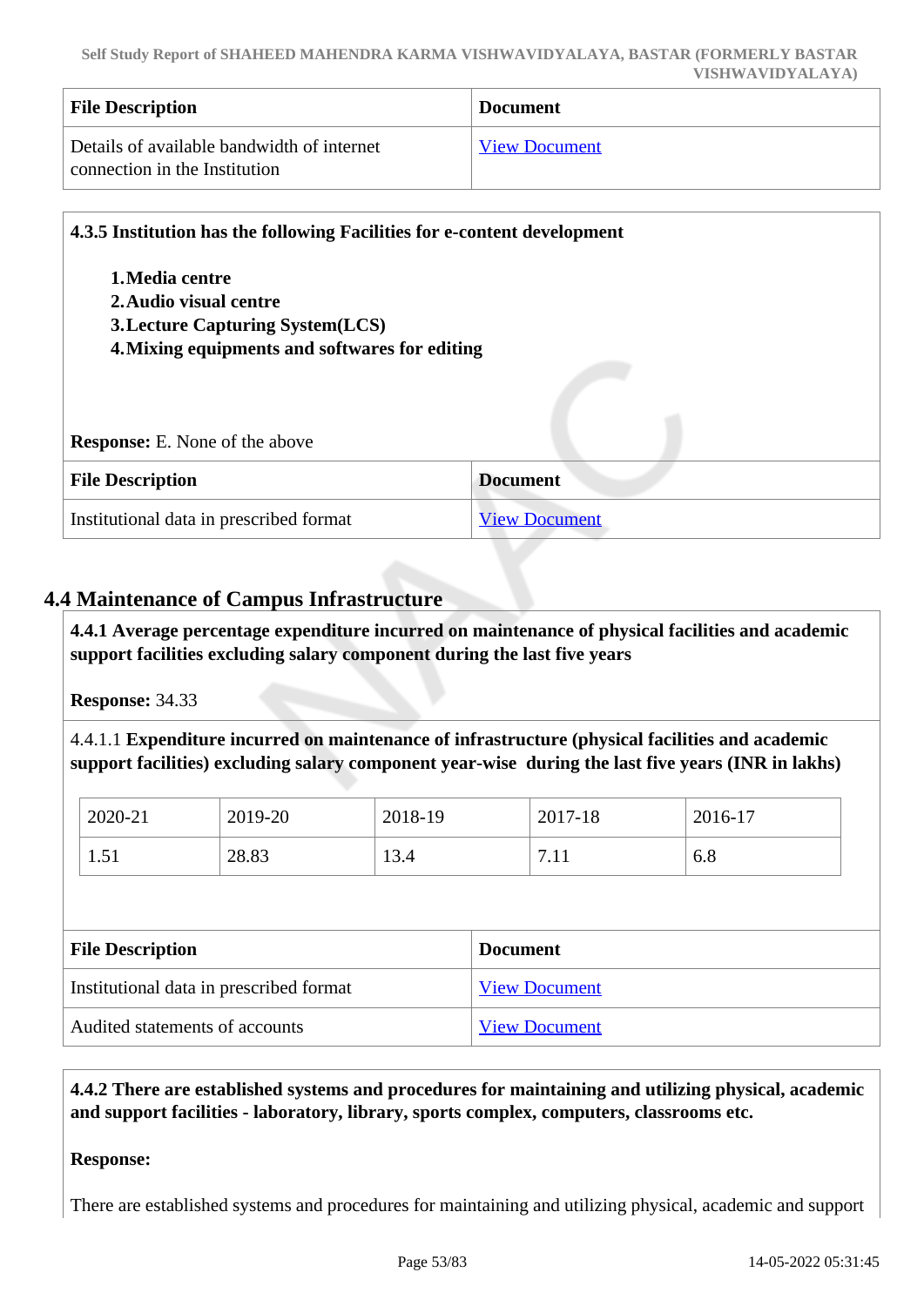| File Description | Document |
| --- | --- |
| Details of available bandwidth of internet connection in the Institution | View Document |

**4.3.5 Institution has the following Facilities for e-content development**

1. **Media centre**
2. **Audio visual centre**
3. **Lecture Capturing System(LCS)**
4. **Mixing equipments and softwares for editing**

**Response:** E. None of the above

| File Description | Document |
| --- | --- |
| Institutional data in prescribed format | View Document |

## 4.4 Maintenance of Campus Infrastructure

**4.4.1 Average percentage expenditure incurred on maintenance of physical facilities and academic support facilities excluding salary component during the last five years**

**Response:** 34.33

4.4.1.1 **Expenditure incurred on maintenance of infrastructure (physical facilities and academic support facilities) excluding salary component year-wise during the last five years (INR in lakhs)**

| 2020-21 | 2019-20 | 2018-19 | 2017-18 | 2016-17 |
| --- | --- | --- | --- | --- |
| 1.51 | 28.83 | 13.4 | 7.11 | 6.8 |

| File Description | Document |
| --- | --- |
| Institutional data in prescribed format | View Document |
| Audited statements of accounts | View Document |

**4.4.2 There are established systems and procedures for maintaining and utilizing physical, academic and support facilities - laboratory, library, sports complex, computers, classrooms etc.**

**Response:**

There are established systems and procedures for maintaining and utilizing physical, academic and support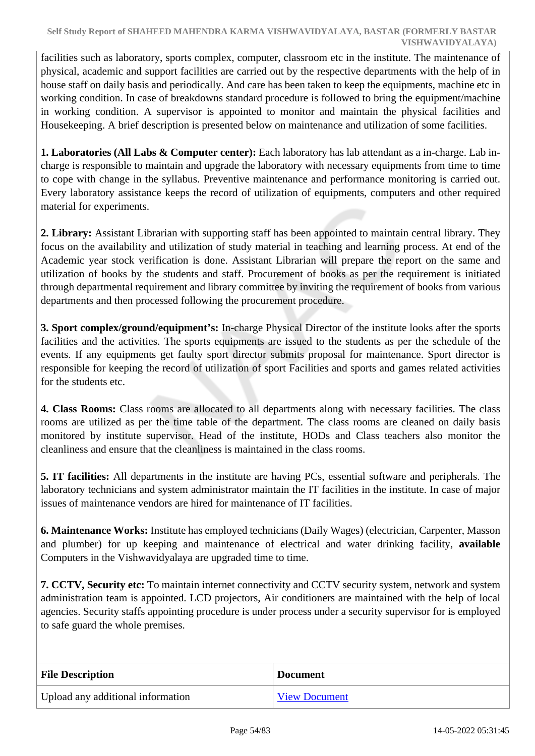facilities such as laboratory, sports complex, computer, classroom etc in the institute. The maintenance of physical, academic and support facilities are carried out by the respective departments with the help of in house staff on daily basis and periodically. And care has been taken to keep the equipments, machine etc in working condition. In case of breakdowns standard procedure is followed to bring the equipment/machine in working condition. A supervisor is appointed to monitor and maintain the physical facilities and Housekeeping. A brief description is presented below on maintenance and utilization of some facilities.

**1. Laboratories (All Labs & Computer center):** Each laboratory has lab attendant as a in-charge. Lab in-charge is responsible to maintain and upgrade the laboratory with necessary equipments from time to time to cope with change in the syllabus. Preventive maintenance and performance monitoring is carried out. Every laboratory assistance keeps the record of utilization of equipments, computers and other required material for experiments.

**2. Library:** Assistant Librarian with supporting staff has been appointed to maintain central library. They focus on the availability and utilization of study material in teaching and learning process. At end of the Academic year stock verification is done. Assistant Librarian will prepare the report on the same and utilization of books by the students and staff. Procurement of books as per the requirement is initiated through departmental requirement and library committee by inviting the requirement of books from various departments and then processed following the procurement procedure.

**3. Sport complex/ground/equipment's:** In-charge Physical Director of the institute looks after the sports facilities and the activities. The sports equipments are issued to the students as per the schedule of the events. If any equipments get faulty sport director submits proposal for maintenance. Sport director is responsible for keeping the record of utilization of sport Facilities and sports and games related activities for the students etc.

**4. Class Rooms:** Class rooms are allocated to all departments along with necessary facilities. The class rooms are utilized as per the time table of the department. The class rooms are cleaned on daily basis monitored by institute supervisor. Head of the institute, HODs and Class teachers also monitor the cleanliness and ensure that the cleanliness is maintained in the class rooms.

**5. IT facilities:** All departments in the institute are having PCs, essential software and peripherals. The laboratory technicians and system administrator maintain the IT facilities in the institute. In case of major issues of maintenance vendors are hired for maintenance of IT facilities.

**6. Maintenance Works:** Institute has employed technicians (Daily Wages) (electrician, Carpenter, Masson and plumber) for up keeping and maintenance of electrical and water drinking facility, **available** Computers in the Vishwavidyalaya are upgraded time to time.

**7. CCTV, Security etc:** To maintain internet connectivity and CCTV security system, network and system administration team is appointed. LCD projectors, Air conditioners are maintained with the help of local agencies. Security staffs appointing procedure is under process under a security supervisor for is employed to safe guard the whole premises.

| File Description | Document |
| --- | --- |
| Upload any additional information | View Document |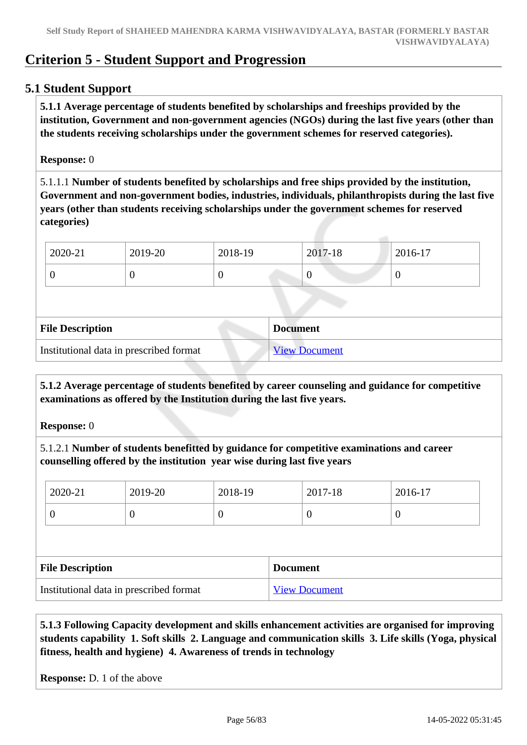# Criterion 5 - Student Support and Progression

## 5.1 Student Support

**5.1.1 Average percentage of students benefited by scholarships and freeships provided by the institution, Government and non-government agencies (NGOs) during the last five years (other than the students receiving scholarships under the government schemes for reserved categories).**

**Response:** 0

5.1.1.1 **Number of students benefited by scholarships and free ships provided by the institution, Government and non-government bodies, industries, individuals, philanthropists during the last five years (other than students receiving scholarships under the government schemes for reserved categories)**

| 2020-21 | 2019-20 | 2018-19 | 2017-18 | 2016-17 |
|---|---|---|---|---|
| 0 | 0 | 0 | 0 | 0 |

| File Description | Document |
|---|---|
| Institutional data in prescribed format | View Document |

**5.1.2 Average percentage of students benefited by career counseling and guidance for competitive examinations as offered by the Institution during the last five years.**

**Response:** 0

5.1.2.1 **Number of students benefitted by guidance for competitive examinations and career counselling offered by the institution year wise during last five years**

| 2020-21 | 2019-20 | 2018-19 | 2017-18 | 2016-17 |
|---|---|---|---|---|
| 0 | 0 | 0 | 0 | 0 |

| File Description | Document |
|---|---|
| Institutional data in prescribed format | View Document |

**5.1.3 Following Capacity development and skills enhancement activities are organised for improving students capability 1. Soft skills 2. Language and communication skills 3. Life skills (Yoga, physical fitness, health and hygiene) 4. Awareness of trends in technology**

**Response:** D. 1 of the above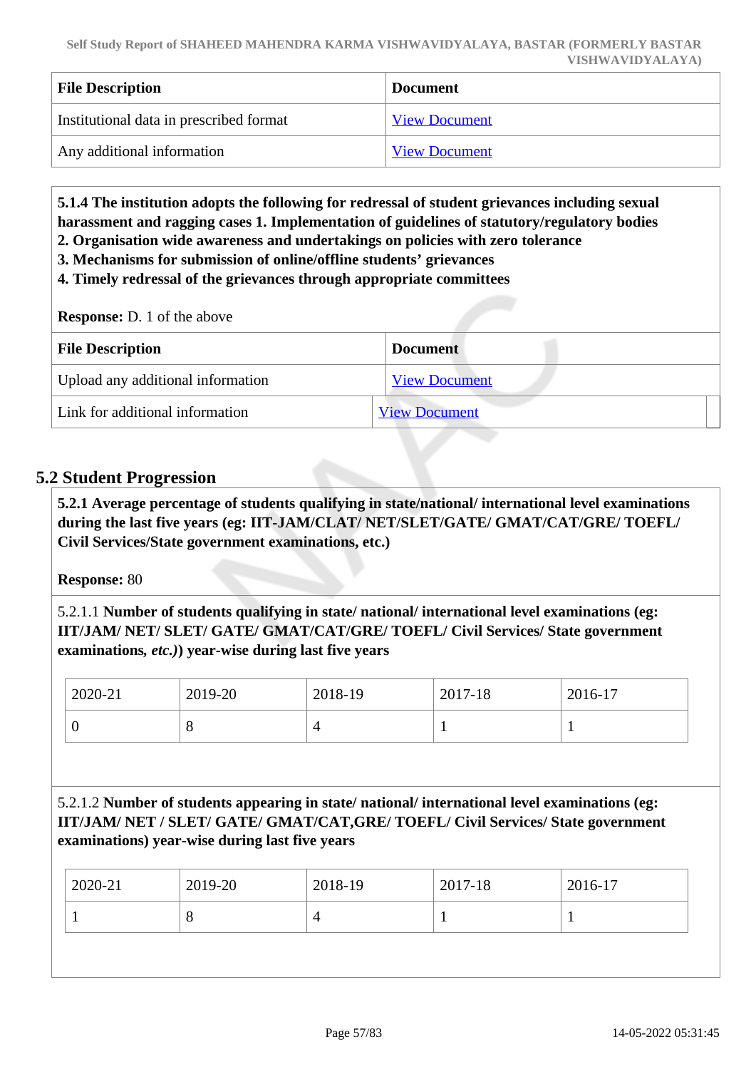| File Description | Document |
|---|---|
| Institutional data in prescribed format | View Document |
| Any additional information | View Document |

**5.1.4 The institution adopts the following for redressal of student grievances including sexual harassment and ragging cases 1. Implementation of guidelines of statutory/regulatory bodies**
**2. Organisation wide awareness and undertakings on policies with zero tolerance**
**3. Mechanisms for submission of online/offline students' grievances**
**4. Timely redressal of the grievances through appropriate committees**

**Response:** D. 1 of the above

| File Description | Document |
|---|---|
| Upload any additional information | View Document |
| Link for additional information | View Document |

## 5.2 Student Progression

**5.2.1 Average percentage of students qualifying in state/national/ international level examinations during the last five years (eg: IIT-JAM/CLAT/ NET/SLET/GATE/ GMAT/CAT/GRE/ TOEFL/ Civil Services/State government examinations, etc.)**

**Response:** 80

5.2.1.1 **Number of students qualifying in state/ national/ international level examinations (eg: IIT/JAM/ NET/ SLET/ GATE/ GMAT/CAT/GRE/ TOEFL/ Civil Services/ State government examinations,** ***etc.)*****) year-wise during last five years**

| 2020-21 | 2019-20 | 2018-19 | 2017-18 | 2016-17 |
|---|---|---|---|---|
| 0 | 8 | 4 | 1 | 1 |

5.2.1.2 **Number of students appearing in state/ national/ international level examinations (eg: IIT/JAM/ NET / SLET/ GATE/ GMAT/CAT,GRE/ TOEFL/ Civil Services/ State government examinations) year-wise during last five years**

| 2020-21 | 2019-20 | 2018-19 | 2017-18 | 2016-17 |
|---|---|---|---|---|
| 1 | 8 | 4 | 1 | 1 |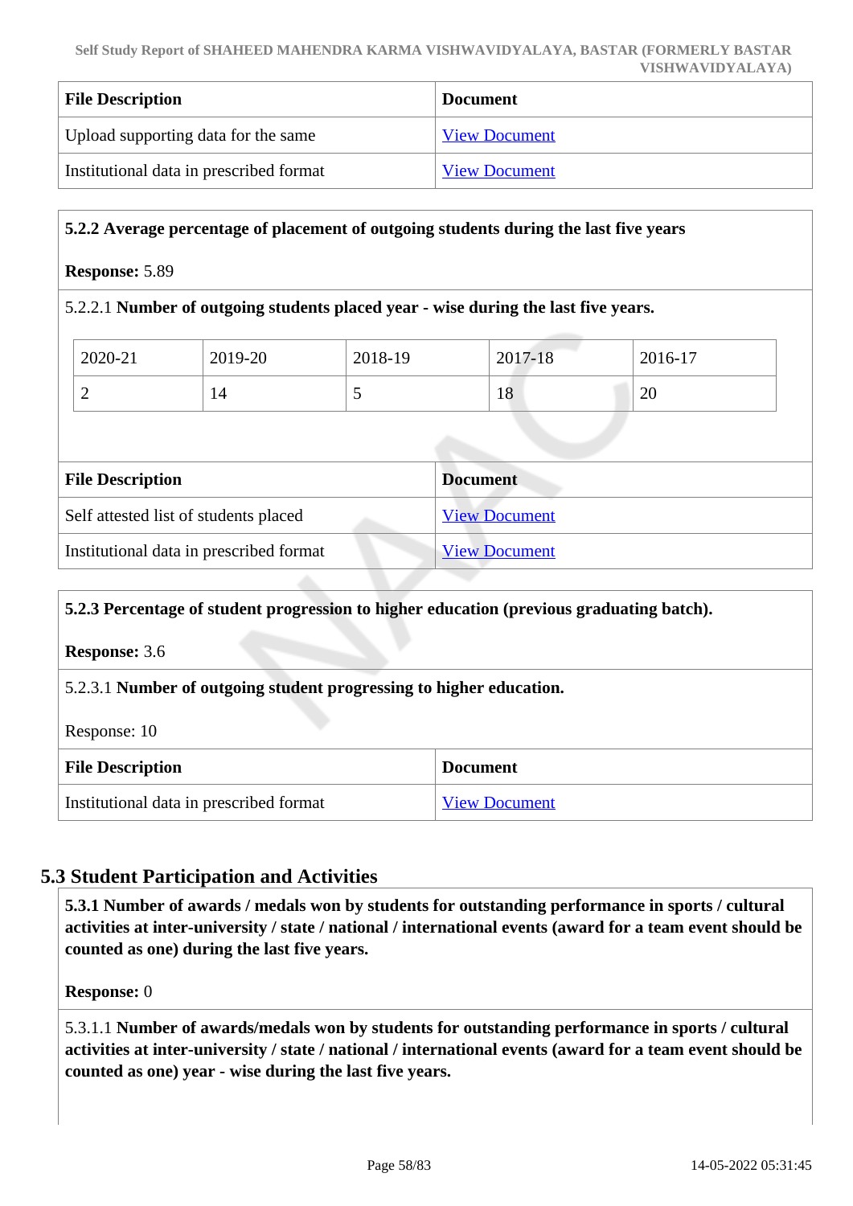| File Description | Document |
|---|---|
| Upload supporting data for the same | View Document |
| Institutional data in prescribed format | View Document |

**5.2.2 Average percentage of placement of outgoing students during the last five years**

**Response:** 5.89

5.2.2.1 **Number of outgoing students placed year - wise during the last five years.**

| 2020-21 | 2019-20 | 2018-19 | 2017-18 | 2016-17 |
|---|---|---|---|---|
| 2 | 14 | 5 | 18 | 20 |

| File Description | Document |
|---|---|
| Self attested list of students placed | View Document |
| Institutional data in prescribed format | View Document |

**5.2.3 Percentage of student progression to higher education (previous graduating batch).**

**Response:** 3.6

5.2.3.1 **Number of outgoing student progressing to higher education.**

Response: 10

| File Description | Document |
|---|---|
| Institutional data in prescribed format | View Document |

## 5.3 Student Participation and Activities

**5.3.1 Number of awards / medals won by students for outstanding performance in sports / cultural activities at inter-university / state / national / international events (award for a team event should be counted as one) during the last five years.**

**Response:** 0

5.3.1.1 **Number of awards/medals won by students for outstanding performance in sports / cultural activities at inter-university / state / national / international events (award for a team event should be counted as one) year - wise during the last five years.**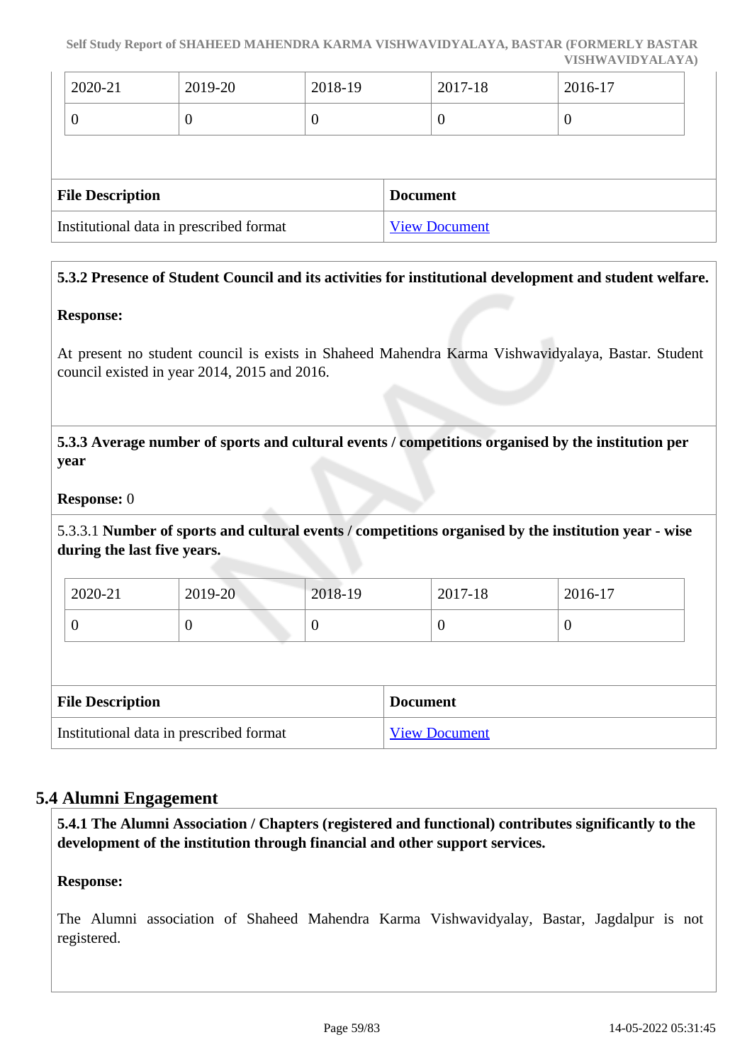| 2020-21 | 2019-20 | 2018-19 | 2017-18 | 2016-17 |
|---|---|---|---|---|
| 0 | 0 | 0 | 0 | 0 |

| File Description | Document |
|---|---|
| Institutional data in prescribed format | View Document |

**5.3.2 Presence of Student Council and its activities for institutional development and student welfare.**

**Response:**

At present no student council is exists in Shaheed Mahendra Karma Vishwavidyalaya, Bastar. Student council existed in year 2014, 2015 and 2016.

**5.3.3 Average number of sports and cultural events / competitions organised by the institution per year**

**Response:** 0

5.3.3.1 **Number of sports and cultural events / competitions organised by the institution year - wise during the last five years.**

| 2020-21 | 2019-20 | 2018-19 | 2017-18 | 2016-17 |
|---|---|---|---|---|
| 0 | 0 | 0 | 0 | 0 |

| File Description | Document |
|---|---|
| Institutional data in prescribed format | View Document |

## 5.4 Alumni Engagement

**5.4.1 The Alumni Association / Chapters (registered and functional) contributes significantly to the development of the institution through financial and other support services.**

**Response:**

The Alumni association of Shaheed Mahendra Karma Vishwavidyalay, Bastar, Jagdalpur is not registered.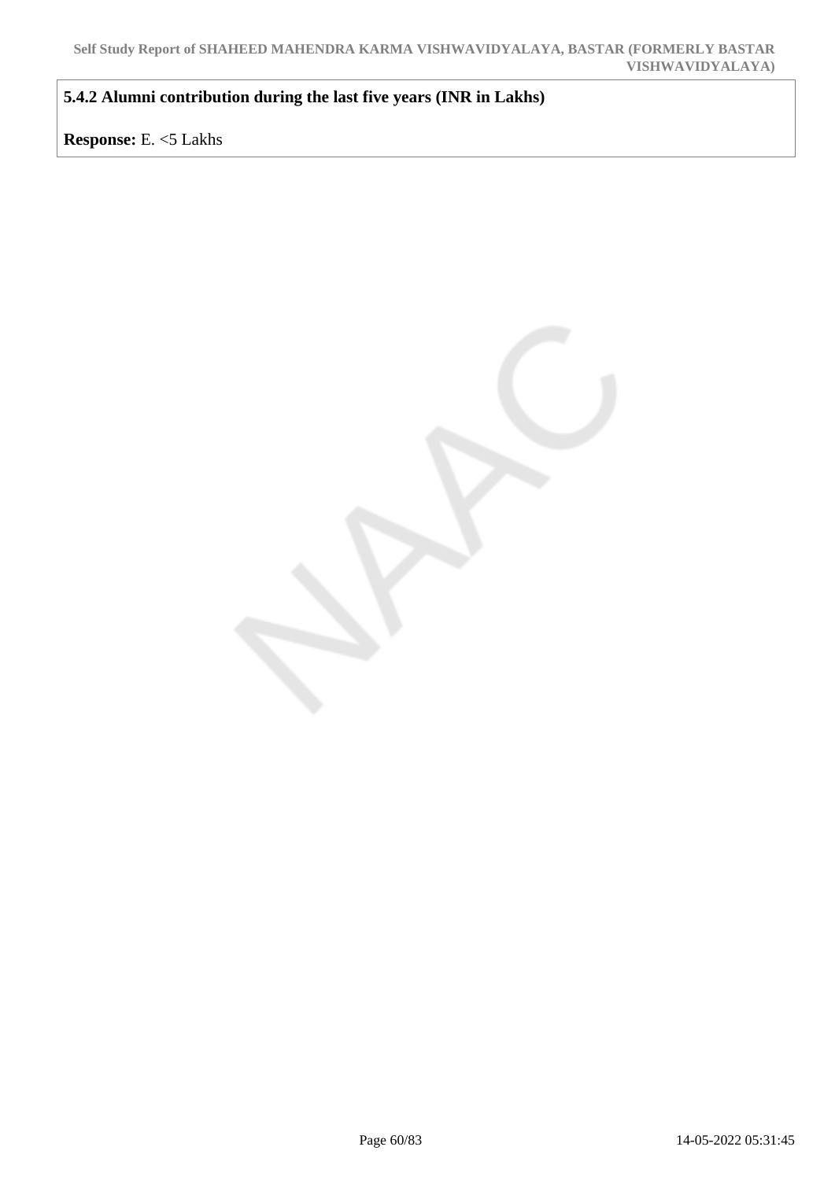**5.4.2 Alumni contribution during the last five years (INR in Lakhs)**

**Response:** E. <5 Lakhs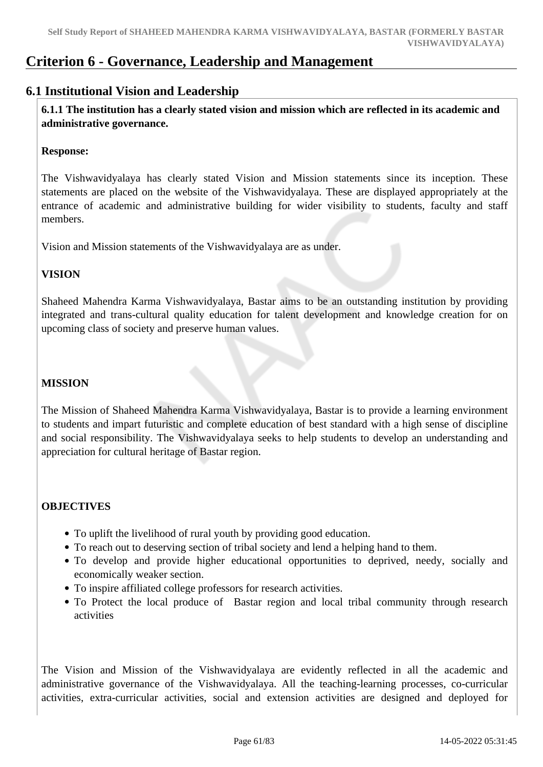# Criterion 6 - Governance, Leadership and Management

## 6.1 Institutional Vision and Leadership

**6.1.1 The institution has a clearly stated vision and mission which are reflected in its academic and administrative governance.**

**Response:**

The Vishwavidyalaya has clearly stated Vision and Mission statements since its inception. These statements are placed on the website of the Vishwavidyalaya. These are displayed appropriately at the entrance of academic and administrative building for wider visibility to students, faculty and staff members.

Vision and Mission statements of the Vishwavidyalaya are as under.

**VISION**

Shaheed Mahendra Karma Vishwavidyalaya, Bastar aims to be an outstanding institution by providing integrated and trans-cultural quality education for talent development and knowledge creation for on upcoming class of society and preserve human values.

**MISSION**

The Mission of Shaheed Mahendra Karma Vishwavidyalaya, Bastar is to provide a learning environment to students and impart futuristic and complete education of best standard with a high sense of discipline and social responsibility. The Vishwavidyalaya seeks to help students to develop an understanding and appreciation for cultural heritage of Bastar region.

**OBJECTIVES**

- To uplift the livelihood of rural youth by providing good education.
- To reach out to deserving section of tribal society and lend a helping hand to them.
- To develop and provide higher educational opportunities to deprived, needy, socially and economically weaker section.
- To inspire affiliated college professors for research activities.
- To Protect the local produce of Bastar region and local tribal community through research activities

The Vision and Mission of the Vishwavidyalaya are evidently reflected in all the academic and administrative governance of the Vishwavidyalaya. All the teaching-learning processes, co-curricular activities, extra-curricular activities, social and extension activities are designed and deployed for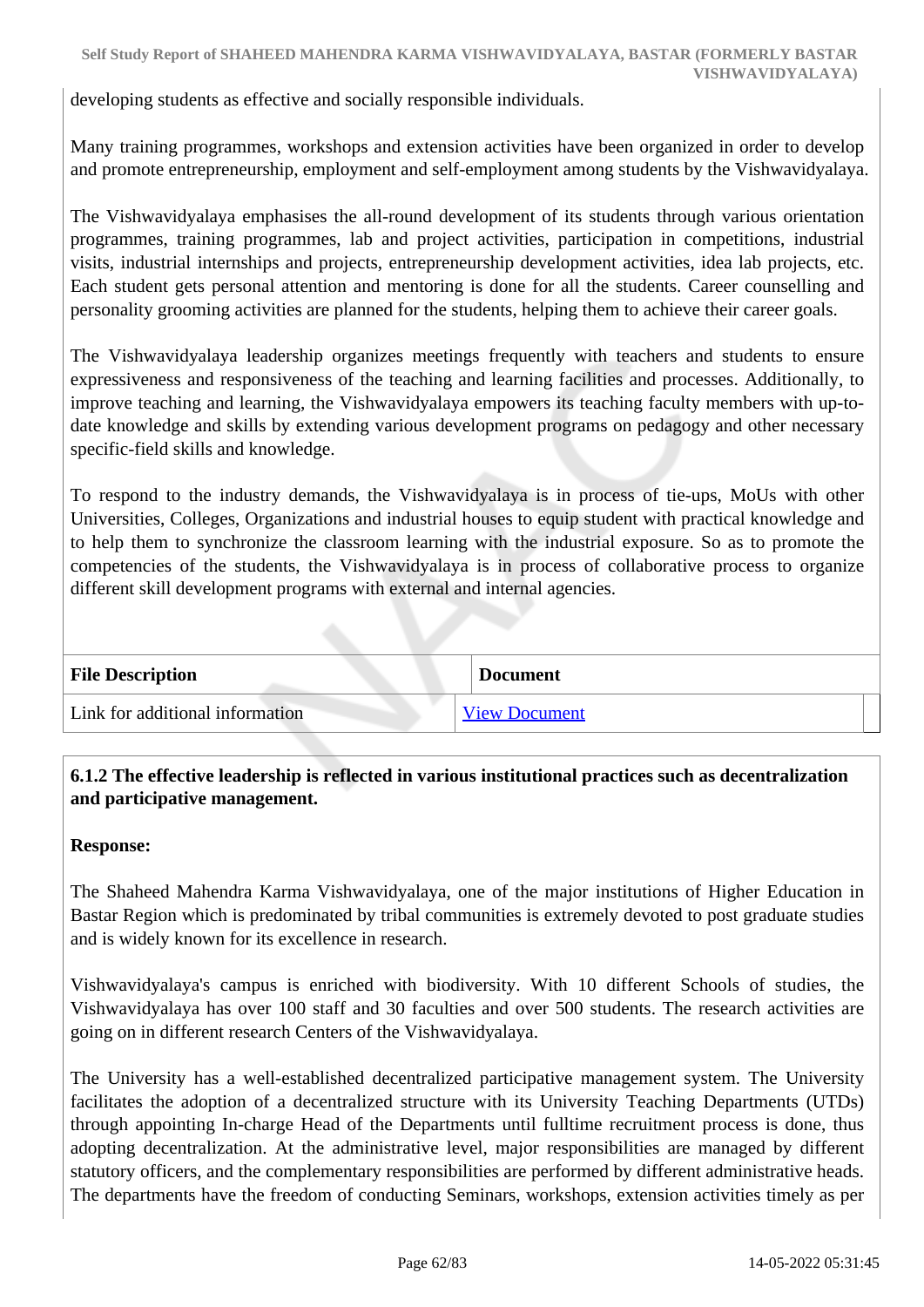developing students as effective and socially responsible individuals.

Many training programmes, workshops and extension activities have been organized in order to develop and promote entrepreneurship, employment and self-employment among students by the Vishwavidyalaya.

The Vishwavidyalaya emphasises the all-round development of its students through various orientation programmes, training programmes, lab and project activities, participation in competitions, industrial visits, industrial internships and projects, entrepreneurship development activities, idea lab projects, etc. Each student gets personal attention and mentoring is done for all the students. Career counselling and personality grooming activities are planned for the students, helping them to achieve their career goals.

The Vishwavidyalaya leadership organizes meetings frequently with teachers and students to ensure expressiveness and responsiveness of the teaching and learning facilities and processes. Additionally, to improve teaching and learning, the Vishwavidyalaya empowers its teaching faculty members with up-to-date knowledge and skills by extending various development programs on pedagogy and other necessary specific-field skills and knowledge.

To respond to the industry demands, the Vishwavidyalaya is in process of tie-ups, MoUs with other Universities, Colleges, Organizations and industrial houses to equip student with practical knowledge and to help them to synchronize the classroom learning with the industrial exposure. So as to promote the competencies of the students, the Vishwavidyalaya is in process of collaborative process to organize different skill development programs with external and internal agencies.

| File Description | Document |
|---|---|
| Link for additional information | View Document |

**6.1.2 The effective leadership is reflected in various institutional practices such as decentralization and participative management.**

**Response:**

The Shaheed Mahendra Karma Vishwavidyalaya, one of the major institutions of Higher Education in Bastar Region which is predominated by tribal communities is extremely devoted to post graduate studies and is widely known for its excellence in research.

Vishwavidyalaya's campus is enriched with biodiversity. With 10 different Schools of studies, the Vishwavidyalaya has over 100 staff and 30 faculties and over 500 students. The research activities are going on in different research Centers of the Vishwavidyalaya.

The University has a well-established decentralized participative management system. The University facilitates the adoption of a decentralized structure with its University Teaching Departments (UTDs) through appointing In-charge Head of the Departments until fulltime recruitment process is done, thus adopting decentralization. At the administrative level, major responsibilities are managed by different statutory officers, and the complementary responsibilities are performed by different administrative heads. The departments have the freedom of conducting Seminars, workshops, extension activities timely as per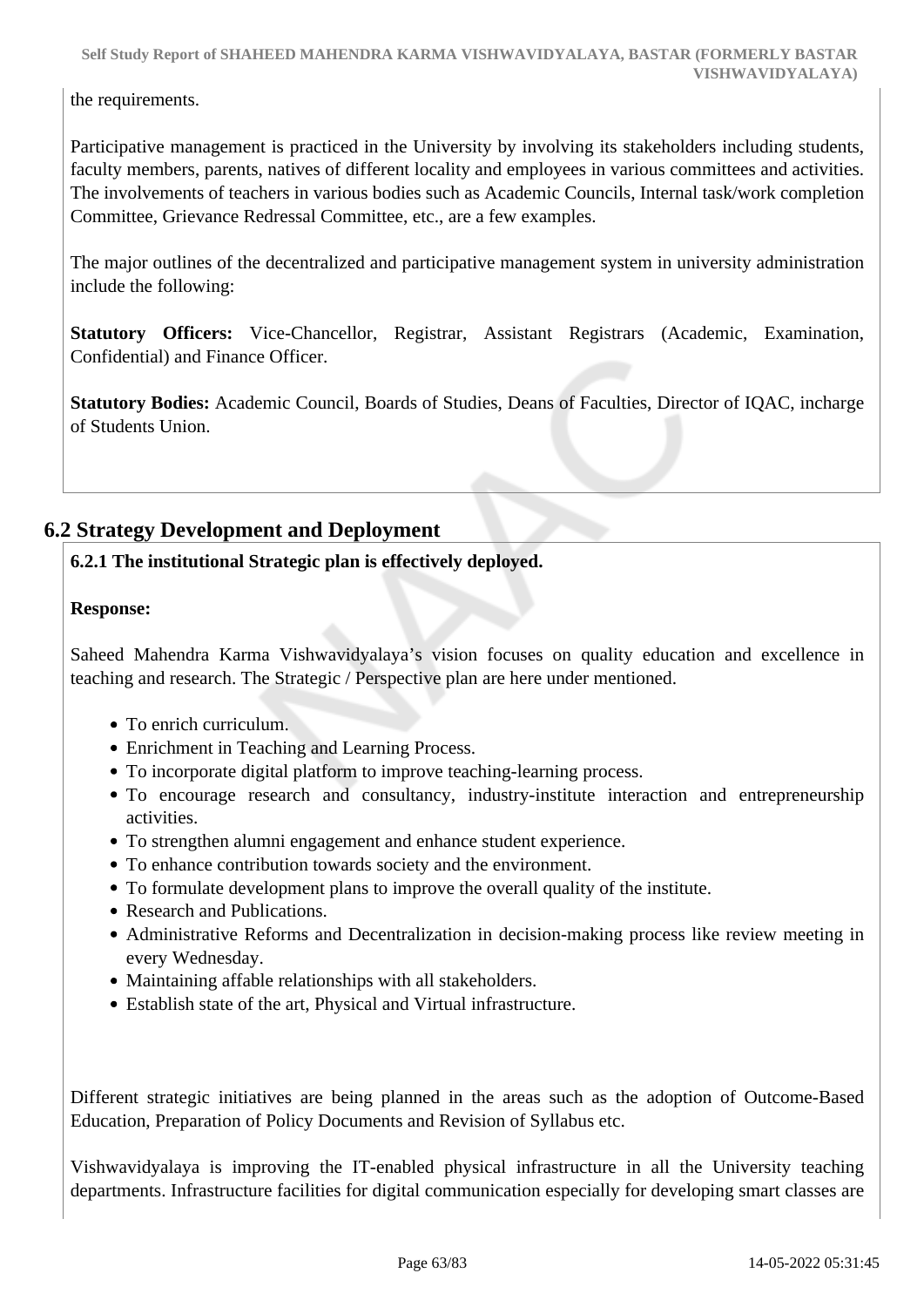the requirements.

Participative management is practiced in the University by involving its stakeholders including students, faculty members, parents, natives of different locality and employees in various committees and activities. The involvements of teachers in various bodies such as Academic Councils, Internal task/work completion Committee, Grievance Redressal Committee, etc., are a few examples.

The major outlines of the decentralized and participative management system in university administration include the following:

**Statutory Officers:** Vice-Chancellor, Registrar, Assistant Registrars (Academic, Examination, Confidential) and Finance Officer.

**Statutory Bodies:** Academic Council, Boards of Studies, Deans of Faculties, Director of IQAC, incharge of Students Union.

## 6.2 Strategy Development and Deployment

**6.2.1 The institutional Strategic plan is effectively deployed.**

**Response:**

Saheed Mahendra Karma Vishwavidyalaya's vision focuses on quality education and excellence in teaching and research. The Strategic / Perspective plan are here under mentioned.

- To enrich curriculum.
- Enrichment in Teaching and Learning Process.
- To incorporate digital platform to improve teaching-learning process.
- To encourage research and consultancy, industry-institute interaction and entrepreneurship activities.
- To strengthen alumni engagement and enhance student experience.
- To enhance contribution towards society and the environment.
- To formulate development plans to improve the overall quality of the institute.
- Research and Publications.
- Administrative Reforms and Decentralization in decision-making process like review meeting in every Wednesday.
- Maintaining affable relationships with all stakeholders.
- Establish state of the art, Physical and Virtual infrastructure.

Different strategic initiatives are being planned in the areas such as the adoption of Outcome-Based Education, Preparation of Policy Documents and Revision of Syllabus etc.

Vishwavidyalaya is improving the IT-enabled physical infrastructure in all the University teaching departments. Infrastructure facilities for digital communication especially for developing smart classes are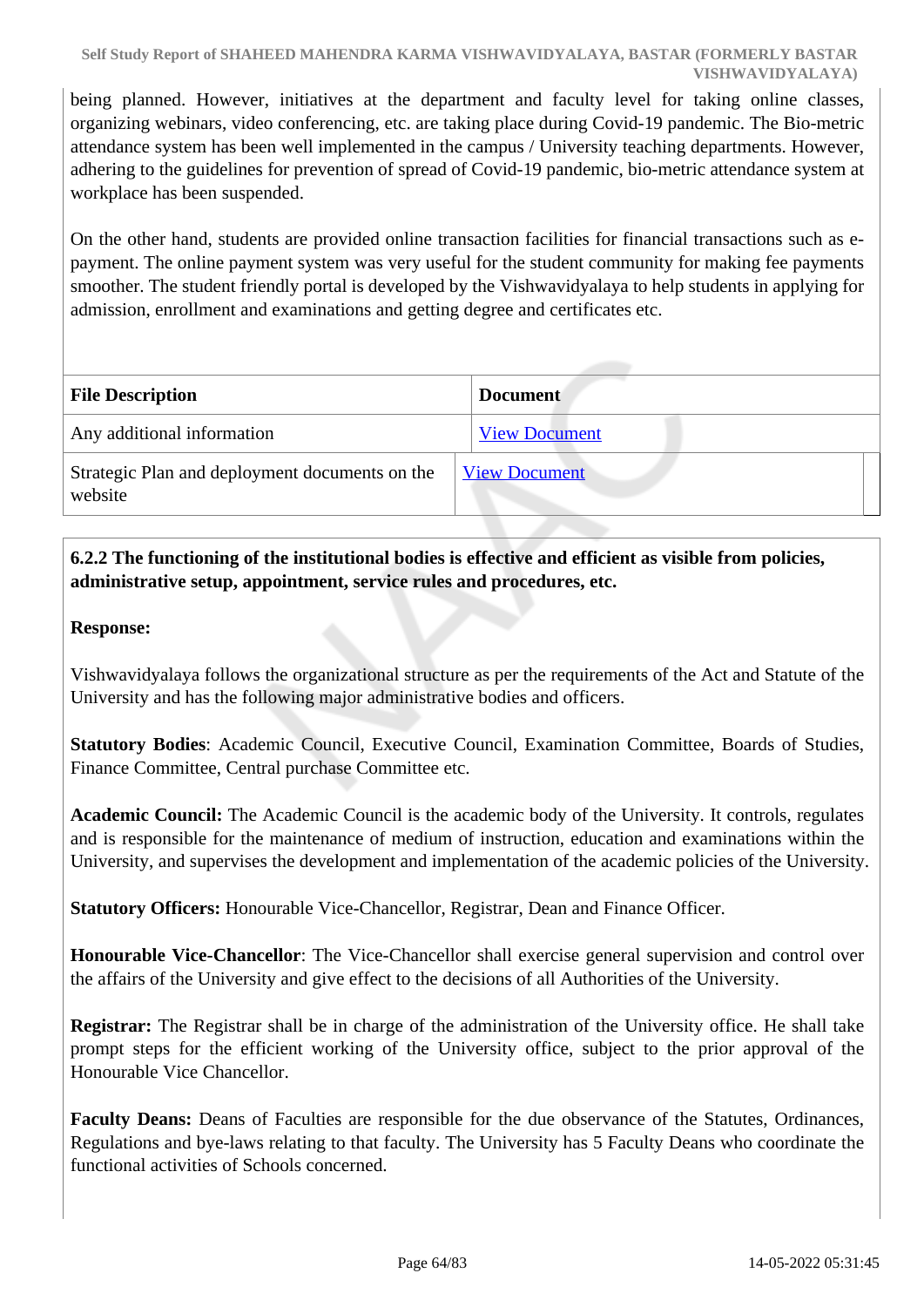being planned. However, initiatives at the department and faculty level for taking online classes, organizing webinars, video conferencing, etc. are taking place during Covid-19 pandemic. The Bio-metric attendance system has been well implemented in the campus / University teaching departments. However, adhering to the guidelines for prevention of spread of Covid-19 pandemic, bio-metric attendance system at workplace has been suspended.

On the other hand, students are provided online transaction facilities for financial transactions such as e-payment. The online payment system was very useful for the student community for making fee payments smoother. The student friendly portal is developed by the Vishwavidyalaya to help students in applying for admission, enrollment and examinations and getting degree and certificates etc.

| File Description | Document |
|---|---|
| Any additional information | View Document |
| Strategic Plan and deployment documents on the website | View Document |

**6.2.2 The functioning of the institutional bodies is effective and efficient as visible from policies, administrative setup, appointment, service rules and procedures, etc.**

**Response:**

Vishwavidyalaya follows the organizational structure as per the requirements of the Act and Statute of the University and has the following major administrative bodies and officers.

**Statutory Bodies**: Academic Council, Executive Council, Examination Committee, Boards of Studies, Finance Committee, Central purchase Committee etc.

**Academic Council:** The Academic Council is the academic body of the University. It controls, regulates and is responsible for the maintenance of medium of instruction, education and examinations within the University, and supervises the development and implementation of the academic policies of the University.

**Statutory Officers:** Honourable Vice-Chancellor, Registrar, Dean and Finance Officer.

**Honourable Vice-Chancellor**: The Vice-Chancellor shall exercise general supervision and control over the affairs of the University and give effect to the decisions of all Authorities of the University.

**Registrar:** The Registrar shall be in charge of the administration of the University office. He shall take prompt steps for the efficient working of the University office, subject to the prior approval of the Honourable Vice Chancellor.

**Faculty Deans:** Deans of Faculties are responsible for the due observance of the Statutes, Ordinances, Regulations and bye-laws relating to that faculty. The University has 5 Faculty Deans who coordinate the functional activities of Schools concerned.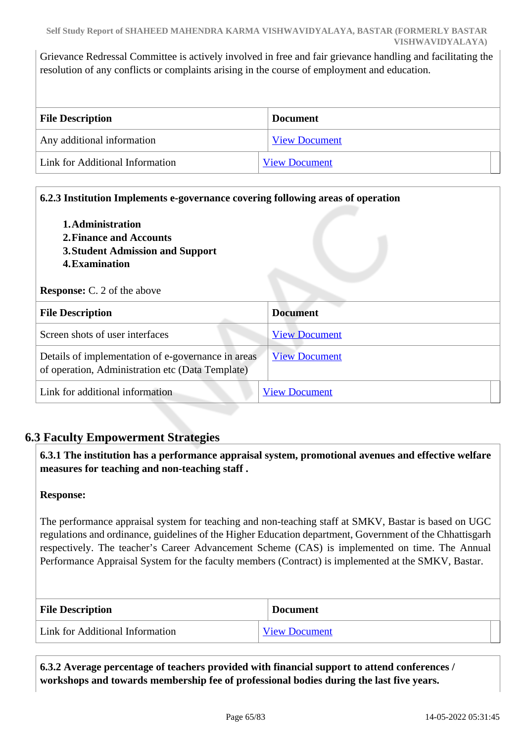Grievance Redressal Committee is actively involved in free and fair grievance handling and facilitating the resolution of any conflicts or complaints arising in the course of employment and education.

| File Description | Document |
|---|---|
| Any additional information | View Document |
| Link for Additional Information | View Document |

**6.2.3 Institution Implements e-governance covering following areas of operation**

1. **Administration**
2. **Finance and Accounts**
3. **Student Admission and Support**
4. **Examination**

**Response:** C. 2 of the above

| File Description | Document |
|---|---|
| Screen shots of user interfaces | View Document |
| Details of implementation of e-governance in areas of operation, Administration etc (Data Template) | View Document |
| Link for additional information | View Document |

## 6.3 Faculty Empowerment Strategies

**6.3.1 The institution has a performance appraisal system, promotional avenues and effective welfare measures for teaching and non-teaching staff .**

**Response:**

The performance appraisal system for teaching and non-teaching staff at SMKV, Bastar is based on UGC regulations and ordinance, guidelines of the Higher Education department, Government of the Chhattisgarh respectively. The teacher's Career Advancement Scheme (CAS) is implemented on time. The Annual Performance Appraisal System for the faculty members (Contract) is implemented at the SMKV, Bastar.

| File Description | Document |
|---|---|
| Link for Additional Information | View Document |

**6.3.2 Average percentage of teachers provided with financial support to attend conferences / workshops and towards membership fee of professional bodies during the last five years.**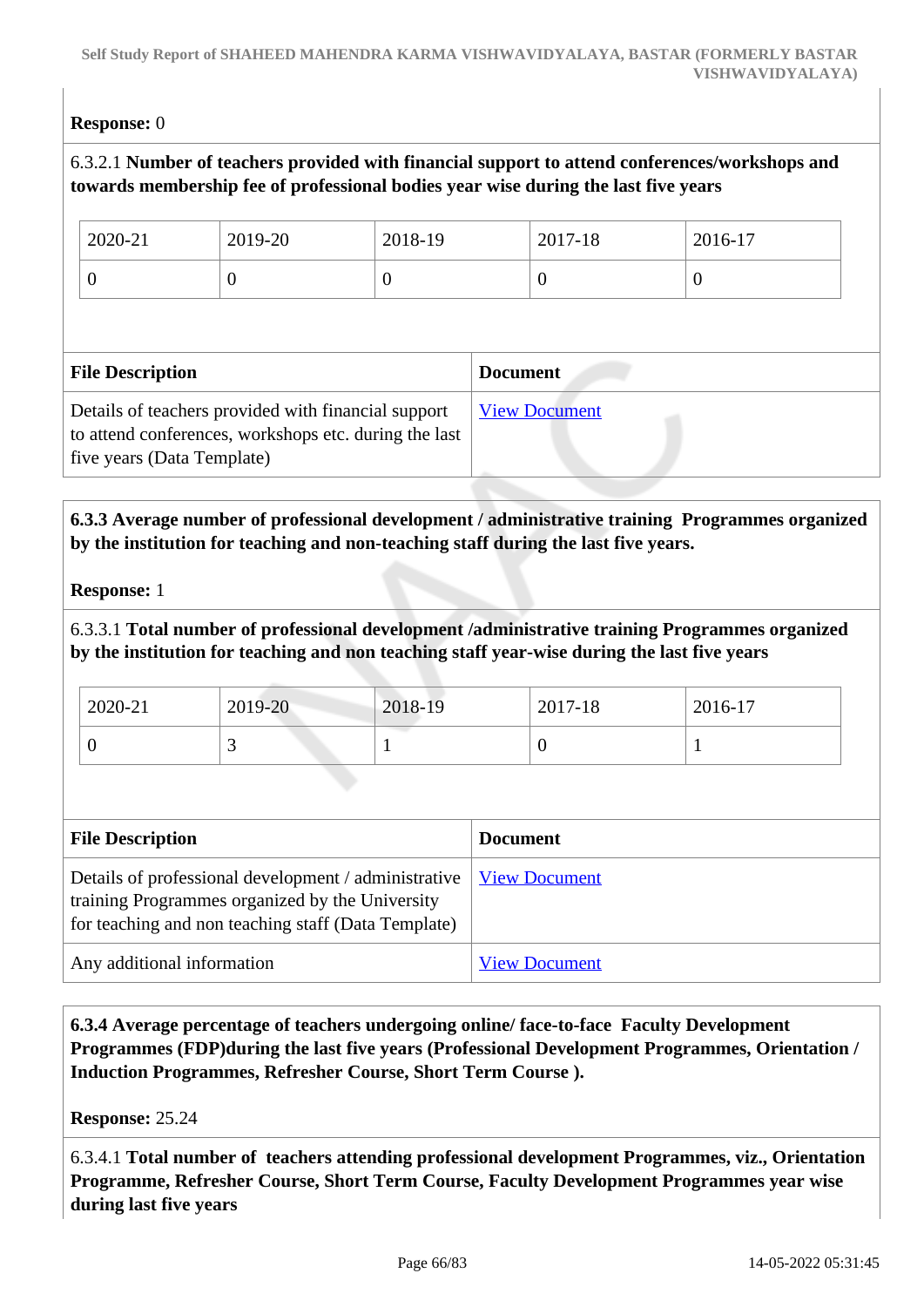**Response:** 0

6.3.2.1 **Number of teachers provided with financial support to attend conferences/workshops and towards membership fee of professional bodies year wise during the last five years**

| 2020-21 | 2019-20 | 2018-19 | 2017-18 | 2016-17 |
|---|---|---|---|---|
| 0 | 0 | 0 | 0 | 0 |

| File Description | Document |
|---|---|
| Details of teachers provided with financial support to attend conferences, workshops etc. during the last five years (Data Template) | View Document |

**6.3.3 Average number of professional development / administrative training Programmes organized by the institution for teaching and non-teaching staff during the last five years.**

**Response:** 1

6.3.3.1 **Total number of professional development /administrative training Programmes organized by the institution for teaching and non teaching staff year-wise during the last five years**

| 2020-21 | 2019-20 | 2018-19 | 2017-18 | 2016-17 |
|---|---|---|---|---|
| 0 | 3 | 1 | 0 | 1 |

| File Description | Document |
|---|---|
| Details of professional development / administrative training Programmes organized by the University for teaching and non teaching staff (Data Template) | View Document |
| Any additional information | View Document |

**6.3.4 Average percentage of teachers undergoing online/ face-to-face Faculty Development Programmes (FDP)during the last five years (Professional Development Programmes, Orientation / Induction Programmes, Refresher Course, Short Term Course ).**

**Response:** 25.24

6.3.4.1 **Total number of teachers attending professional development Programmes, viz., Orientation Programme, Refresher Course, Short Term Course, Faculty Development Programmes year wise during last five years**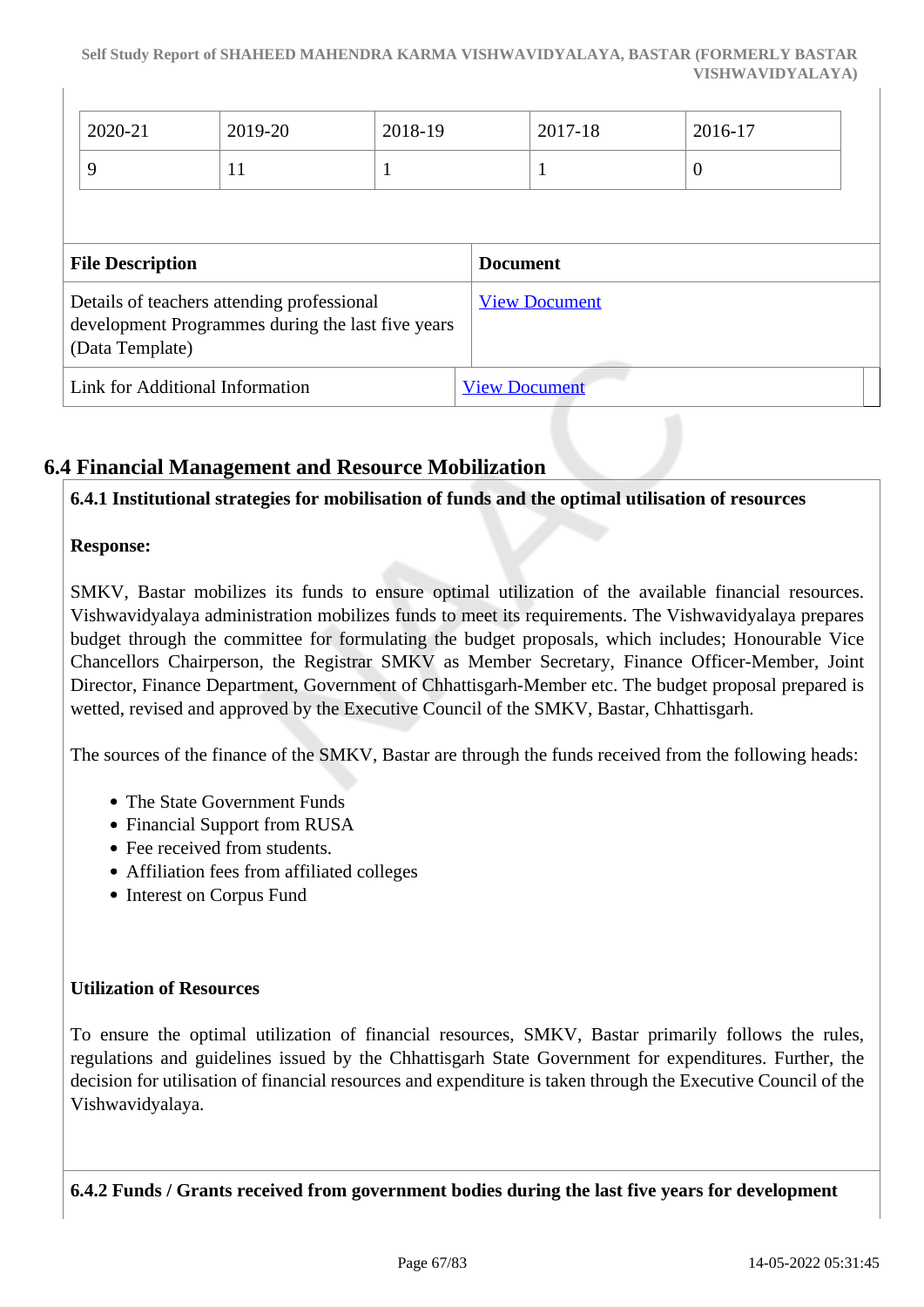| 2020-21 | 2019-20 | 2018-19 | 2017-18 | 2016-17 |
|---|---|---|---|---|
| 9 | 11 | 1 | 1 | 0 |

| File Description | Document |
|---|---|
| Details of teachers attending professional development Programmes during the last five years (Data Template) | View Document |
| Link for Additional Information | View Document |

## 6.4 Financial Management and Resource Mobilization

**6.4.1 Institutional strategies for mobilisation of funds and the optimal utilisation of resources**

**Response:**

SMKV, Bastar mobilizes its funds to ensure optimal utilization of the available financial resources. Vishwavidyalaya administration mobilizes funds to meet its requirements. The Vishwavidyalaya prepares budget through the committee for formulating the budget proposals, which includes; Honourable Vice Chancellors Chairperson, the Registrar SMKV as Member Secretary, Finance Officer-Member, Joint Director, Finance Department, Government of Chhattisgarh-Member etc. The budget proposal prepared is wetted, revised and approved by the Executive Council of the SMKV, Bastar, Chhattisgarh.

The sources of the finance of the SMKV, Bastar are through the funds received from the following heads:

- The State Government Funds
- Financial Support from RUSA
- Fee received from students.
- Affiliation fees from affiliated colleges
- Interest on Corpus Fund

**Utilization of Resources**

To ensure the optimal utilization of financial resources, SMKV, Bastar primarily follows the rules, regulations and guidelines issued by the Chhattisgarh State Government for expenditures. Further, the decision for utilisation of financial resources and expenditure is taken through the Executive Council of the Vishwavidyalaya.

**6.4.2 Funds / Grants received from government bodies during the last five years for development**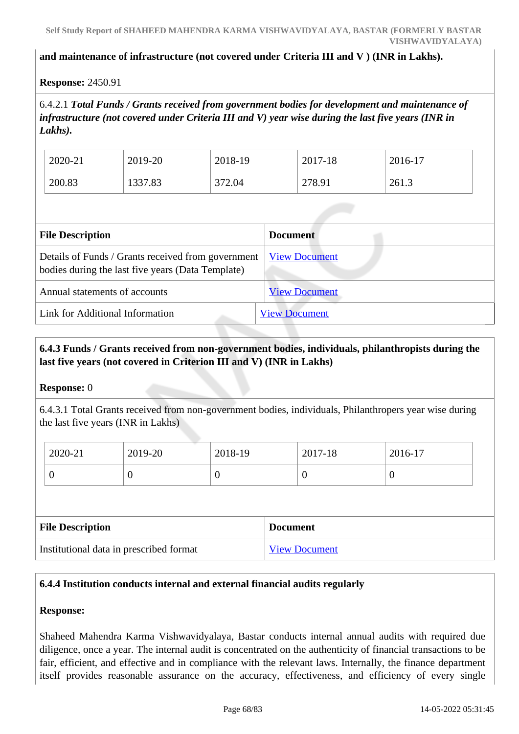**and maintenance of infrastructure (not covered under Criteria III and V ) (INR in Lakhs).**

**Response:** 2450.91

6.4.2.1 ***Total Funds / Grants received from government bodies for development and maintenance of infrastructure (not covered under Criteria III and V) year wise during the last five years (INR in Lakhs).***

| 2020-21 | 2019-20 | 2018-19 | 2017-18 | 2016-17 |
|---|---|---|---|---|
| 200.83 | 1337.83 | 372.04 | 278.91 | 261.3 |

| File Description | Document |
|---|---|
| Details of Funds / Grants received from government bodies during the last five years (Data Template) | View Document |
| Annual statements of accounts | View Document |
| Link for Additional Information | View Document |

**6.4.3 Funds / Grants received from non-government bodies, individuals, philanthropists during the last five years (not covered in Criterion III and V) (INR in Lakhs)**

**Response:** 0

6.4.3.1 Total Grants received from non-government bodies, individuals, Philanthropers year wise during the last five years (INR in Lakhs)

| 2020-21 | 2019-20 | 2018-19 | 2017-18 | 2016-17 |
|---|---|---|---|---|
| 0 | 0 | 0 | 0 | 0 |

| File Description | Document |
|---|---|
| Institutional data in prescribed format | View Document |

**6.4.4 Institution conducts internal and external financial audits regularly**

**Response:**

Shaheed Mahendra Karma Vishwavidyalaya, Bastar conducts internal annual audits with required due diligence, once a year. The internal audit is concentrated on the authenticity of financial transactions to be fair, efficient, and effective and in compliance with the relevant laws. Internally, the finance department itself provides reasonable assurance on the accuracy, effectiveness, and efficiency of every single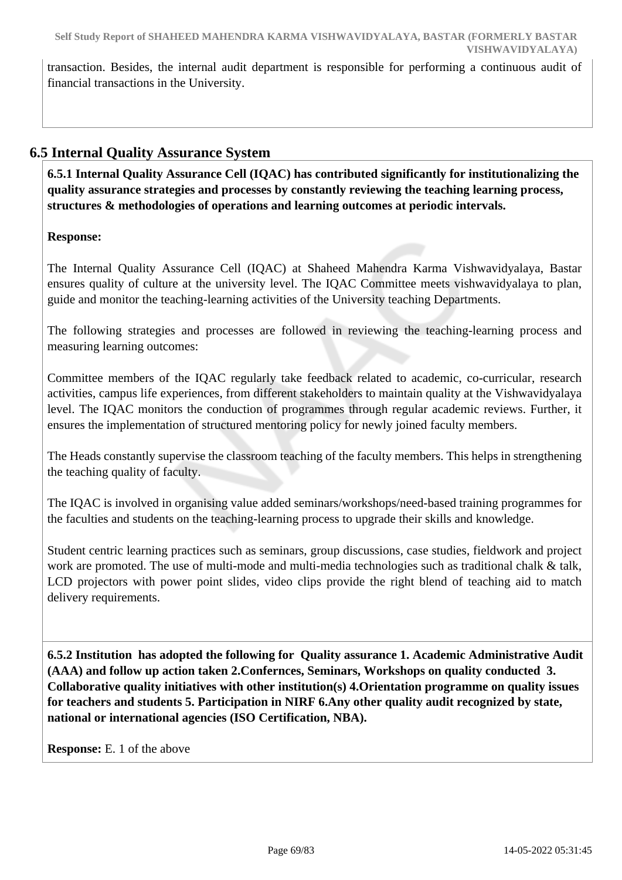transaction. Besides, the internal audit department is responsible for performing a continuous audit of financial transactions in the University.

## 6.5 Internal Quality Assurance System

**6.5.1 Internal Quality Assurance Cell (IQAC) has contributed significantly for institutionalizing the quality assurance strategies and processes by constantly reviewing the teaching learning process, structures & methodologies of operations and learning outcomes at periodic intervals.**

**Response:**

The Internal Quality Assurance Cell (IQAC) at Shaheed Mahendra Karma Vishwavidyalaya, Bastar ensures quality of culture at the university level. The IQAC Committee meets vishwavidyalaya to plan, guide and monitor the teaching-learning activities of the University teaching Departments.

The following strategies and processes are followed in reviewing the teaching-learning process and measuring learning outcomes:

Committee members of the IQAC regularly take feedback related to academic, co-curricular, research activities, campus life experiences, from different stakeholders to maintain quality at the Vishwavidyalaya level. The IQAC monitors the conduction of programmes through regular academic reviews. Further, it ensures the implementation of structured mentoring policy for newly joined faculty members.

The Heads constantly supervise the classroom teaching of the faculty members. This helps in strengthening the teaching quality of faculty.

The IQAC is involved in organising value added seminars/workshops/need-based training programmes for the faculties and students on the teaching-learning process to upgrade their skills and knowledge.

Student centric learning practices such as seminars, group discussions, case studies, fieldwork and project work are promoted. The use of multi-mode and multi-media technologies such as traditional chalk & talk, LCD projectors with power point slides, video clips provide the right blend of teaching aid to match delivery requirements.

**6.5.2 Institution has adopted the following for Quality assurance 1. Academic Administrative Audit (AAA) and follow up action taken 2.Confernces, Seminars, Workshops on quality conducted 3. Collaborative quality initiatives with other institution(s) 4.Orientation programme on quality issues for teachers and students 5. Participation in NIRF 6.Any other quality audit recognized by state, national or international agencies (ISO Certification, NBA).**

**Response:** E. 1 of the above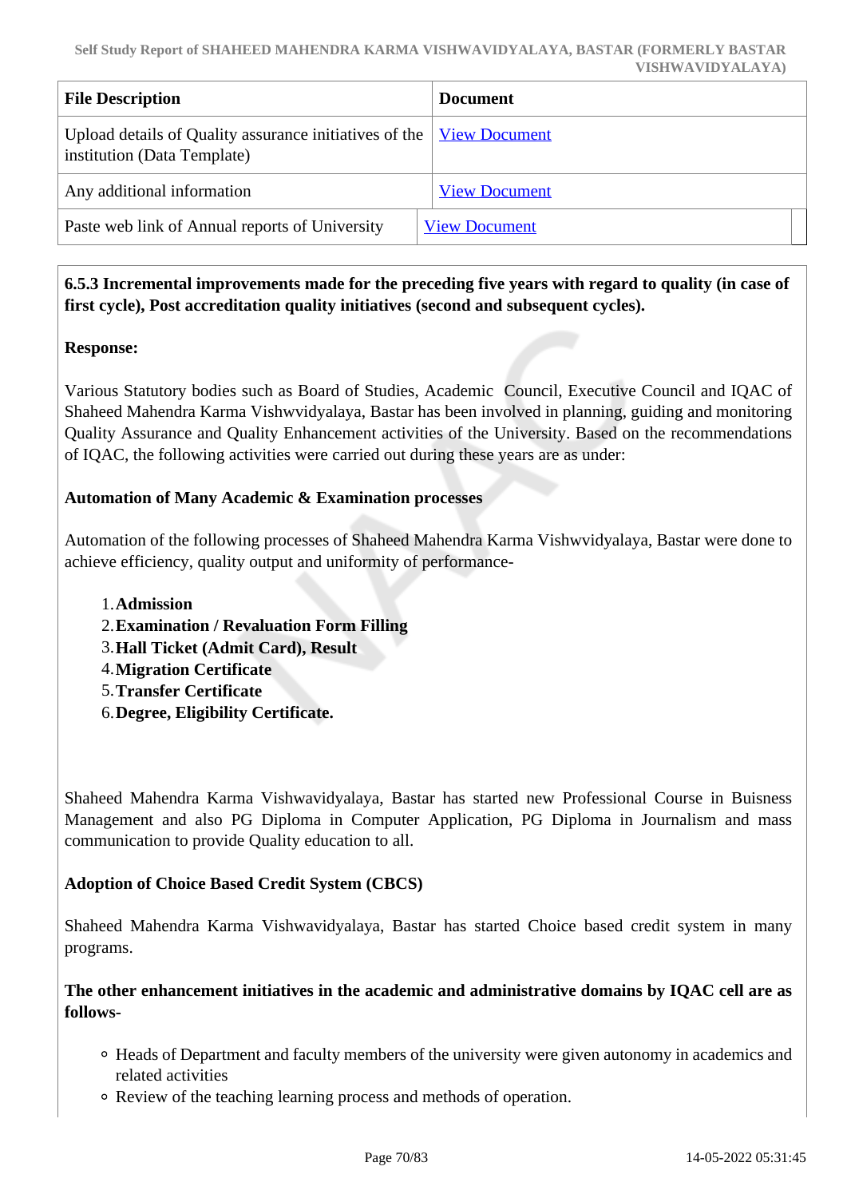| File Description | Document |
|---|---|
| Upload details of Quality assurance initiatives of the institution (Data Template) | View Document |
| Any additional information | View Document |
| Paste web link of Annual reports of University | View Document |

**6.5.3 Incremental improvements made for the preceding five years with regard to quality (in case of first cycle), Post accreditation quality initiatives (second and subsequent cycles).**

**Response:**

Various Statutory bodies such as Board of Studies, Academic Council, Executive Council and IQAC of Shaheed Mahendra Karma Vishwvidyalaya, Bastar has been involved in planning, guiding and monitoring Quality Assurance and Quality Enhancement activities of the University. Based on the recommendations of IQAC, the following activities were carried out during these years are as under:

**Automation of Many Academic & Examination processes**

Automation of the following processes of Shaheed Mahendra Karma Vishwvidyalaya, Bastar were done to achieve efficiency, quality output and uniformity of performance-

1. **Admission**
2. **Examination / Revaluation Form Filling**
3. **Hall Ticket (Admit Card), Result**
4. **Migration Certificate**
5. **Transfer Certificate**
6. **Degree, Eligibility Certificate.**

Shaheed Mahendra Karma Vishwavidyalaya, Bastar has started new Professional Course in Buisness Management and also PG Diploma in Computer Application, PG Diploma in Journalism and mass communication to provide Quality education to all.

**Adoption of Choice Based Credit System (CBCS)**

Shaheed Mahendra Karma Vishwavidyalaya, Bastar has started Choice based credit system in many programs.

**The other enhancement initiatives in the academic and administrative domains by IQAC cell are as follows-**

- Heads of Department and faculty members of the university were given autonomy in academics and related activities
- Review of the teaching learning process and methods of operation.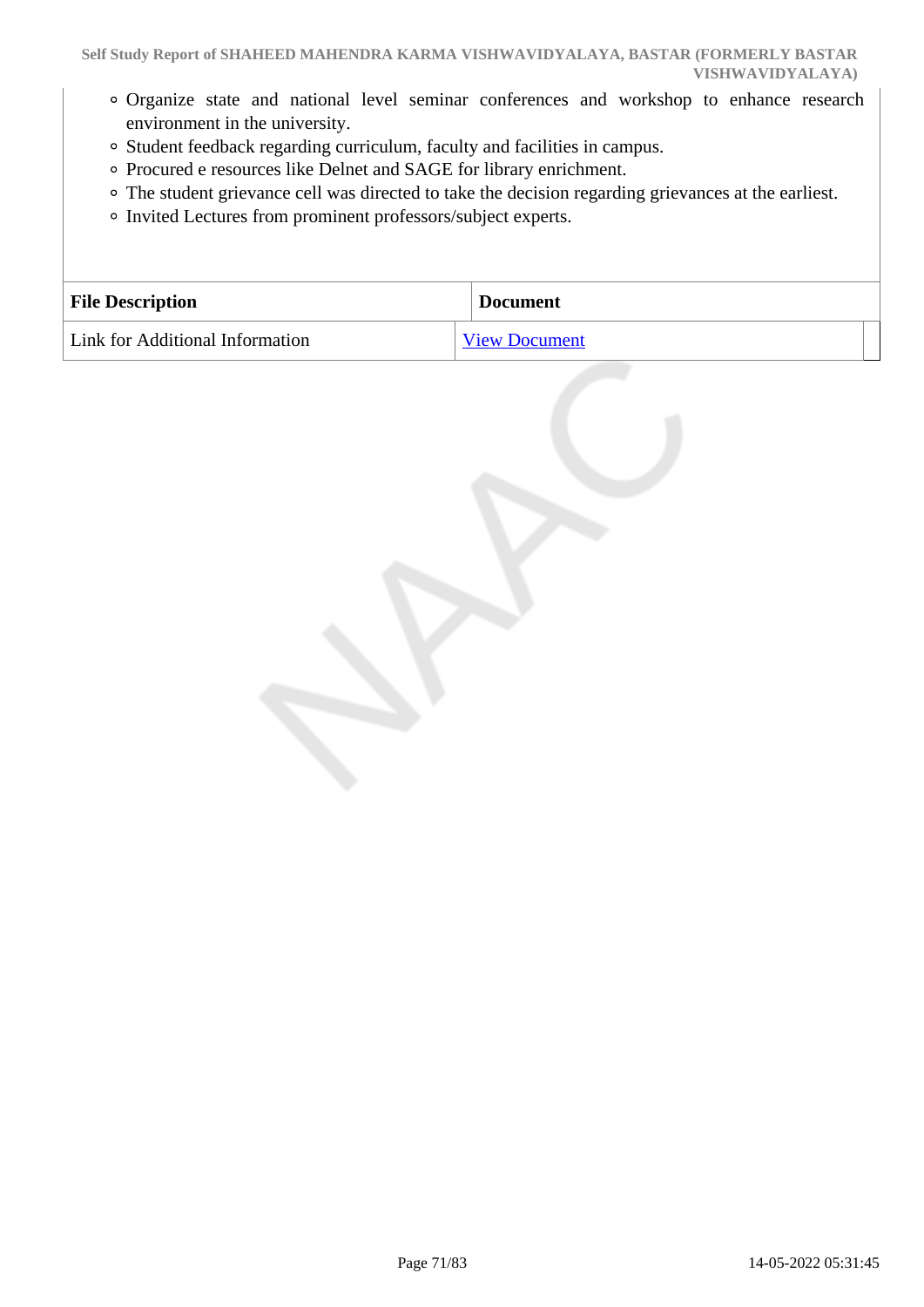- Organize state and national level seminar conferences and workshop to enhance research environment in the university.
- Student feedback regarding curriculum, faculty and facilities in campus.
- Procured e resources like Delnet and SAGE for library enrichment.
- The student grievance cell was directed to take the decision regarding grievances at the earliest.
- Invited Lectures from prominent professors/subject experts.

| File Description | Document |
|---|---|
| Link for Additional Information | View Document |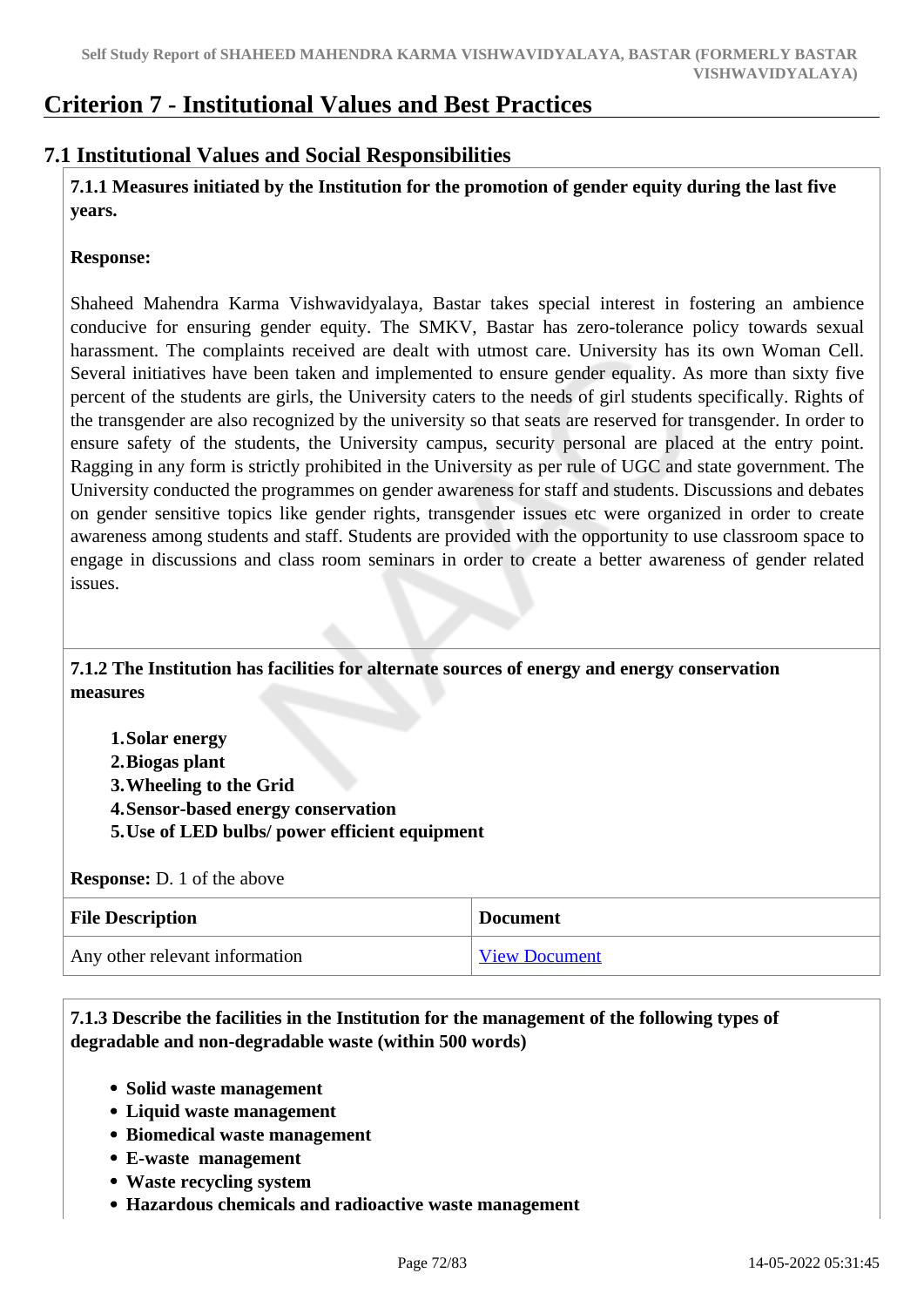# Criterion 7 - Institutional Values and Best Practices

## 7.1 Institutional Values and Social Responsibilities

**7.1.1 Measures initiated by the Institution for the promotion of gender equity during the last five years.**

**Response:**

Shaheed Mahendra Karma Vishwavidyalaya, Bastar takes special interest in fostering an ambience conducive for ensuring gender equity. The SMKV, Bastar has zero-tolerance policy towards sexual harassment. The complaints received are dealt with utmost care. University has its own Woman Cell. Several initiatives have been taken and implemented to ensure gender equality. As more than sixty five percent of the students are girls, the University caters to the needs of girl students specifically. Rights of the transgender are also recognized by the university so that seats are reserved for transgender. In order to ensure safety of the students, the University campus, security personal are placed at the entry point. Ragging in any form is strictly prohibited in the University as per rule of UGC and state government. The University conducted the programmes on gender awareness for staff and students. Discussions and debates on gender sensitive topics like gender rights, transgender issues etc were organized in order to create awareness among students and staff. Students are provided with the opportunity to use classroom space to engage in discussions and class room seminars in order to create a better awareness of gender related issues.

**7.1.2 The Institution has facilities for alternate sources of energy and energy conservation measures**

1. **Solar energy**
2. **Biogas plant**
3. **Wheeling to the Grid**
4. **Sensor-based energy conservation**
5. **Use of LED bulbs/ power efficient equipment**

**Response:** D. 1 of the above

| File Description | Document |
|---|---|
| Any other relevant information | View Document |

**7.1.3 Describe the facilities in the Institution for the management of the following types of degradable and non-degradable waste (within 500 words)**

- **Solid waste management**
- **Liquid waste management**
- **Biomedical waste management**
- **E-waste management**
- **Waste recycling system**
- **Hazardous chemicals and radioactive waste management**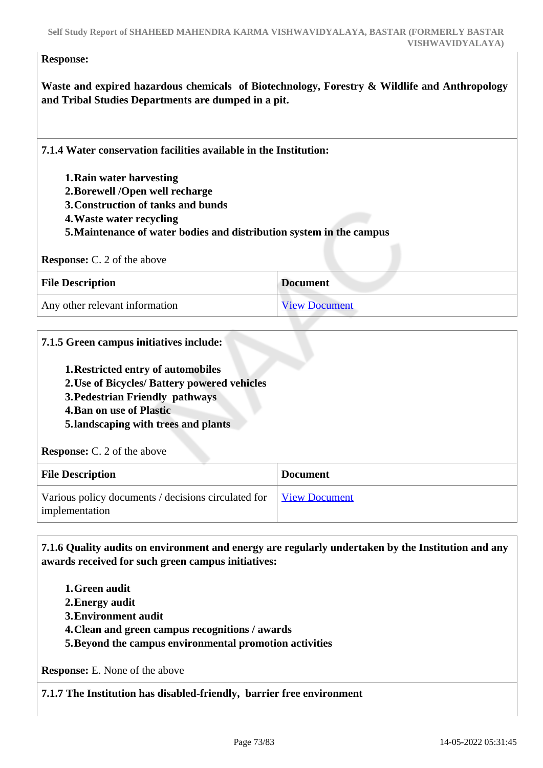**Response:**

**Waste and expired hazardous chemicals of Biotechnology, Forestry & Wildlife and Anthropology and Tribal Studies Departments are dumped in a pit.**

**7.1.4 Water conservation facilities available in the Institution:**

1. **Rain water harvesting**
2. **Borewell /Open well recharge**
3. **Construction of tanks and bunds**
4. **Waste water recycling**
5. **Maintenance of water bodies and distribution system in the campus**

**Response:** C. 2 of the above

| File Description | Document |
|---|---|
| Any other relevant information | View Document |

**7.1.5 Green campus initiatives include:**

1. **Restricted entry of automobiles**
2. **Use of Bicycles/ Battery powered vehicles**
3. **Pedestrian Friendly pathways**
4. **Ban on use of Plastic**
5. **landscaping with trees and plants**

**Response:** C. 2 of the above

| File Description | Document |
|---|---|
| Various policy documents / decisions circulated for implementation | View Document |

**7.1.6 Quality audits on environment and energy are regularly undertaken by the Institution and any awards received for such green campus initiatives:**

1. **Green audit**
2. **Energy audit**
3. **Environment audit**
4. **Clean and green campus recognitions / awards**
5. **Beyond the campus environmental promotion activities**

**Response:** E. None of the above

**7.1.7 The Institution has disabled-friendly, barrier free environment**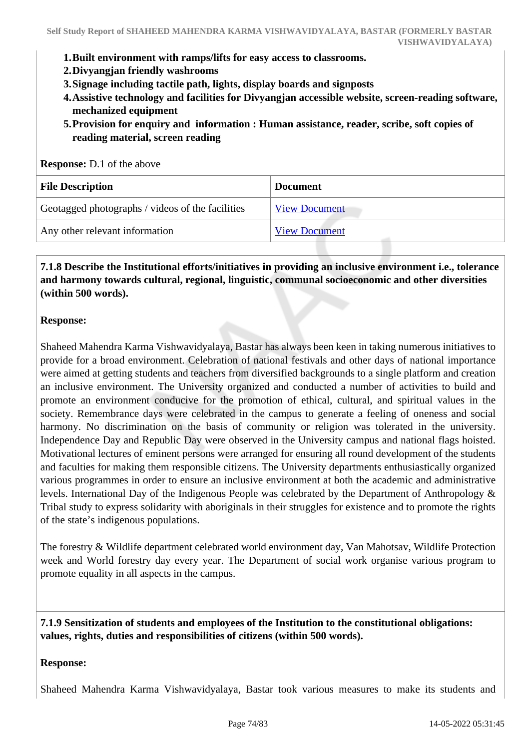1. **Built environment with ramps/lifts for easy access to classrooms.**
2. **Divyangjan friendly washrooms**
3. **Signage including tactile path, lights, display boards and signposts**
4. **Assistive technology and facilities for Divyangjan accessible website, screen-reading software, mechanized equipment**
5. **Provision for enquiry and information : Human assistance, reader, scribe, soft copies of reading material, screen reading**

**Response:** D.1 of the above

| File Description | Document |
|---|---|
| Geotagged photographs / videos of the facilities | View Document |
| Any other relevant information | View Document |

**7.1.8 Describe the Institutional efforts/initiatives in providing an inclusive environment i.e., tolerance and harmony towards cultural, regional, linguistic, communal socioeconomic and other diversities (within 500 words).**

**Response:**

Shaheed Mahendra Karma Vishwavidyalaya, Bastar has always been keen in taking numerous initiatives to provide for a broad environment. Celebration of national festivals and other days of national importance were aimed at getting students and teachers from diversified backgrounds to a single platform and creation an inclusive environment. The University organized and conducted a number of activities to build and promote an environment conducive for the promotion of ethical, cultural, and spiritual values in the society. Remembrance days were celebrated in the campus to generate a feeling of oneness and social harmony. No discrimination on the basis of community or religion was tolerated in the university. Independence Day and Republic Day were observed in the University campus and national flags hoisted. Motivational lectures of eminent persons were arranged for ensuring all round development of the students and faculties for making them responsible citizens. The University departments enthusiastically organized various programmes in order to ensure an inclusive environment at both the academic and administrative levels. International Day of the Indigenous People was celebrated by the Department of Anthropology & Tribal study to express solidarity with aboriginals in their struggles for existence and to promote the rights of the state's indigenous populations.

The forestry & Wildlife department celebrated world environment day, Van Mahotsav, Wildlife Protection week and World forestry day every year. The Department of social work organise various program to promote equality in all aspects in the campus.

**7.1.9 Sensitization of students and employees of the Institution to the constitutional obligations: values, rights, duties and responsibilities of citizens (within 500 words).**

**Response:**

Shaheed Mahendra Karma Vishwavidyalaya, Bastar took various measures to make its students and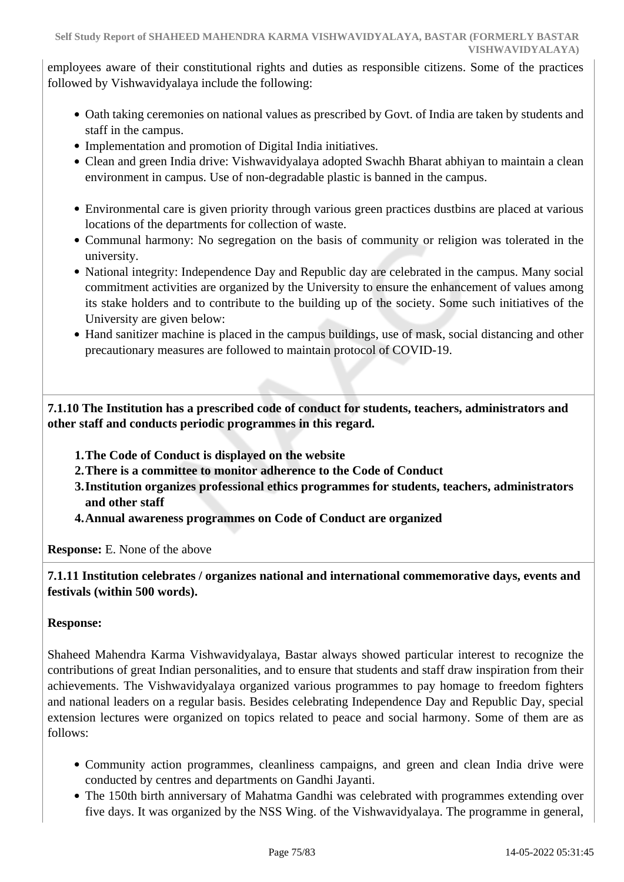employees aware of their constitutional rights and duties as responsible citizens. Some of the practices followed by Vishwavidyalaya include the following:

- Oath taking ceremonies on national values as prescribed by Govt. of India are taken by students and staff in the campus.
- Implementation and promotion of Digital India initiatives.
- Clean and green India drive: Vishwavidyalaya adopted Swachh Bharat abhiyan to maintain a clean environment in campus. Use of non-degradable plastic is banned in the campus.
- Environmental care is given priority through various green practices dustbins are placed at various locations of the departments for collection of waste.
- Communal harmony: No segregation on the basis of community or religion was tolerated in the university.
- National integrity: Independence Day and Republic day are celebrated in the campus. Many social commitment activities are organized by the University to ensure the enhancement of values among its stake holders and to contribute to the building up of the society. Some such initiatives of the University are given below:
- Hand sanitizer machine is placed in the campus buildings, use of mask, social distancing and other precautionary measures are followed to maintain protocol of COVID-19.

**7.1.10 The Institution has a prescribed code of conduct for students, teachers, administrators and other staff and conducts periodic programmes in this regard.**

1. **The Code of Conduct is displayed on the website**
2. **There is a committee to monitor adherence to the Code of Conduct**
3. **Institution organizes professional ethics programmes for students, teachers, administrators and other staff**
4. **Annual awareness programmes on Code of Conduct are organized**

**Response:** E. None of the above

**7.1.11 Institution celebrates / organizes national and international commemorative days, events and festivals (within 500 words).**

**Response:**

Shaheed Mahendra Karma Vishwavidyalaya, Bastar always showed particular interest to recognize the contributions of great Indian personalities, and to ensure that students and staff draw inspiration from their achievements. The Vishwavidyalaya organized various programmes to pay homage to freedom fighters and national leaders on a regular basis. Besides celebrating Independence Day and Republic Day, special extension lectures were organized on topics related to peace and social harmony. Some of them are as follows:

- Community action programmes, cleanliness campaigns, and green and clean India drive were conducted by centres and departments on Gandhi Jayanti.
- The 150th birth anniversary of Mahatma Gandhi was celebrated with programmes extending over five days. It was organized by the NSS Wing. of the Vishwavidyalaya. The programme in general,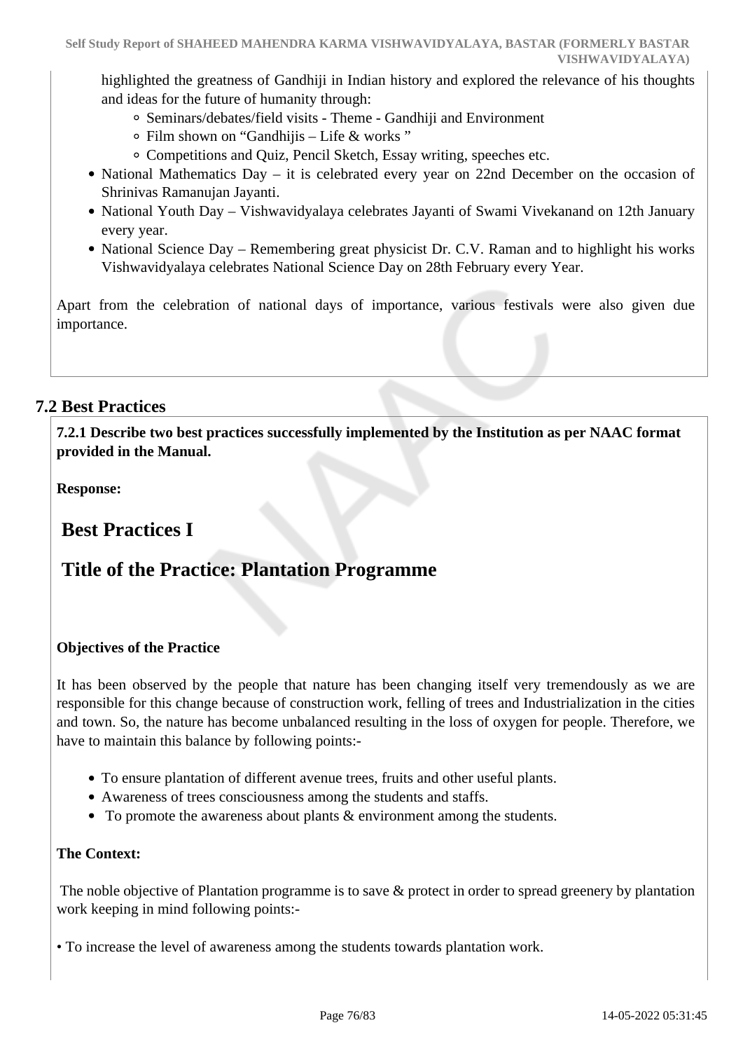highlighted the greatness of Gandhiji in Indian history and explored the relevance of his thoughts and ideas for the future of humanity through:

- Seminars/debates/field visits - Theme - Gandhiji and Environment
- Film shown on "Gandhijis – Life & works "
- Competitions and Quiz, Pencil Sketch, Essay writing, speeches etc.

- National Mathematics Day – it is celebrated every year on 22nd December on the occasion of Shrinivas Ramanujan Jayanti.
- National Youth Day – Vishwavidyalaya celebrates Jayanti of Swami Vivekanand on 12th January every year.
- National Science Day – Remembering great physicist Dr. C.V. Raman and to highlight his works Vishwavidyalaya celebrates National Science Day on 28th February every Year.

Apart from the celebration of national days of importance, various festivals were also given due importance.

## 7.2 Best Practices

**7.2.1 Describe two best practices successfully implemented by the Institution as per NAAC format provided in the Manual.**

**Response:**

# Best Practices I

# Title of the Practice: Plantation Programme

**Objectives of the Practice**

It has been observed by the people that nature has been changing itself very tremendously as we are responsible for this change because of construction work, felling of trees and Industrialization in the cities and town. So, the nature has become unbalanced resulting in the loss of oxygen for people. Therefore, we have to maintain this balance by following points:-

- To ensure plantation of different avenue trees, fruits and other useful plants.
- Awareness of trees consciousness among the students and staffs.
- To promote the awareness about plants & environment among the students.

**The Context:**

The noble objective of Plantation programme is to save & protect in order to spread greenery by plantation work keeping in mind following points:-

• To increase the level of awareness among the students towards plantation work.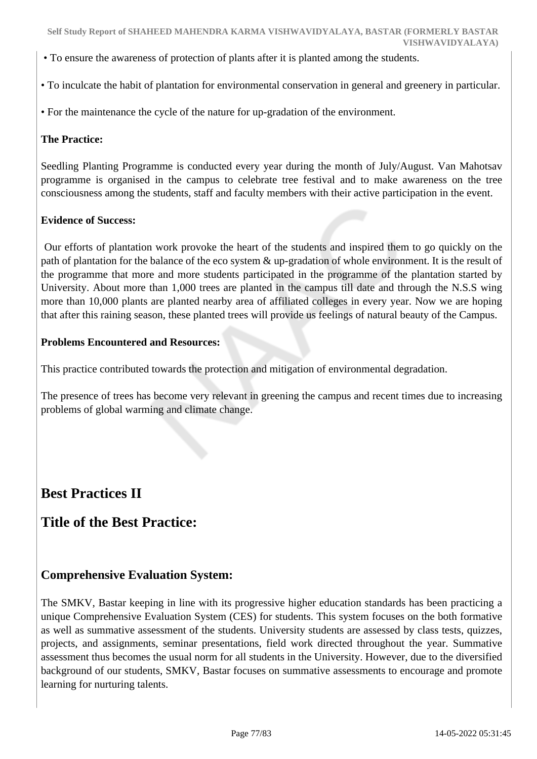• To ensure the awareness of protection of plants after it is planted among the students.

• To inculcate the habit of plantation for environmental conservation in general and greenery in particular.

• For the maintenance the cycle of the nature for up-gradation of the environment.

**The Practice:**

Seedling Planting Programme is conducted every year during the month of July/August. Van Mahotsav programme is organised in the campus to celebrate tree festival and to make awareness on the tree consciousness among the students, staff and faculty members with their active participation in the event.

**Evidence of Success:**

Our efforts of plantation work provoke the heart of the students and inspired them to go quickly on the path of plantation for the balance of the eco system & up-gradation of whole environment. It is the result of the programme that more and more students participated in the programme of the plantation started by University. About more than 1,000 trees are planted in the campus till date and through the N.S.S wing more than 10,000 plants are planted nearby area of affiliated colleges in every year. Now we are hoping that after this raining season, these planted trees will provide us feelings of natural beauty of the Campus.

**Problems Encountered and Resources:**

This practice contributed towards the protection and mitigation of environmental degradation.

The presence of trees has become very relevant in greening the campus and recent times due to increasing problems of global warming and climate change.

# Best Practices II

# Title of the Best Practice:

## Comprehensive Evaluation System:

The SMKV, Bastar keeping in line with its progressive higher education standards has been practicing a unique Comprehensive Evaluation System (CES) for students. This system focuses on the both formative as well as summative assessment of the students. University students are assessed by class tests, quizzes, projects, and assignments, seminar presentations, field work directed throughout the year. Summative assessment thus becomes the usual norm for all students in the University. However, due to the diversified background of our students, SMKV, Bastar focuses on summative assessments to encourage and promote learning for nurturing talents.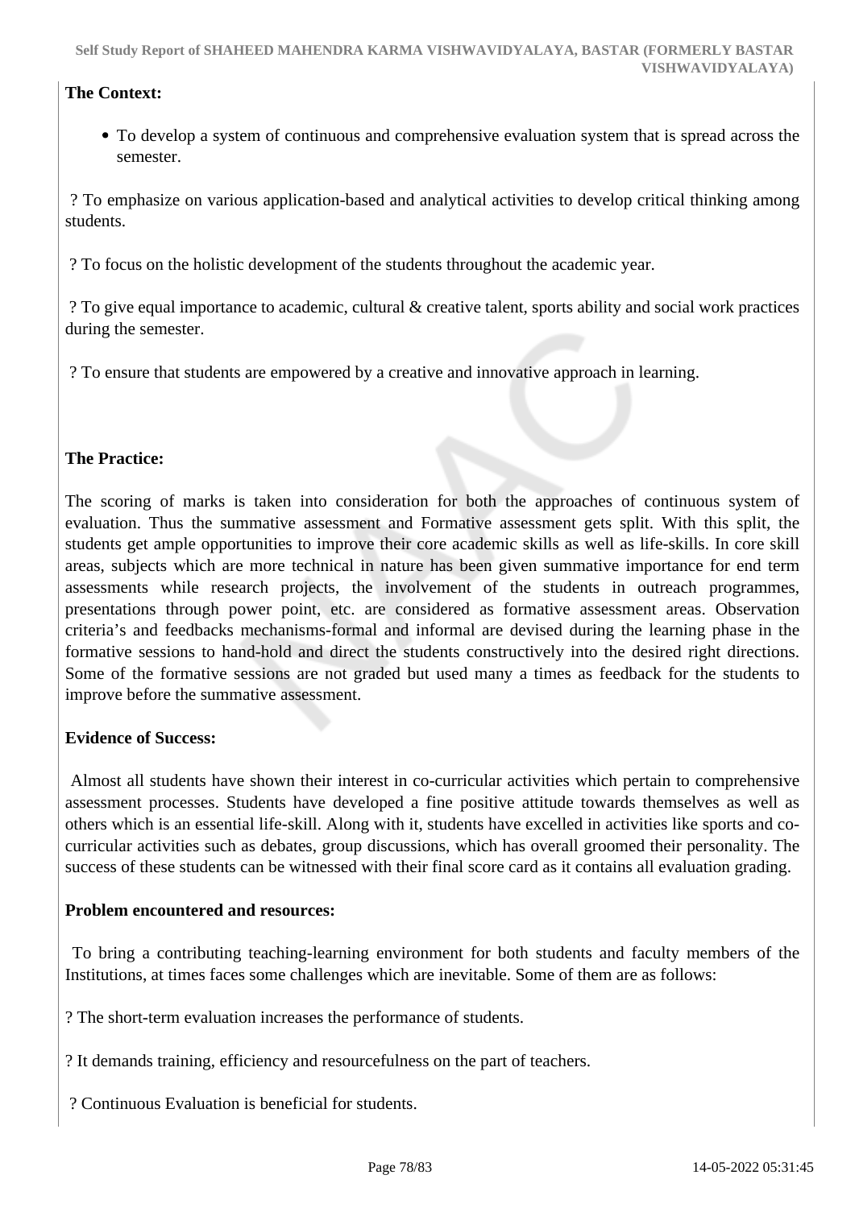**The Context:**

- To develop a system of continuous and comprehensive evaluation system that is spread across the semester.

? To emphasize on various application-based and analytical activities to develop critical thinking among students.

? To focus on the holistic development of the students throughout the academic year.

? To give equal importance to academic, cultural & creative talent, sports ability and social work practices during the semester.

? To ensure that students are empowered by a creative and innovative approach in learning.

**The Practice:**

The scoring of marks is taken into consideration for both the approaches of continuous system of evaluation. Thus the summative assessment and Formative assessment gets split. With this split, the students get ample opportunities to improve their core academic skills as well as life-skills. In core skill areas, subjects which are more technical in nature has been given summative importance for end term assessments while research projects, the involvement of the students in outreach programmes, presentations through power point, etc. are considered as formative assessment areas. Observation criteria's and feedbacks mechanisms-formal and informal are devised during the learning phase in the formative sessions to hand-hold and direct the students constructively into the desired right directions. Some of the formative sessions are not graded but used many a times as feedback for the students to improve before the summative assessment.

**Evidence of Success:**

Almost all students have shown their interest in co-curricular activities which pertain to comprehensive assessment processes. Students have developed a fine positive attitude towards themselves as well as others which is an essential life-skill. Along with it, students have excelled in activities like sports and co-curricular activities such as debates, group discussions, which has overall groomed their personality. The success of these students can be witnessed with their final score card as it contains all evaluation grading.

**Problem encountered and resources:**

To bring a contributing teaching-learning environment for both students and faculty members of the Institutions, at times faces some challenges which are inevitable. Some of them are as follows:

? The short-term evaluation increases the performance of students.

? It demands training, efficiency and resourcefulness on the part of teachers.

? Continuous Evaluation is beneficial for students.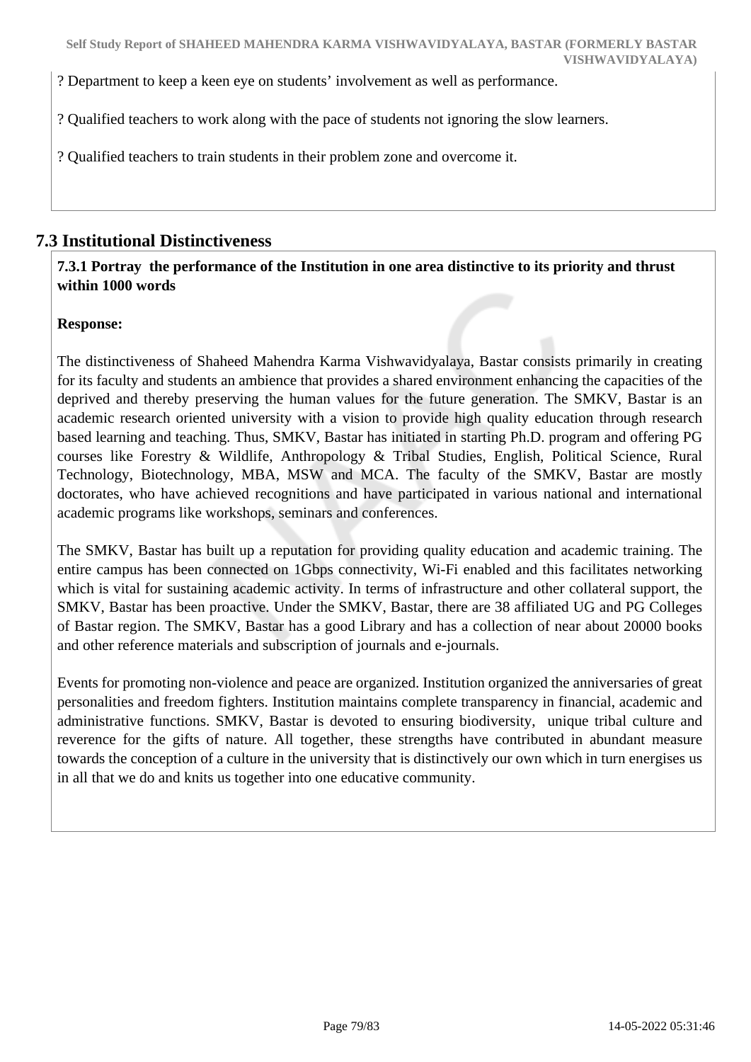? Department to keep a keen eye on students' involvement as well as performance.

? Qualified teachers to work along with the pace of students not ignoring the slow learners.

? Qualified teachers to train students in their problem zone and overcome it.

## 7.3 Institutional Distinctiveness

**7.3.1 Portray the performance of the Institution in one area distinctive to its priority and thrust within 1000 words**

**Response:**

The distinctiveness of Shaheed Mahendra Karma Vishwavidyalaya, Bastar consists primarily in creating for its faculty and students an ambience that provides a shared environment enhancing the capacities of the deprived and thereby preserving the human values for the future generation. The SMKV, Bastar is an academic research oriented university with a vision to provide high quality education through research based learning and teaching. Thus, SMKV, Bastar has initiated in starting Ph.D. program and offering PG courses like Forestry & Wildlife, Anthropology & Tribal Studies, English, Political Science, Rural Technology, Biotechnology, MBA, MSW and MCA. The faculty of the SMKV, Bastar are mostly doctorates, who have achieved recognitions and have participated in various national and international academic programs like workshops, seminars and conferences.

The SMKV, Bastar has built up a reputation for providing quality education and academic training. The entire campus has been connected on 1Gbps connectivity, Wi-Fi enabled and this facilitates networking which is vital for sustaining academic activity. In terms of infrastructure and other collateral support, the SMKV, Bastar has been proactive. Under the SMKV, Bastar, there are 38 affiliated UG and PG Colleges of Bastar region. The SMKV, Bastar has a good Library and has a collection of near about 20000 books and other reference materials and subscription of journals and e-journals.

Events for promoting non-violence and peace are organized. Institution organized the anniversaries of great personalities and freedom fighters. Institution maintains complete transparency in financial, academic and administrative functions. SMKV, Bastar is devoted to ensuring biodiversity, unique tribal culture and reverence for the gifts of nature. All together, these strengths have contributed in abundant measure towards the conception of a culture in the university that is distinctively our own which in turn energises us in all that we do and knits us together into one educative community.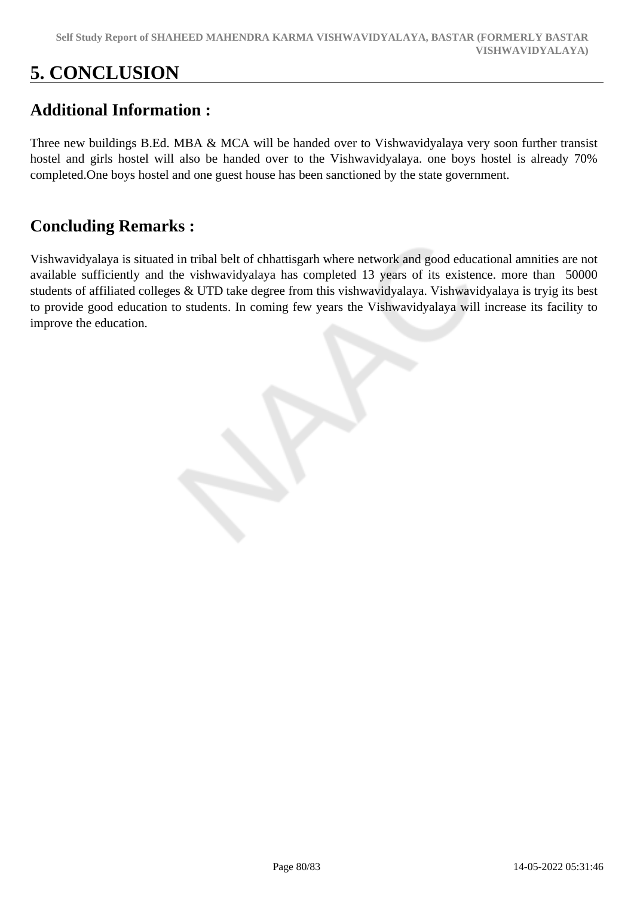# 5. CONCLUSION

## Additional Information :

Three new buildings B.Ed. MBA & MCA will be handed over to Vishwavidyalaya very soon further transist hostel and girls hostel will also be handed over to the Vishwavidyalaya. one boys hostel is already 70% completed.One boys hostel and one guest house has been sanctioned by the state government.

## Concluding Remarks :

Vishwavidyalaya is situated in tribal belt of chhattisgarh where network and good educational amnities are not available sufficiently and the vishwavidyalaya has completed 13 years of its existence. more than 50000 students of affiliated colleges & UTD take degree from this vishwavidyalaya. Vishwavidyalaya is tryig its best to provide good education to students. In coming few years the Vishwavidyalaya will increase its facility to improve the education.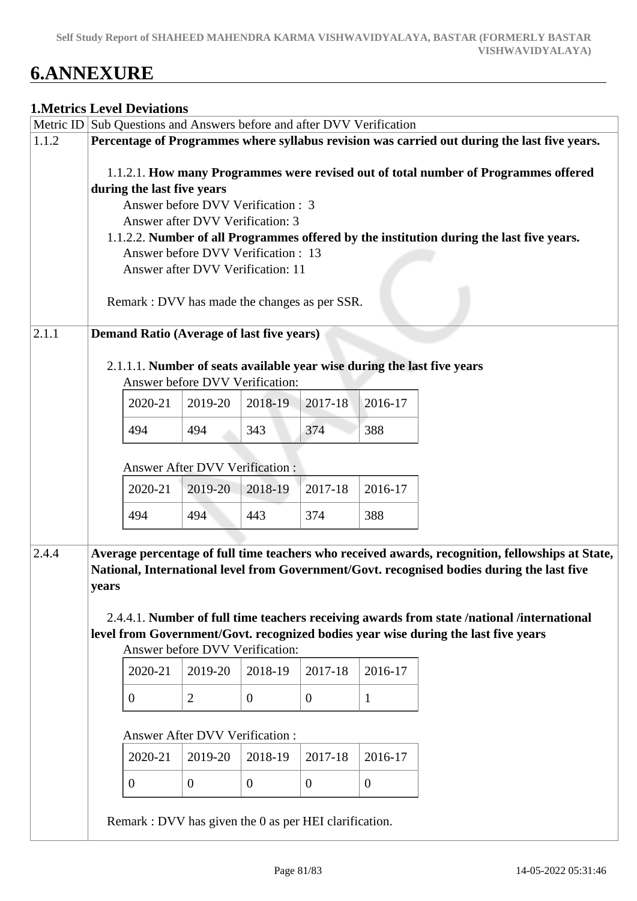# 6.ANNEXURE

## 1.Metrics Level Deviations

| Metric ID | Sub Questions and Answers before and after DVV Verification |
|---|---|
| 1.1.2 | **Percentage of Programmes where syllabus revision was carried out during the last five years.**<br><br>1.1.2.1. **How many Programmes were revised out of total number of Programmes offered during the last five years**<br>Answer before DVV Verification : 3<br>Answer after DVV Verification: 3<br>1.1.2.2. **Number of all Programmes offered by the institution during the last five years.**<br>Answer before DVV Verification : 13<br>Answer after DVV Verification: 11<br><br>Remark : DVV has made the changes as per SSR. |
| 2.1.1 | **Demand Ratio (Average of last five years)**<br><br>2.1.1.1. **Number of seats available year wise during the last five years**<br>Answer before DVV Verification:<br>2020-21: 494, 2019-20: 494, 2018-19: 343, 2017-18: 374, 2016-17: 388<br><br>Answer After DVV Verification :<br>2020-21: 494, 2019-20: 494, 2018-19: 443, 2017-18: 374, 2016-17: 388 |
| 2.4.4 | **Average percentage of full time teachers who received awards, recognition, fellowships at State, National, International level from Government/Govt. recognised bodies during the last five years**<br><br>2.4.4.1. **Number of full time teachers receiving awards from state /national /international level from Government/Govt. recognized bodies year wise during the last five years**<br>Answer before DVV Verification:<br>2020-21: 0, 2019-20: 2, 2018-19: 0, 2017-18: 0, 2016-17: 1<br><br>Answer After DVV Verification :<br>2020-21: 0, 2019-20: 0, 2018-19: 0, 2017-18: 0, 2016-17: 0<br><br>Remark : DVV has given the 0 as per HEI clarification. |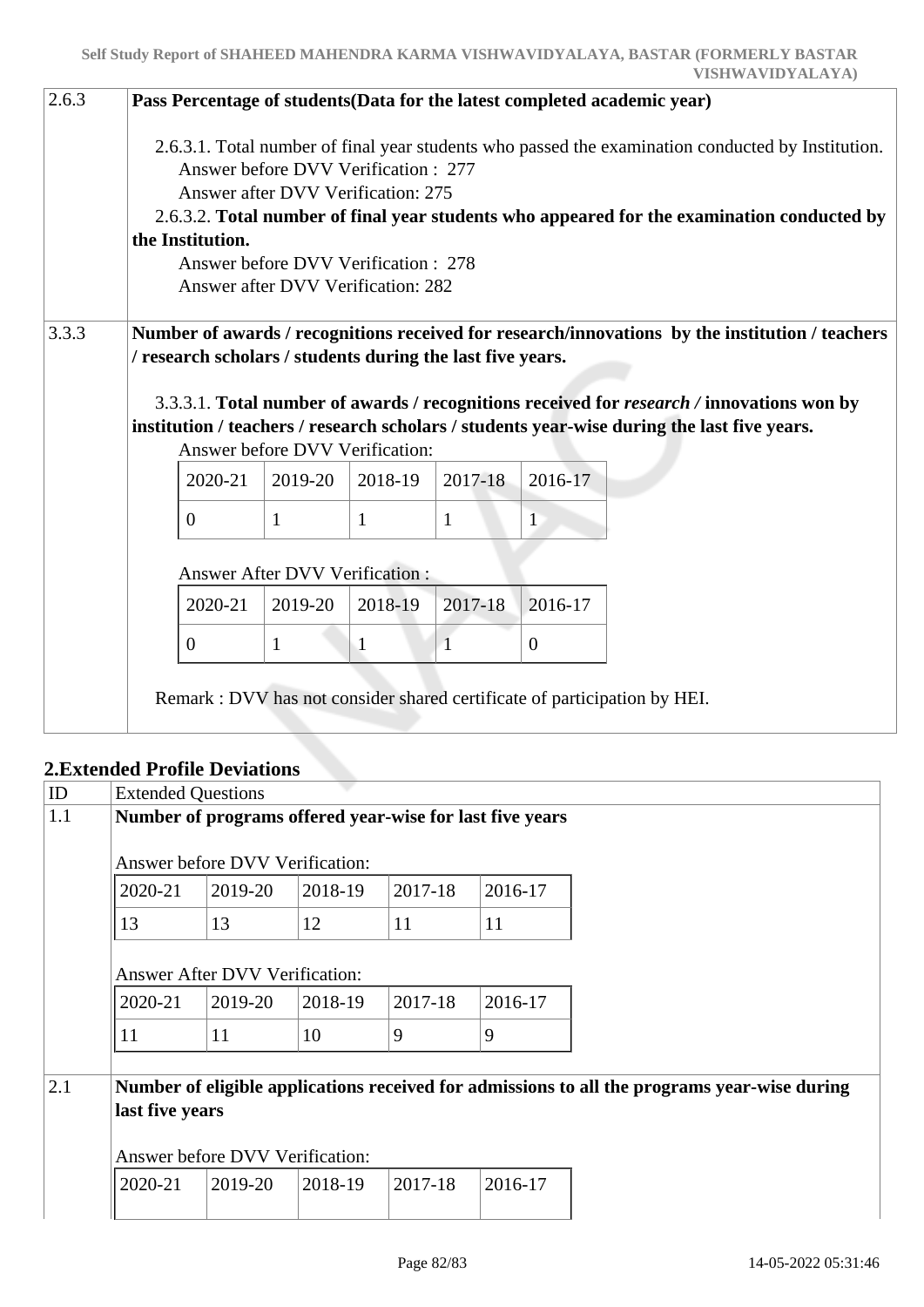| 2.6.3 | **Pass Percentage of students(Data for the latest completed academic year)** |
|---|---|
| | 2.6.3.1. Total number of final year students who passed the examination conducted by Institution.<br>Answer before DVV Verification : 277<br>Answer after DVV Verification: 275<br>2.6.3.2. **Total number of final year students who appeared for the examination conducted by the Institution.**<br>Answer before DVV Verification : 278<br>Answer after DVV Verification: 282 |
| 3.3.3 | **Number of awards / recognitions received for research/innovations by the institution / teachers / research scholars / students during the last five years.** |
| | 3.3.3.1. **Total number of awards / recognitions received for *research /* innovations won by institution / teachers / research scholars / students year-wise during the last five years.** |

Answer before DVV Verification:

| 2020-21 | 2019-20 | 2018-19 | 2017-18 | 2016-17 |
|---|---|---|---|---|
| 0 | 1 | 1 | 1 | 1 |

Answer After DVV Verification :

| 2020-21 | 2019-20 | 2018-19 | 2017-18 | 2016-17 |
|---|---|---|---|---|
| 0 | 1 | 1 | 1 | 0 |

Remark : DVV has not consider shared certificate of participation by HEI.

## 2.Extended Profile Deviations

| ID | Extended Questions |
|---|---|
| 1.1 | **Number of programs offered year-wise for last five years** |

Answer before DVV Verification:

| 2020-21 | 2019-20 | 2018-19 | 2017-18 | 2016-17 |
|---|---|---|---|---|
| 13 | 13 | 12 | 11 | 11 |

Answer After DVV Verification:

| 2020-21 | 2019-20 | 2018-19 | 2017-18 | 2016-17 |
|---|---|---|---|---|
| 11 | 11 | 10 | 9 | 9 |

| 2.1 | **Number of eligible applications received for admissions to all the programs year-wise during last five years** |
|---|---|

Answer before DVV Verification:

| 2020-21 | 2019-20 | 2018-19 | 2017-18 | 2016-17 |
|---|---|---|---|---|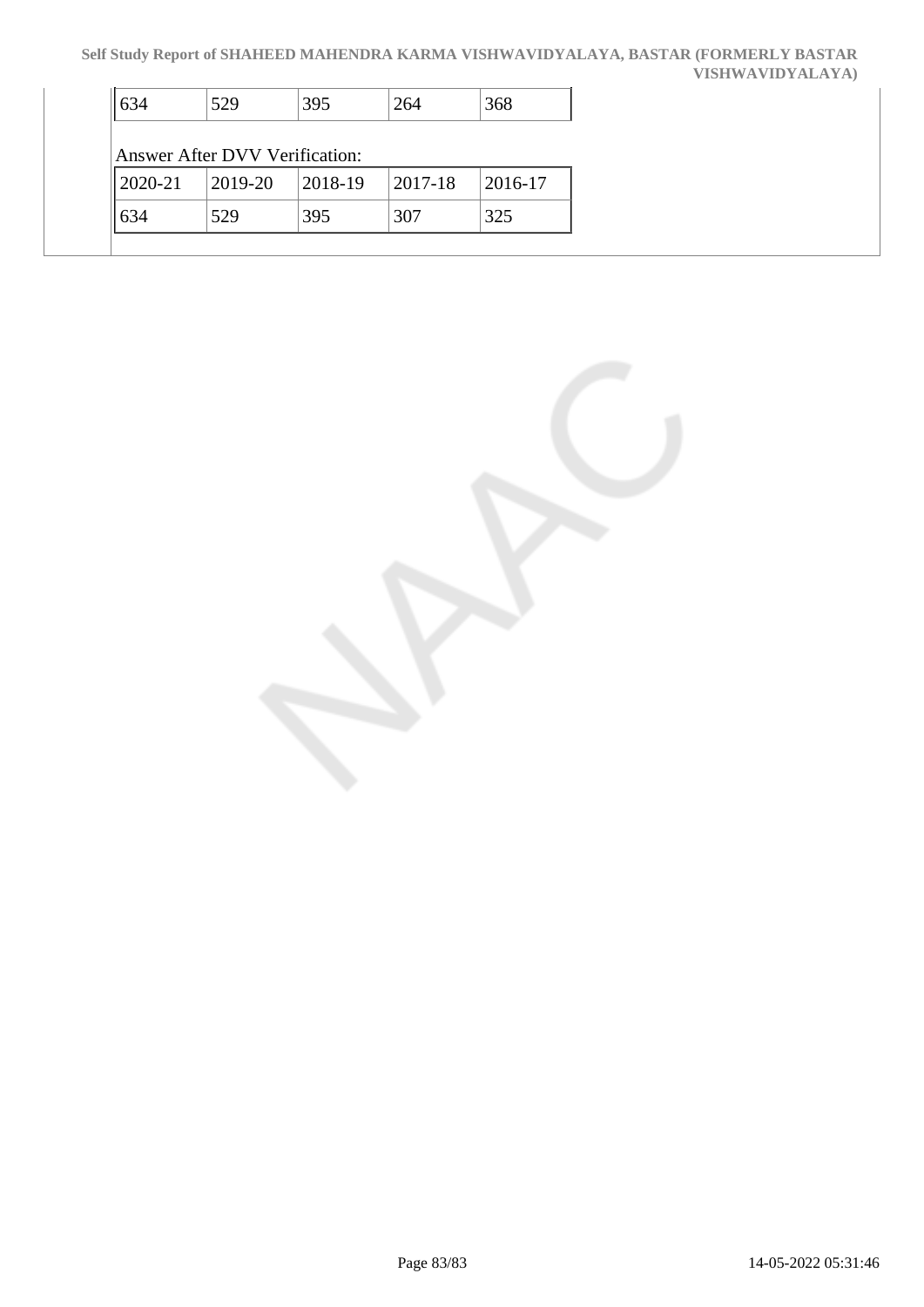| | | | | |
|---|---|---|---|---|
| 634 | 529 | 395 | 264 | 368 |

Answer After DVV Verification:

| 2020-21 | 2019-20 | 2018-19 | 2017-18 | 2016-17 |
|---|---|---|---|---|
| 634 | 529 | 395 | 307 | 325 |